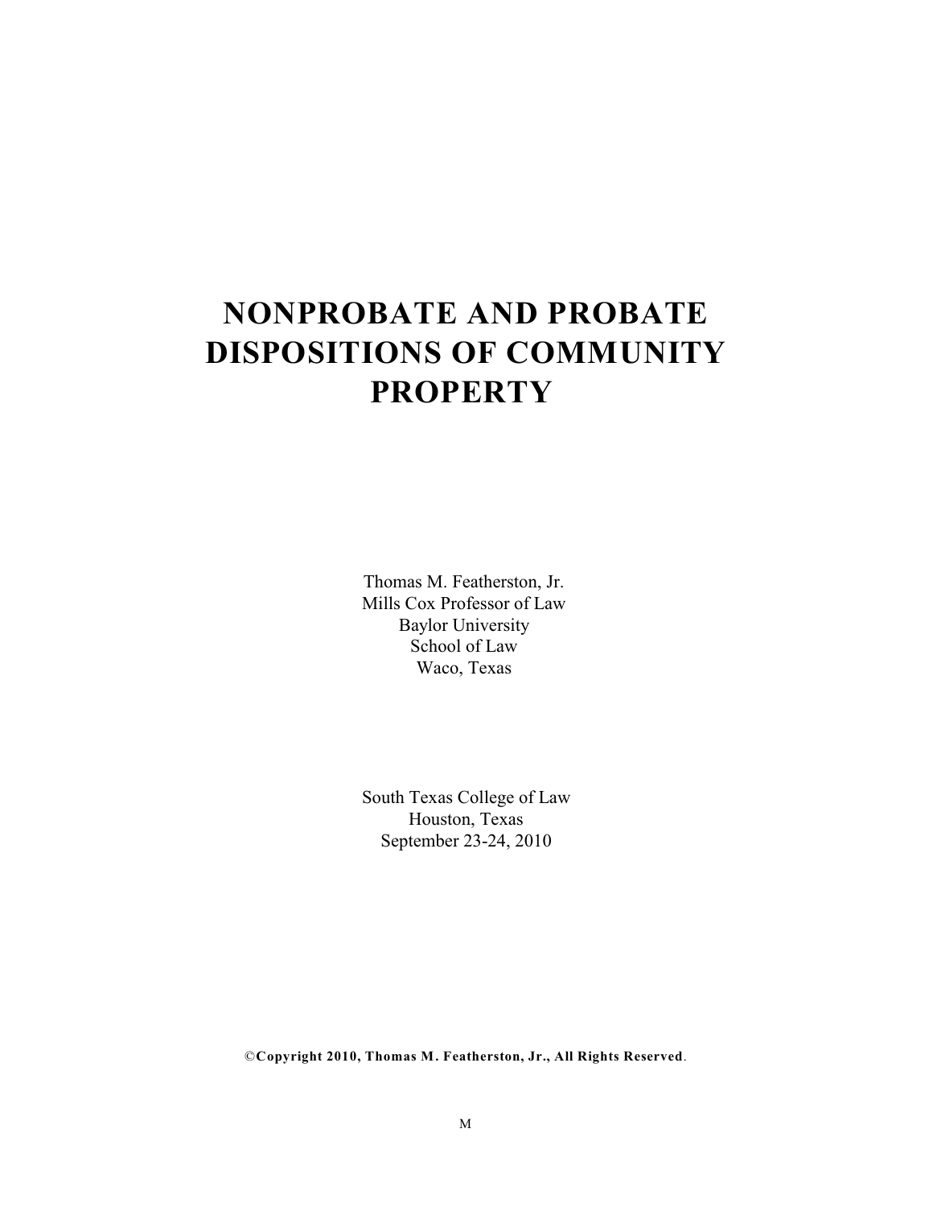# NONPROBATE AND PROBATE DISPOSITIONS OF COMMUNITY PROPERTY

Thomas M. Featherston, Jr.
Mills Cox Professor of Law
Baylor University
School of Law
Waco, Texas

South Texas College of Law
Houston, Texas
September 23-24, 2010

**©Copyright 2010, Thomas M. Featherston, Jr., All Rights Reserved**.

M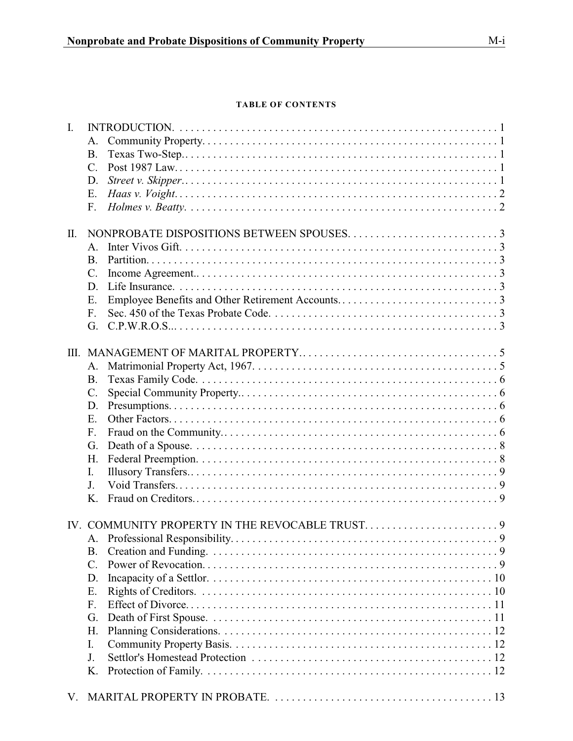**TABLE OF CONTENTS**

I. INTRODUCTION. . . . . . . . . . . . . . . . . . . . . . . . . . . . . . . . . . . . . . . . . . . . . . . . . . . . . . . . . 1
   A. Community Property. . . . . . . . . . . . . . . . . . . . . . . . . . . . . . . . . . . . . . . . . . . . . . . . . . . . 1
   B. Texas Two-Step. . . . . . . . . . . . . . . . . . . . . . . . . . . . . . . . . . . . . . . . . . . . . . . . . . . . . . 1
   C. Post 1987 Law. . . . . . . . . . . . . . . . . . . . . . . . . . . . . . . . . . . . . . . . . . . . . . . . . . . . . . . 1
   D. *Street v. Skipper*. . . . . . . . . . . . . . . . . . . . . . . . . . . . . . . . . . . . . . . . . . . . . . . . . . . . . 1
   E. *Haas v. Voight*. . . . . . . . . . . . . . . . . . . . . . . . . . . . . . . . . . . . . . . . . . . . . . . . . . . . . . 2
   F. *Holmes v. Beatty*. . . . . . . . . . . . . . . . . . . . . . . . . . . . . . . . . . . . . . . . . . . . . . . . . . . . . 2

II. NONPROBATE DISPOSITIONS BETWEEN SPOUSES. . . . . . . . . . . . . . . . . . . . . . . . . . . 3
   A. Inter Vivos Gift. . . . . . . . . . . . . . . . . . . . . . . . . . . . . . . . . . . . . . . . . . . . . . . . . . . . . . . 3
   B. Partition. . . . . . . . . . . . . . . . . . . . . . . . . . . . . . . . . . . . . . . . . . . . . . . . . . . . . . . . . . . . 3
   C. Income Agreement.. . . . . . . . . . . . . . . . . . . . . . . . . . . . . . . . . . . . . . . . . . . . . . . . . . . . 3
   D. Life Insurance. . . . . . . . . . . . . . . . . . . . . . . . . . . . . . . . . . . . . . . . . . . . . . . . . . . . . . . . 3
   E. Employee Benefits and Other Retirement Accounts. . . . . . . . . . . . . . . . . . . . . . . . . . . . . 3
   F. Sec. 450 of the Texas Probate Code. . . . . . . . . . . . . . . . . . . . . . . . . . . . . . . . . . . . . . . . . 3
   G. C.P.W.R.O.S... . . . . . . . . . . . . . . . . . . . . . . . . . . . . . . . . . . . . . . . . . . . . . . . . . . . . . . 3

III. MANAGEMENT OF MARITAL PROPERTY. . . . . . . . . . . . . . . . . . . . . . . . . . . . . . . . . . . . 5
   A. Matrimonial Property Act, 1967. . . . . . . . . . . . . . . . . . . . . . . . . . . . . . . . . . . . . . . . . . . . 5
   B. Texas Family Code. . . . . . . . . . . . . . . . . . . . . . . . . . . . . . . . . . . . . . . . . . . . . . . . . . . . . 6
   C. Special Community Property.. . . . . . . . . . . . . . . . . . . . . . . . . . . . . . . . . . . . . . . . . . . . . 6
   D. Presumptions. . . . . . . . . . . . . . . . . . . . . . . . . . . . . . . . . . . . . . . . . . . . . . . . . . . . . . . . . . 6
   E. Other Factors. . . . . . . . . . . . . . . . . . . . . . . . . . . . . . . . . . . . . . . . . . . . . . . . . . . . . . . . . 6
   F. Fraud on the Community.. . . . . . . . . . . . . . . . . . . . . . . . . . . . . . . . . . . . . . . . . . . . . . . . . 6
   G. Death of a Spouse. . . . . . . . . . . . . . . . . . . . . . . . . . . . . . . . . . . . . . . . . . . . . . . . . . . . . . 8
   H. Federal Preemption. . . . . . . . . . . . . . . . . . . . . . . . . . . . . . . . . . . . . . . . . . . . . . . . . . . . . 8
   I. Illusory Transfers.. . . . . . . . . . . . . . . . . . . . . . . . . . . . . . . . . . . . . . . . . . . . . . . . . . . . . . 9
   J. Void Transfers.. . . . . . . . . . . . . . . . . . . . . . . . . . . . . . . . . . . . . . . . . . . . . . . . . . . . . . . . 9
   K. Fraud on Creditors.. . . . . . . . . . . . . . . . . . . . . . . . . . . . . . . . . . . . . . . . . . . . . . . . . . . . . 9

IV. COMMUNITY PROPERTY IN THE REVOCABLE TRUST. . . . . . . . . . . . . . . . . . . . . . . . 9
   A. Professional Responsibility. . . . . . . . . . . . . . . . . . . . . . . . . . . . . . . . . . . . . . . . . . . . . . . . 9
   B. Creation and Funding. . . . . . . . . . . . . . . . . . . . . . . . . . . . . . . . . . . . . . . . . . . . . . . . . . . 9
   C. Power of Revocation. . . . . . . . . . . . . . . . . . . . . . . . . . . . . . . . . . . . . . . . . . . . . . . . . . . . 9
   D. Incapacity of a Settlor. . . . . . . . . . . . . . . . . . . . . . . . . . . . . . . . . . . . . . . . . . . . . . . . . . 10
   E. Rights of Creditors. . . . . . . . . . . . . . . . . . . . . . . . . . . . . . . . . . . . . . . . . . . . . . . . . . . . 10
   F. Effect of Divorce. . . . . . . . . . . . . . . . . . . . . . . . . . . . . . . . . . . . . . . . . . . . . . . . . . . . . . 11
   G. Death of First Spouse. . . . . . . . . . . . . . . . . . . . . . . . . . . . . . . . . . . . . . . . . . . . . . . . . . 11
   H. Planning Considerations. . . . . . . . . . . . . . . . . . . . . . . . . . . . . . . . . . . . . . . . . . . . . . . . 12
   I. Community Property Basis. . . . . . . . . . . . . . . . . . . . . . . . . . . . . . . . . . . . . . . . . . . . . . . 12
   J. Settlor's Homestead Protection . . . . . . . . . . . . . . . . . . . . . . . . . . . . . . . . . . . . . . . . . . . 12
   K. Protection of Family. . . . . . . . . . . . . . . . . . . . . . . . . . . . . . . . . . . . . . . . . . . . . . . . . . . 12

V. MARITAL PROPERTY IN PROBATE. . . . . . . . . . . . . . . . . . . . . . . . . . . . . . . . . . . . . . . 13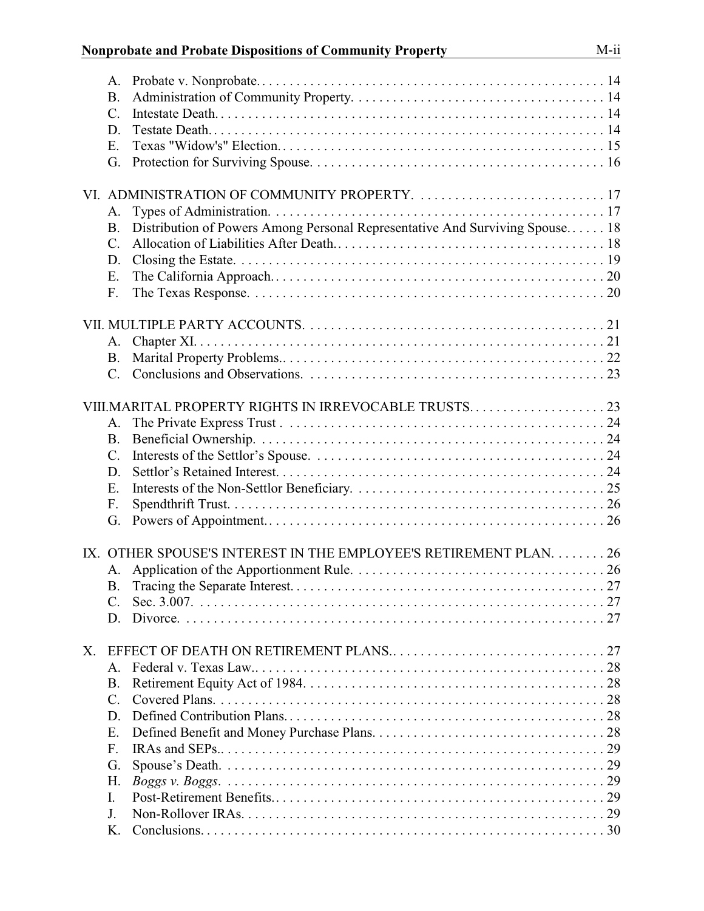A. Probate v. Nonprobate. . . . . . . . . . . . . . . . . . . . . . . . . . . . . . . . . . . . . . . . . . . . . . . . . . . 14
B. Administration of Community Property. . . . . . . . . . . . . . . . . . . . . . . . . . . . . . . . . . . . . 14
C. Intestate Death. . . . . . . . . . . . . . . . . . . . . . . . . . . . . . . . . . . . . . . . . . . . . . . . . . . . . . . 14
D. Testate Death. . . . . . . . . . . . . . . . . . . . . . . . . . . . . . . . . . . . . . . . . . . . . . . . . . . . . . . . 14
E. Texas "Widow's" Election. . . . . . . . . . . . . . . . . . . . . . . . . . . . . . . . . . . . . . . . . . . . . . . 15
G. Protection for Surviving Spouse. . . . . . . . . . . . . . . . . . . . . . . . . . . . . . . . . . . . . . . . . . 16

VI. ADMINISTRATION OF COMMUNITY PROPERTY. . . . . . . . . . . . . . . . . . . . . . . . . . . . 17
A. Types of Administration. . . . . . . . . . . . . . . . . . . . . . . . . . . . . . . . . . . . . . . . . . . . . . . . . 17
B. Distribution of Powers Among Personal Representative And Surviving Spouse. . . . . . 18
C. Allocation of Liabilities After Death. . . . . . . . . . . . . . . . . . . . . . . . . . . . . . . . . . . . . . . . 18
D. Closing the Estate. . . . . . . . . . . . . . . . . . . . . . . . . . . . . . . . . . . . . . . . . . . . . . . . . . . . . 19
E. The California Approach. . . . . . . . . . . . . . . . . . . . . . . . . . . . . . . . . . . . . . . . . . . . . . . . . 20
F. The Texas Response. . . . . . . . . . . . . . . . . . . . . . . . . . . . . . . . . . . . . . . . . . . . . . . . . . . . 20

VII. MULTIPLE PARTY ACCOUNTS. . . . . . . . . . . . . . . . . . . . . . . . . . . . . . . . . . . . . . . . . . . . 21
A. Chapter XI. . . . . . . . . . . . . . . . . . . . . . . . . . . . . . . . . . . . . . . . . . . . . . . . . . . . . . . . . . . 21
B. Marital Property Problems. . . . . . . . . . . . . . . . . . . . . . . . . . . . . . . . . . . . . . . . . . . . . . . 22
C. Conclusions and Observations. . . . . . . . . . . . . . . . . . . . . . . . . . . . . . . . . . . . . . . . . . . . 23

VIII. MARITAL PROPERTY RIGHTS IN IRREVOCABLE TRUSTS. . . . . . . . . . . . . . . . . . . . 23
A. The Private Express Trust . . . . . . . . . . . . . . . . . . . . . . . . . . . . . . . . . . . . . . . . . . . . . . . 24
B. Beneficial Ownership. . . . . . . . . . . . . . . . . . . . . . . . . . . . . . . . . . . . . . . . . . . . . . . . . . . 24
C. Interests of the Settlor's Spouse. . . . . . . . . . . . . . . . . . . . . . . . . . . . . . . . . . . . . . . . . . . 24
D. Settlor's Retained Interest. . . . . . . . . . . . . . . . . . . . . . . . . . . . . . . . . . . . . . . . . . . . . . . . 24
E. Interests of the Non-Settlor Beneficiary. . . . . . . . . . . . . . . . . . . . . . . . . . . . . . . . . . . . . 25
F. Spendthrift Trust. . . . . . . . . . . . . . . . . . . . . . . . . . . . . . . . . . . . . . . . . . . . . . . . . . . . . . . 26
G. Powers of Appointment. . . . . . . . . . . . . . . . . . . . . . . . . . . . . . . . . . . . . . . . . . . . . . . . . . 26

IX. OTHER SPOUSE'S INTEREST IN THE EMPLOYEE'S RETIREMENT PLAN. . . . . . . . 26
A. Application of the Apportionment Rule. . . . . . . . . . . . . . . . . . . . . . . . . . . . . . . . . . . . . 26
B. Tracing the Separate Interest. . . . . . . . . . . . . . . . . . . . . . . . . . . . . . . . . . . . . . . . . . . . . . 27
C. Sec. 3.007. . . . . . . . . . . . . . . . . . . . . . . . . . . . . . . . . . . . . . . . . . . . . . . . . . . . . . . . . . . . 27
D. Divorce. . . . . . . . . . . . . . . . . . . . . . . . . . . . . . . . . . . . . . . . . . . . . . . . . . . . . . . . . . . . . 27

X. EFFECT OF DEATH ON RETIREMENT PLANS. . . . . . . . . . . . . . . . . . . . . . . . . . . . . . . 27
A. Federal v. Texas Law. . . . . . . . . . . . . . . . . . . . . . . . . . . . . . . . . . . . . . . . . . . . . . . . . . . 28
B. Retirement Equity Act of 1984. . . . . . . . . . . . . . . . . . . . . . . . . . . . . . . . . . . . . . . . . . . . 28
C. Covered Plans. . . . . . . . . . . . . . . . . . . . . . . . . . . . . . . . . . . . . . . . . . . . . . . . . . . . . . . . . 28
D. Defined Contribution Plans. . . . . . . . . . . . . . . . . . . . . . . . . . . . . . . . . . . . . . . . . . . . . . . 28
E. Defined Benefit and Money Purchase Plans. . . . . . . . . . . . . . . . . . . . . . . . . . . . . . . . . . 28
F. IRAs and SEPs. . . . . . . . . . . . . . . . . . . . . . . . . . . . . . . . . . . . . . . . . . . . . . . . . . . . . . . . 29
G. Spouse's Death. . . . . . . . . . . . . . . . . . . . . . . . . . . . . . . . . . . . . . . . . . . . . . . . . . . . . . . . 29
H. *Boggs v. Boggs*. . . . . . . . . . . . . . . . . . . . . . . . . . . . . . . . . . . . . . . . . . . . . . . . . . . . . . . 29
I. Post-Retirement Benefits. . . . . . . . . . . . . . . . . . . . . . . . . . . . . . . . . . . . . . . . . . . . . . . . . 29
J. Non-Rollover IRAs. . . . . . . . . . . . . . . . . . . . . . . . . . . . . . . . . . . . . . . . . . . . . . . . . . . . . 29
K. Conclusions. . . . . . . . . . . . . . . . . . . . . . . . . . . . . . . . . . . . . . . . . . . . . . . . . . . . . . . . . . 30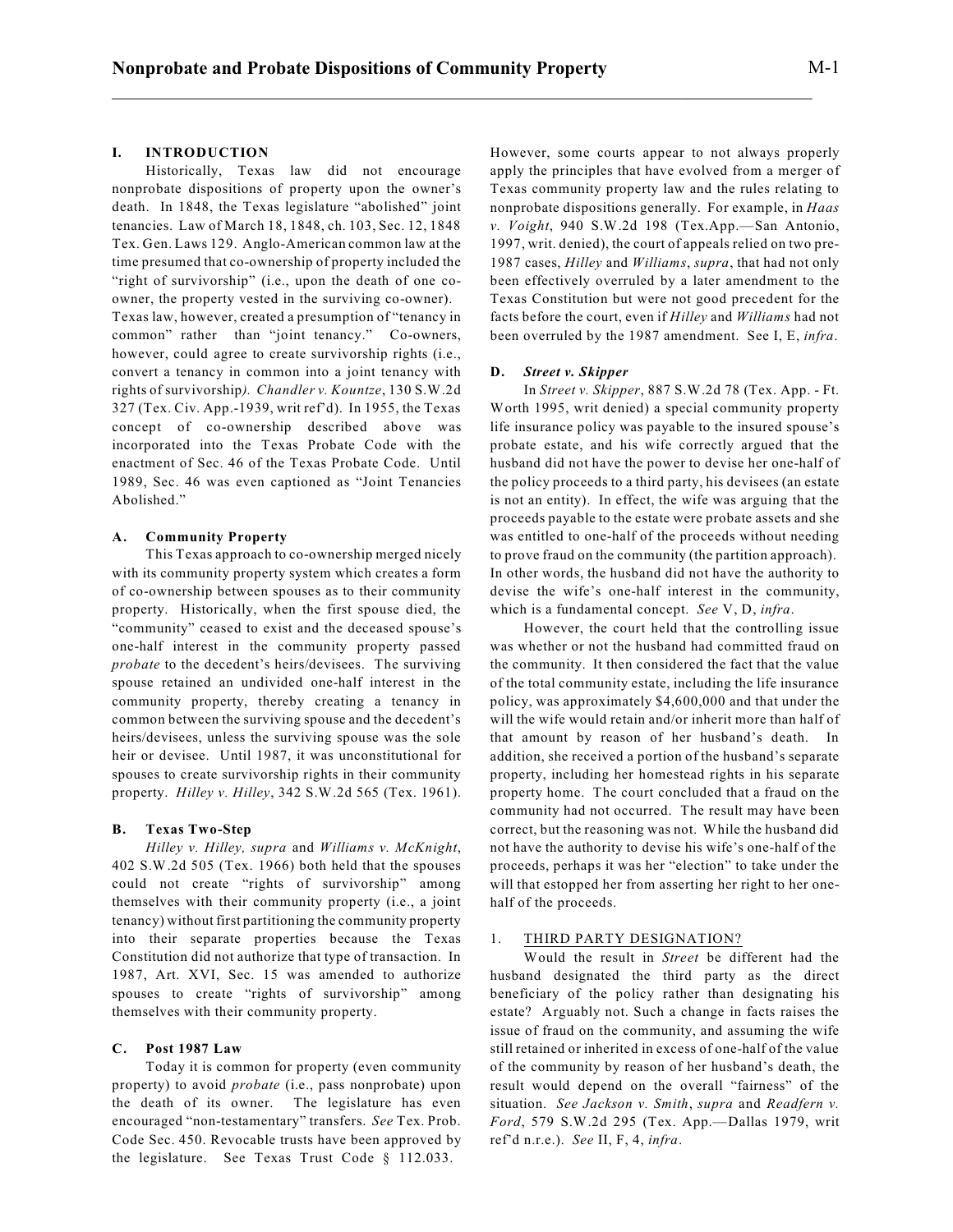## I. INTRODUCTION

Historically, Texas law did not encourage nonprobate dispositions of property upon the owner's death. In 1848, the Texas legislature "abolished" joint tenancies. Law of March 18, 1848, ch. 103, Sec. 12, 1848 Tex. Gen. Laws 129. Anglo-American common law at the time presumed that co-ownership of property included the "right of survivorship" (i.e., upon the death of one co-owner, the property vested in the surviving co-owner). Texas law, however, created a presumption of "tenancy in common" rather than "joint tenancy." Co-owners, however, could agree to create survivorship rights (i.e., convert a tenancy in common into a joint tenancy with rights of survivorship*).* *Chandler v. Kountze*, 130 S.W.2d 327 (Tex. Civ. App.-1939, writ ref'd). In 1955, the Texas concept of co-ownership described above was incorporated into the Texas Probate Code with the enactment of Sec. 46 of the Texas Probate Code. Until 1989, Sec. 46 was even captioned as "Joint Tenancies Abolished."

### A. Community Property

This Texas approach to co-ownership merged nicely with its community property system which creates a form of co-ownership between spouses as to their community property. Historically, when the first spouse died, the "community" ceased to exist and the deceased spouse's one-half interest in the community property passed *probate* to the decedent's heirs/devisees. The surviving spouse retained an undivided one-half interest in the community property, thereby creating a tenancy in common between the surviving spouse and the decedent's heirs/devisees, unless the surviving spouse was the sole heir or devisee. Until 1987, it was unconstitutional for spouses to create survivorship rights in their community property. *Hilley v. Hilley*, 342 S.W.2d 565 (Tex. 1961).

### B. Texas Two-Step

*Hilley v. Hilley, supra* and *Williams v. McKnight*, 402 S.W.2d 505 (Tex. 1966) both held that the spouses could not create "rights of survivorship" among themselves with their community property (i.e., a joint tenancy) without first partitioning the community property into their separate properties because the Texas Constitution did not authorize that type of transaction. In 1987, Art. XVI, Sec. 15 was amended to authorize spouses to create "rights of survivorship" among themselves with their community property.

### C. Post 1987 Law

Today it is common for property (even community property) to avoid *probate* (i.e., pass nonprobate) upon the death of its owner. The legislature has even encouraged "non-testamentary" transfers. *See* Tex. Prob. Code Sec. 450. Revocable trusts have been approved by the legislature. See Texas Trust Code § 112.033. However, some courts appear to not always properly apply the principles that have evolved from a merger of Texas community property law and the rules relating to nonprobate dispositions generally. For example, in *Haas v. Voight*, 940 S.W.2d 198 (Tex.App.—San Antonio, 1997, writ. denied), the court of appeals relied on two pre-1987 cases, *Hilley* and *Williams*, *supra*, that had not only been effectively overruled by a later amendment to the Texas Constitution but were not good precedent for the facts before the court, even if *Hilley* and *Williams* had not been overruled by the 1987 amendment. See I, E, *infra*.

### D. *Street v. Skipper*

In *Street v. Skipper*, 887 S.W.2d 78 (Tex. App. - Ft. Worth 1995, writ denied) a special community property life insurance policy was payable to the insured spouse's probate estate, and his wife correctly argued that the husband did not have the power to devise her one-half of the policy proceeds to a third party, his devisees (an estate is not an entity). In effect, the wife was arguing that the proceeds payable to the estate were probate assets and she was entitled to one-half of the proceeds without needing to prove fraud on the community (the partition approach). In other words, the husband did not have the authority to devise the wife's one-half interest in the community, which is a fundamental concept. *See* V, D, *infra*.

However, the court held that the controlling issue was whether or not the husband had committed fraud on the community. It then considered the fact that the value of the total community estate, including the life insurance policy, was approximately $4,600,000 and that under the will the wife would retain and/or inherit more than half of that amount by reason of her husband's death. In addition, she received a portion of the husband's separate property, including her homestead rights in his separate property home. The court concluded that a fraud on the community had not occurred. The result may have been correct, but the reasoning was not. While the husband did not have the authority to devise his wife's one-half of the proceeds, perhaps it was her "election" to take under the will that estopped her from asserting her right to her one-half of the proceeds.

#### 1. THIRD PARTY DESIGNATION?

Would the result in *Street* be different had the husband designated the third party as the direct beneficiary of the policy rather than designating his estate? Arguably not. Such a change in facts raises the issue of fraud on the community, and assuming the wife still retained or inherited in excess of one-half of the value of the community by reason of her husband's death, the result would depend on the overall "fairness" of the situation. *See Jackson v. Smith*, *supra* and *Readfern v. Ford*, 579 S.W.2d 295 (Tex. App.—Dallas 1979, writ ref'd n.r.e.). *See* II, F, 4, *infra*.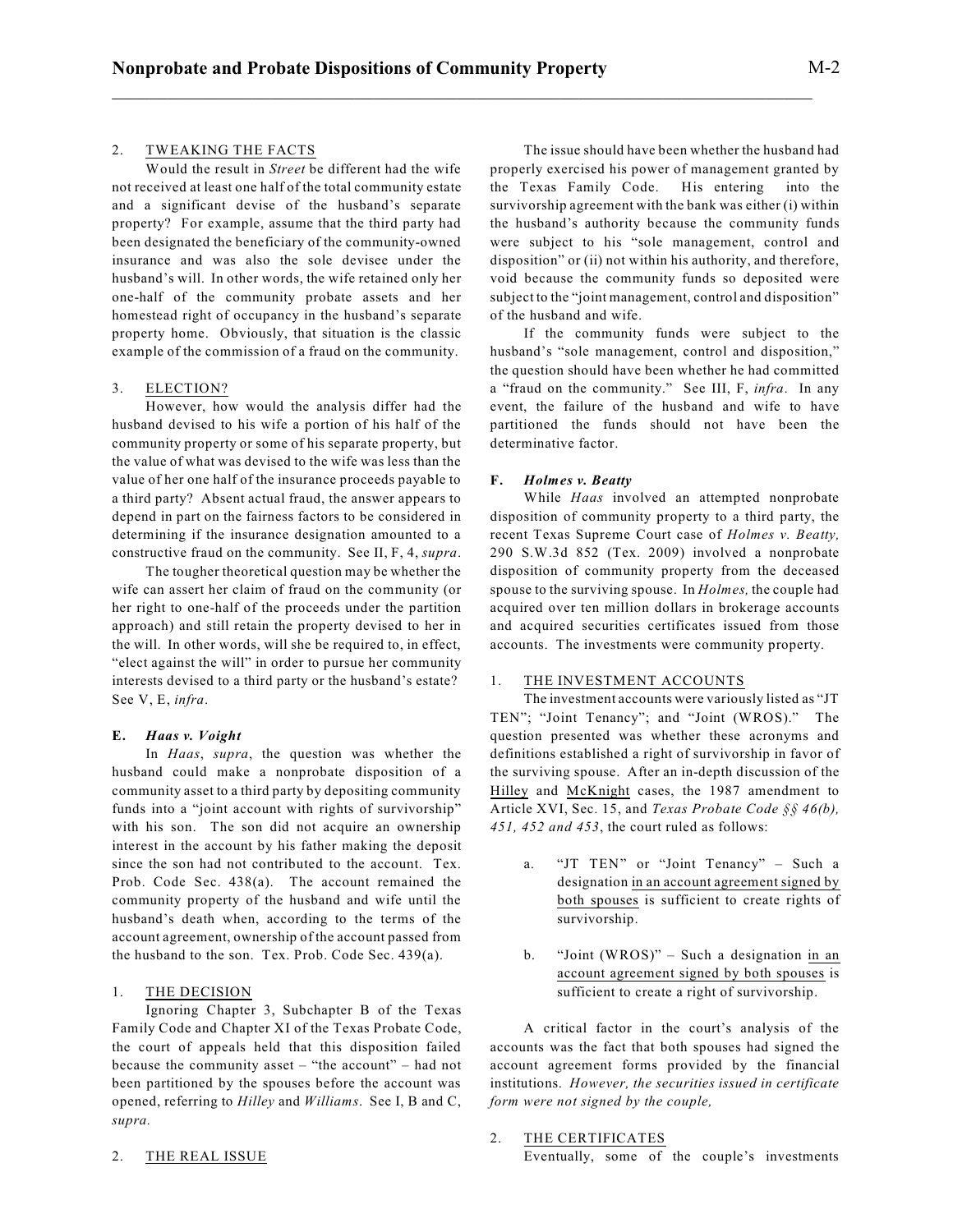2. <u>TWEAKING THE FACTS</u>

Would the result in *Street* be different had the wife not received at least one half of the total community estate and a significant devise of the husband's separate property? For example, assume that the third party had been designated the beneficiary of the community-owned insurance and was also the sole devisee under the husband's will. In other words, the wife retained only her one-half of the community probate assets and her homestead right of occupancy in the husband's separate property home. Obviously, that situation is the classic example of the commission of a fraud on the community.

3. <u>ELECTION?</u>

However, how would the analysis differ had the husband devised to his wife a portion of his half of the community property or some of his separate property, but the value of what was devised to the wife was less than the value of her one half of the insurance proceeds payable to a third party? Absent actual fraud, the answer appears to depend in part on the fairness factors to be considered in determining if the insurance designation amounted to a constructive fraud on the community. See II, F, 4, *supra*.

The tougher theoretical question may be whether the wife can assert her claim of fraud on the community (or her right to one-half of the proceeds under the partition approach) and still retain the property devised to her in the will. In other words, will she be required to, in effect, "elect against the will" in order to pursue her community interests devised to a third party or the husband's estate? See V, E, *infra*.

**E. *Haas v. Voight***

In *Haas*, *supra*, the question was whether the husband could make a nonprobate disposition of a community asset to a third party by depositing community funds into a "joint account with rights of survivorship" with his son. The son did not acquire an ownership interest in the account by his father making the deposit since the son had not contributed to the account. Tex. Prob. Code Sec. 438(a). The account remained the community property of the husband and wife until the husband's death when, according to the terms of the account agreement, ownership of the account passed from the husband to the son. Tex. Prob. Code Sec. 439(a).

1. <u>THE DECISION</u>

Ignoring Chapter 3, Subchapter B of the Texas Family Code and Chapter XI of the Texas Probate Code, the court of appeals held that this disposition failed because the community asset – "the account" – had not been partitioned by the spouses before the account was opened, referring to *Hilley* and *Williams*. See I, B and C, *supra.*

2. <u>THE REAL ISSUE</u>

The issue should have been whether the husband had properly exercised his power of management granted by the Texas Family Code. His entering into the survivorship agreement with the bank was either (i) within the husband's authority because the community funds were subject to his "sole management, control and disposition" or (ii) not within his authority, and therefore, void because the community funds so deposited were subject to the "joint management, control and disposition" of the husband and wife.

If the community funds were subject to the husband's "sole management, control and disposition," the question should have been whether he had committed a "fraud on the community." See III, F, *infra*. In any event, the failure of the husband and wife to have partitioned the funds should not have been the determinative factor.

**F. *Holmes v. Beatty***

While *Haas* involved an attempted nonprobate disposition of community property to a third party, the recent Texas Supreme Court case of *Holmes v. Beatty,* 290 S.W.3d 852 (Tex. 2009) involved a nonprobate disposition of community property from the deceased spouse to the surviving spouse. In *Holmes,* the couple had acquired over ten million dollars in brokerage accounts and acquired securities certificates issued from those accounts. The investments were community property.

1. <u>THE INVESTMENT ACCOUNTS</u>

The investment accounts were variously listed as "JT TEN"; "Joint Tenancy"; and "Joint (WROS)." The question presented was whether these acronyms and definitions established a right of survivorship in favor of the surviving spouse. After an in-depth discussion of the <u>Hilley</u> and <u>McKnight</u> cases, the 1987 amendment to Article XVI, Sec. 15, and *Texas Probate Code §§ 46(b), 451, 452 and 453*, the court ruled as follows:

> a. "JT TEN" or "Joint Tenancy" – Such a designation <u>in an account agreement signed by both spouses</u> is sufficient to create rights of survivorship.
>
> b. "Joint (WROS)" – Such a designation <u>in an account agreement signed by both spouses</u> is sufficient to create a right of survivorship.

A critical factor in the court's analysis of the accounts was the fact that both spouses had signed the account agreement forms provided by the financial institutions. *However, the securities issued in certificate form were not signed by the couple,*

2. <u>THE CERTIFICATES</u>

Eventually, some of the couple's investments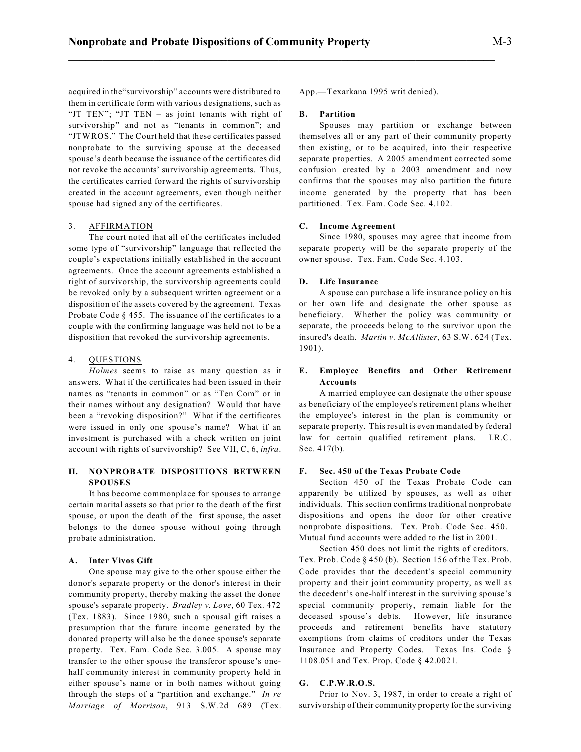acquired in the"survivorship" accounts were distributed to them in certificate form with various designations, such as "JT TEN"; "JT TEN – as joint tenants with right of survivorship" and not as "tenants in common"; and "JTWROS." The Court held that these certificates passed nonprobate to the surviving spouse at the deceased spouse's death because the issuance of the certificates did not revoke the accounts' survivorship agreements. Thus, the certificates carried forward the rights of survivorship created in the account agreements, even though neither spouse had signed any of the certificates.

3. AFFIRMATION

The court noted that all of the certificates included some type of "survivorship" language that reflected the couple's expectations initially established in the account agreements. Once the account agreements established a right of survivorship, the survivorship agreements could be revoked only by a subsequent written agreement or a disposition of the assets covered by the agreement. Texas Probate Code § 455. The issuance of the certificates to a couple with the confirming language was held not to be a disposition that revoked the survivorship agreements.

4. QUESTIONS

*Holmes* seems to raise as many question as it answers. What if the certificates had been issued in their names as "tenants in common" or as "Ten Com" or in their names without any designation? Would that have been a "revoking disposition?" What if the certificates were issued in only one spouse's name? What if an investment is purchased with a check written on joint account with rights of survivorship? See VII, C, 6, *infra*.

## II. NONPROBATE DISPOSITIONS BETWEEN SPOUSES

It has become commonplace for spouses to arrange certain marital assets so that prior to the death of the first spouse, or upon the death of the first spouse, the asset belongs to the donee spouse without going through probate administration.

### A. Inter Vivos Gift

One spouse may give to the other spouse either the donor's separate property or the donor's interest in their community property, thereby making the asset the donee spouse's separate property. *Bradley v. Love*, 60 Tex. 472 (Tex. 1883). Since 1980, such a spousal gift raises a presumption that the future income generated by the donated property will also be the donee spouse's separate property. Tex. Fam. Code Sec. 3.005. A spouse may transfer to the other spouse the transferor spouse's one-half community interest in community property held in either spouse's name or in both names without going through the steps of a "partition and exchange." *In re Marriage of Morrison*, 913 S.W.2d 689 (Tex. App.—Texarkana 1995 writ denied).

### B. Partition

Spouses may partition or exchange between themselves all or any part of their community property then existing, or to be acquired, into their respective separate properties. A 2005 amendment corrected some confusion created by a 2003 amendment and now confirms that the spouses may also partition the future income generated by the property that has been partitioned. Tex. Fam. Code Sec. 4.102.

### C. Income Agreement

Since 1980, spouses may agree that income from separate property will be the separate property of the owner spouse. Tex. Fam. Code Sec. 4.103.

### D. Life Insurance

A spouse can purchase a life insurance policy on his or her own life and designate the other spouse as beneficiary. Whether the policy was community or separate, the proceeds belong to the survivor upon the insured's death. *Martin v. McAllister*, 63 S.W. 624 (Tex. 1901).

### E. Employee Benefits and Other Retirement Accounts

A married employee can designate the other spouse as beneficiary of the employee's retirement plans whether the employee's interest in the plan is community or separate property. This result is even mandated by federal law for certain qualified retirement plans. I.R.C. Sec. 417(b).

### F. Sec. 450 of the Texas Probate Code

Section 450 of the Texas Probate Code can apparently be utilized by spouses, as well as other individuals. This section confirms traditional nonprobate dispositions and opens the door for other creative nonprobate dispositions. Tex. Prob. Code Sec. 450. Mutual fund accounts were added to the list in 2001.

Section 450 does not limit the rights of creditors. Tex. Prob. Code § 450 (b). Section 156 of the Tex. Prob. Code provides that the decedent's special community property and their joint community property, as well as the decedent's one-half interest in the surviving spouse's special community property, remain liable for the deceased spouse's debts. However, life insurance proceeds and retirement benefits have statutory exemptions from claims of creditors under the Texas Insurance and Property Codes. Texas Ins. Code § 1108.051 and Tex. Prop. Code § 42.0021.

### G. C.P.W.R.O.S.

Prior to Nov. 3, 1987, in order to create a right of survivorship of their community property for the surviving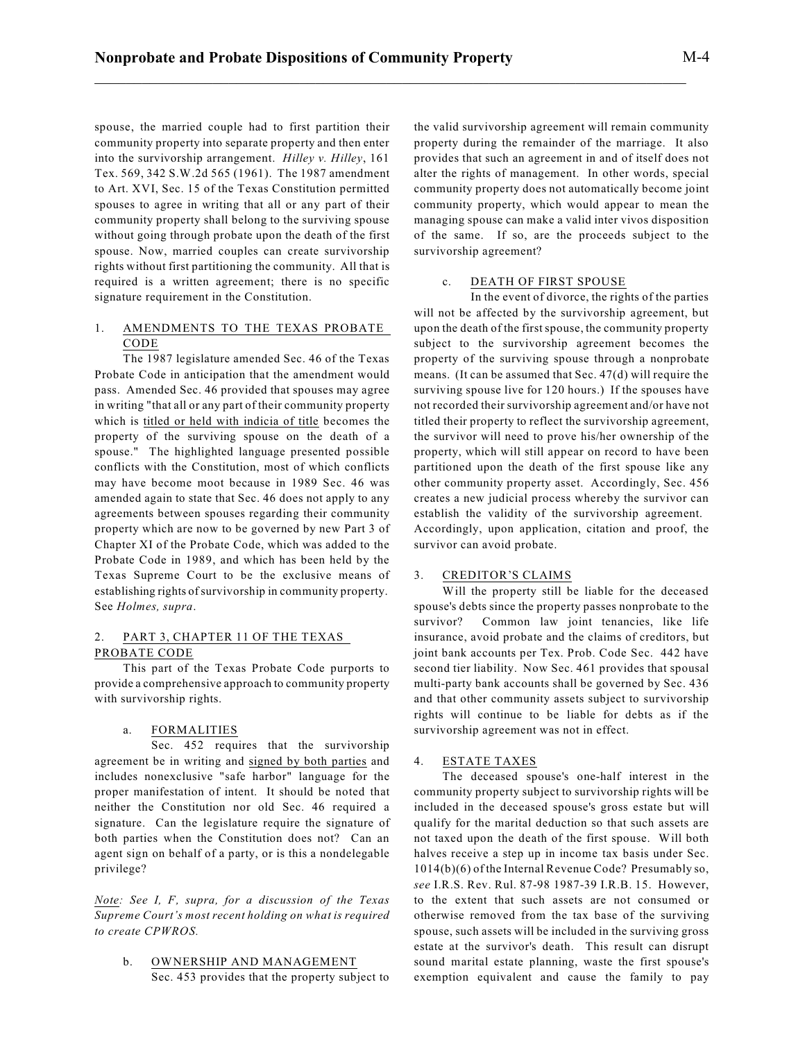spouse, the married couple had to first partition their community property into separate property and then enter into the survivorship arrangement. *Hilley v. Hilley*, 161 Tex. 569, 342 S.W.2d 565 (1961). The 1987 amendment to Art. XVI, Sec. 15 of the Texas Constitution permitted spouses to agree in writing that all or any part of their community property shall belong to the surviving spouse without going through probate upon the death of the first spouse. Now, married couples can create survivorship rights without first partitioning the community. All that is required is a written agreement; there is no specific signature requirement in the Constitution.

### 1. AMENDMENTS TO THE TEXAS PROBATE CODE

The 1987 legislature amended Sec. 46 of the Texas Probate Code in anticipation that the amendment would pass. Amended Sec. 46 provided that spouses may agree in writing "that all or any part of their community property which is titled or held with indicia of title becomes the property of the surviving spouse on the death of a spouse." The highlighted language presented possible conflicts with the Constitution, most of which conflicts may have become moot because in 1989 Sec. 46 was amended again to state that Sec. 46 does not apply to any agreements between spouses regarding their community property which are now to be governed by new Part 3 of Chapter XI of the Probate Code, which was added to the Probate Code in 1989, and which has been held by the Texas Supreme Court to be the exclusive means of establishing rights of survivorship in community property. See *Holmes, supra*.

### 2. PART 3, CHAPTER 11 OF THE TEXAS PROBATE CODE

This part of the Texas Probate Code purports to provide a comprehensive approach to community property with survivorship rights.

#### a. FORMALITIES

Sec. 452 requires that the survivorship agreement be in writing and signed by both parties and includes nonexclusive "safe harbor" language for the proper manifestation of intent. It should be noted that neither the Constitution nor old Sec. 46 required a signature. Can the legislature require the signature of both parties when the Constitution does not? Can an agent sign on behalf of a party, or is this a nondelegable privilege?

*Note: See I, F, supra, for a discussion of the Texas Supreme Court's most recent holding on what is required to create CPWROS.*

#### b. OWNERSHIP AND MANAGEMENT

Sec. 453 provides that the property subject to the valid survivorship agreement will remain community property during the remainder of the marriage. It also provides that such an agreement in and of itself does not alter the rights of management. In other words, special community property does not automatically become joint community property, which would appear to mean the managing spouse can make a valid inter vivos disposition of the same. If so, are the proceeds subject to the survivorship agreement?

#### c. DEATH OF FIRST SPOUSE

In the event of divorce, the rights of the parties will not be affected by the survivorship agreement, but upon the death of the first spouse, the community property subject to the survivorship agreement becomes the property of the surviving spouse through a nonprobate means. (It can be assumed that Sec. 47(d) will require the surviving spouse live for 120 hours.) If the spouses have not recorded their survivorship agreement and/or have not titled their property to reflect the survivorship agreement, the survivor will need to prove his/her ownership of the property, which will still appear on record to have been partitioned upon the death of the first spouse like any other community property asset. Accordingly, Sec. 456 creates a new judicial process whereby the survivor can establish the validity of the survivorship agreement. Accordingly, upon application, citation and proof, the survivor can avoid probate.

### 3. CREDITOR'S CLAIMS

Will the property still be liable for the deceased spouse's debts since the property passes nonprobate to the survivor? Common law joint tenancies, like life insurance, avoid probate and the claims of creditors, but joint bank accounts per Tex. Prob. Code Sec. 442 have second tier liability. Now Sec. 461 provides that spousal multi-party bank accounts shall be governed by Sec. 436 and that other community assets subject to survivorship rights will continue to be liable for debts as if the survivorship agreement was not in effect.

### 4. ESTATE TAXES

The deceased spouse's one-half interest in the community property subject to survivorship rights will be included in the deceased spouse's gross estate but will qualify for the marital deduction so that such assets are not taxed upon the death of the first spouse. Will both halves receive a step up in income tax basis under Sec. 1014(b)(6) of the Internal Revenue Code? Presumably so, *see* I.R.S. Rev. Rul. 87-98 1987-39 I.R.B. 15. However, to the extent that such assets are not consumed or otherwise removed from the tax base of the surviving spouse, such assets will be included in the surviving gross estate at the survivor's death. This result can disrupt sound marital estate planning, waste the first spouse's exemption equivalent and cause the family to pay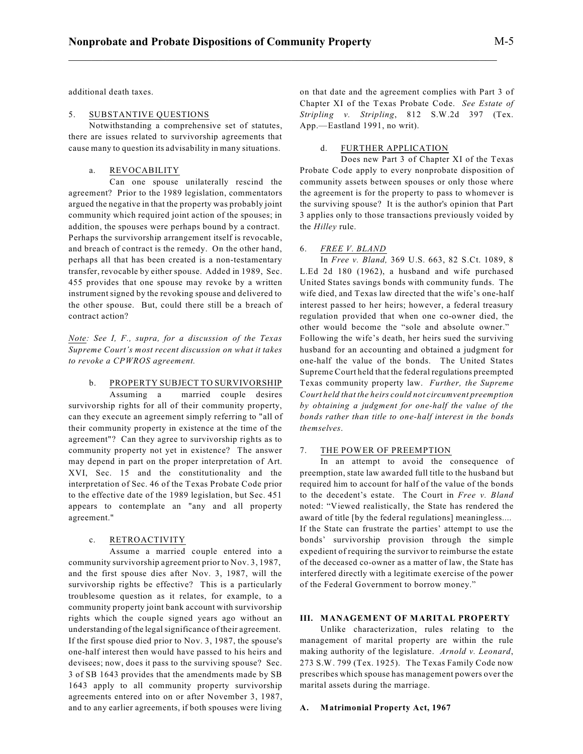additional death taxes.

### 5. SUBSTANTIVE QUESTIONS

Notwithstanding a comprehensive set of statutes, there are issues related to survivorship agreements that cause many to question its advisability in many situations.

#### a. REVOCABILITY

Can one spouse unilaterally rescind the agreement? Prior to the 1989 legislation, commentators argued the negative in that the property was probably joint community which required joint action of the spouses; in addition, the spouses were perhaps bound by a contract. Perhaps the survivorship arrangement itself is revocable, and breach of contract is the remedy. On the other hand, perhaps all that has been created is a non-testamentary transfer, revocable by either spouse. Added in 1989, Sec. 455 provides that one spouse may revoke by a written instrument signed by the revoking spouse and delivered to the other spouse. But, could there still be a breach of contract action?

*Note: See I, F., supra, for a discussion of the Texas Supreme Court's most recent discussion on what it takes to revoke a CPWROS agreement.*

#### b. PROPERTY SUBJECT TO SURVIVORSHIP

Assuming a married couple desires survivorship rights for all of their community property, can they execute an agreement simply referring to "all of their community property in existence at the time of the agreement"? Can they agree to survivorship rights as to community property not yet in existence? The answer may depend in part on the proper interpretation of Art. XVI, Sec. 15 and the constitutionality and the interpretation of Sec. 46 of the Texas Probate Code prior to the effective date of the 1989 legislation, but Sec. 451 appears to contemplate an "any and all property agreement."

#### c. RETROACTIVITY

Assume a married couple entered into a community survivorship agreement prior to Nov. 3, 1987, and the first spouse dies after Nov. 3, 1987, will the survivorship rights be effective? This is a particularly troublesome question as it relates, for example, to a community property joint bank account with survivorship rights which the couple signed years ago without an understanding of the legal significance of their agreement. If the first spouse died prior to Nov. 3, 1987, the spouse's one-half interest then would have passed to his heirs and devisees; now, does it pass to the surviving spouse? Sec. 3 of SB 1643 provides that the amendments made by SB 1643 apply to all community property survivorship agreements entered into on or after November 3, 1987, and to any earlier agreements, if both spouses were living on that date and the agreement complies with Part 3 of Chapter XI of the Texas Probate Code. *See Estate of Stripling v. Stripling*, 812 S.W.2d 397 (Tex. App.—Eastland 1991, no writ).

#### d. FURTHER APPLICATION

Does new Part 3 of Chapter XI of the Texas Probate Code apply to every nonprobate disposition of community assets between spouses or only those where the agreement is for the property to pass to whomever is the surviving spouse? It is the author's opinion that Part 3 applies only to those transactions previously voided by the *Hilley* rule.

### 6. *FREE V. BLAND*

In *Free v. Bland,* 369 U.S. 663, 82 S.Ct. 1089, 8 L.Ed 2d 180 (1962), a husband and wife purchased United States savings bonds with community funds. The wife died, and Texas law directed that the wife's one-half interest passed to her heirs; however, a federal treasury regulation provided that when one co-owner died, the other would become the "sole and absolute owner." Following the wife's death, her heirs sued the surviving husband for an accounting and obtained a judgment for one-half the value of the bonds. The United States Supreme Court held that the federal regulations preempted Texas community property law. *Further, the Supreme Court held that the heirs could not circumvent preemption by obtaining a judgment for one-half the value of the bonds rather than title to one-half interest in the bonds themselves.*

### 7. THE POWER OF PREEMPTION

In an attempt to avoid the consequence of preemption, state law awarded full title to the husband but required him to account for half of the value of the bonds to the decedent's estate. The Court in *Free v. Bland* noted: "Viewed realistically, the State has rendered the award of title [by the federal regulations] meaningless.... If the State can frustrate the parties' attempt to use the bonds' survivorship provision through the simple expedient of requiring the survivor to reimburse the estate of the deceased co-owner as a matter of law, the State has interfered directly with a legitimate exercise of the power of the Federal Government to borrow money."

## III. MANAGEMENT OF MARITAL PROPERTY

Unlike characterization, rules relating to the management of marital property are within the rule making authority of the legislature. *Arnold v. Leonard*, 273 S.W. 799 (Tex. 1925). The Texas Family Code now prescribes which spouse has management powers over the marital assets during the marriage.

### A. Matrimonial Property Act, 1967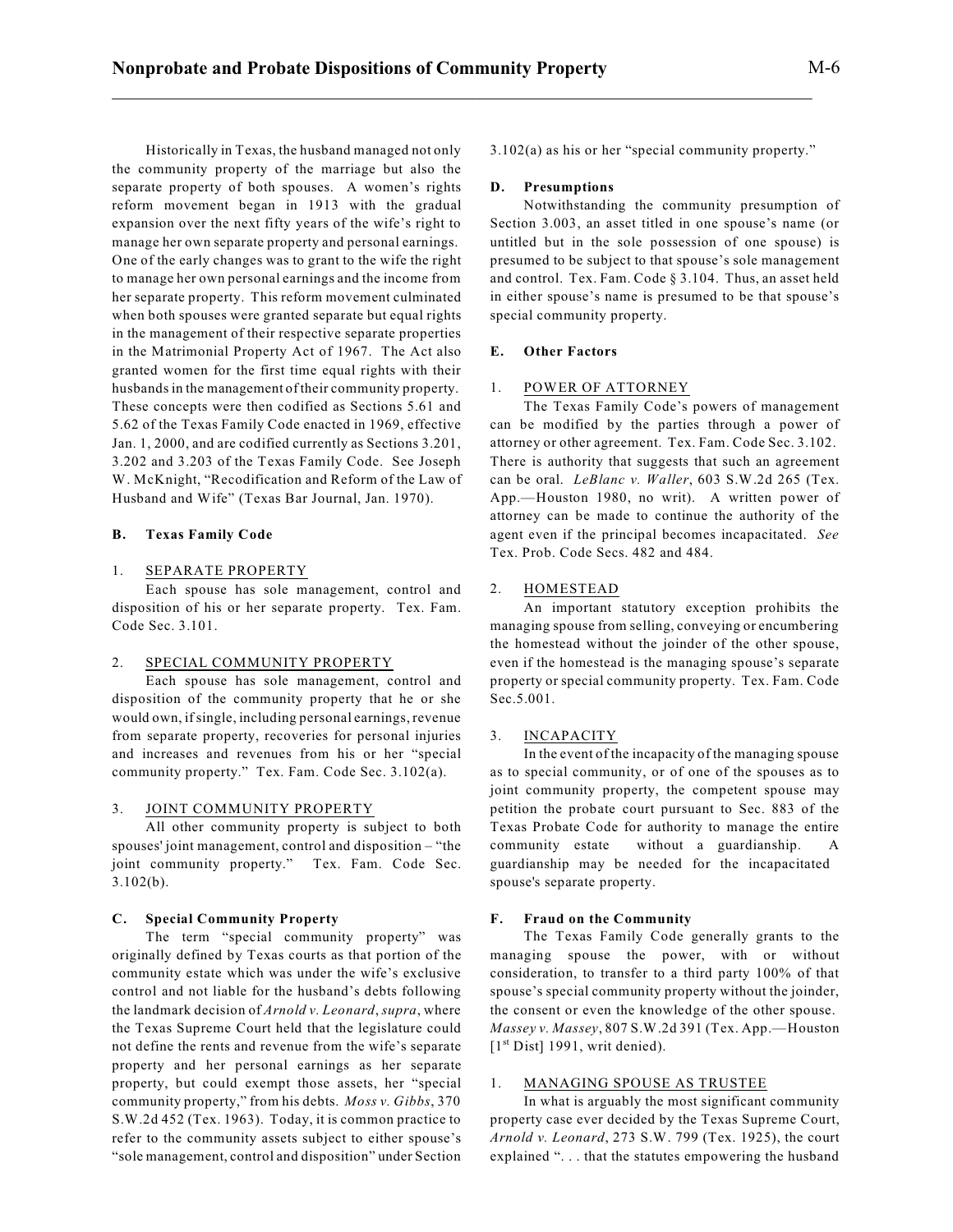Historically in Texas, the husband managed not only the community property of the marriage but also the separate property of both spouses. A women's rights reform movement began in 1913 with the gradual expansion over the next fifty years of the wife's right to manage her own separate property and personal earnings. One of the early changes was to grant to the wife the right to manage her own personal earnings and the income from her separate property. This reform movement culminated when both spouses were granted separate but equal rights in the management of their respective separate properties in the Matrimonial Property Act of 1967. The Act also granted women for the first time equal rights with their husbands in the management of their community property. These concepts were then codified as Sections 5.61 and 5.62 of the Texas Family Code enacted in 1969, effective Jan. 1, 2000, and are codified currently as Sections 3.201, 3.202 and 3.203 of the Texas Family Code. See Joseph W. McKnight, "Recodification and Reform of the Law of Husband and Wife" (Texas Bar Journal, Jan. 1970).

### B. Texas Family Code

#### 1. SEPARATE PROPERTY

Each spouse has sole management, control and disposition of his or her separate property. Tex. Fam. Code Sec. 3.101.

#### 2. SPECIAL COMMUNITY PROPERTY

Each spouse has sole management, control and disposition of the community property that he or she would own, if single, including personal earnings, revenue from separate property, recoveries for personal injuries and increases and revenues from his or her "special community property." Tex. Fam. Code Sec. 3.102(a).

#### 3. JOINT COMMUNITY PROPERTY

All other community property is subject to both spouses' joint management, control and disposition – "the joint community property." Tex. Fam. Code Sec. 3.102(b).

### C. Special Community Property

The term "special community property" was originally defined by Texas courts as that portion of the community estate which was under the wife's exclusive control and not liable for the husband's debts following the landmark decision of *Arnold v. Leonard*, *supra*, where the Texas Supreme Court held that the legislature could not define the rents and revenue from the wife's separate property and her personal earnings as her separate property, but could exempt those assets, her "special community property," from his debts. *Moss v. Gibbs*, 370 S.W.2d 452 (Tex. 1963). Today, it is common practice to refer to the community assets subject to either spouse's "sole management, control and disposition" under Section 3.102(a) as his or her "special community property."

### D. Presumptions

Notwithstanding the community presumption of Section 3.003, an asset titled in one spouse's name (or untitled but in the sole possession of one spouse) is presumed to be subject to that spouse's sole management and control. Tex. Fam. Code § 3.104. Thus, an asset held in either spouse's name is presumed to be that spouse's special community property.

### E. Other Factors

#### 1. POWER OF ATTORNEY

The Texas Family Code's powers of management can be modified by the parties through a power of attorney or other agreement. Tex. Fam. Code Sec. 3.102. There is authority that suggests that such an agreement can be oral. *LeBlanc v. Waller*, 603 S.W.2d 265 (Tex. App.—Houston 1980, no writ). A written power of attorney can be made to continue the authority of the agent even if the principal becomes incapacitated. *See* Tex. Prob. Code Secs. 482 and 484.

#### 2. HOMESTEAD

An important statutory exception prohibits the managing spouse from selling, conveying or encumbering the homestead without the joinder of the other spouse, even if the homestead is the managing spouse's separate property or special community property. Tex. Fam. Code Sec.5.001.

#### 3. INCAPACITY

In the event of the incapacity of the managing spouse as to special community, or of one of the spouses as to joint community property, the competent spouse may petition the probate court pursuant to Sec. 883 of the Texas Probate Code for authority to manage the entire community estate without a guardianship. A guardianship may be needed for the incapacitated spouse's separate property.

### F. Fraud on the Community

The Texas Family Code generally grants to the managing spouse the power, with or without consideration, to transfer to a third party 100% of that spouse's special community property without the joinder, the consent or even the knowledge of the other spouse. *Massey v. Massey*, 807 S.W.2d 391 (Tex. App.—Houston [1st Dist] 1991, writ denied).

#### 1. MANAGING SPOUSE AS TRUSTEE

In what is arguably the most significant community property case ever decided by the Texas Supreme Court, *Arnold v. Leonard*, 273 S.W. 799 (Tex. 1925), the court explained ". . . that the statutes empowering the husband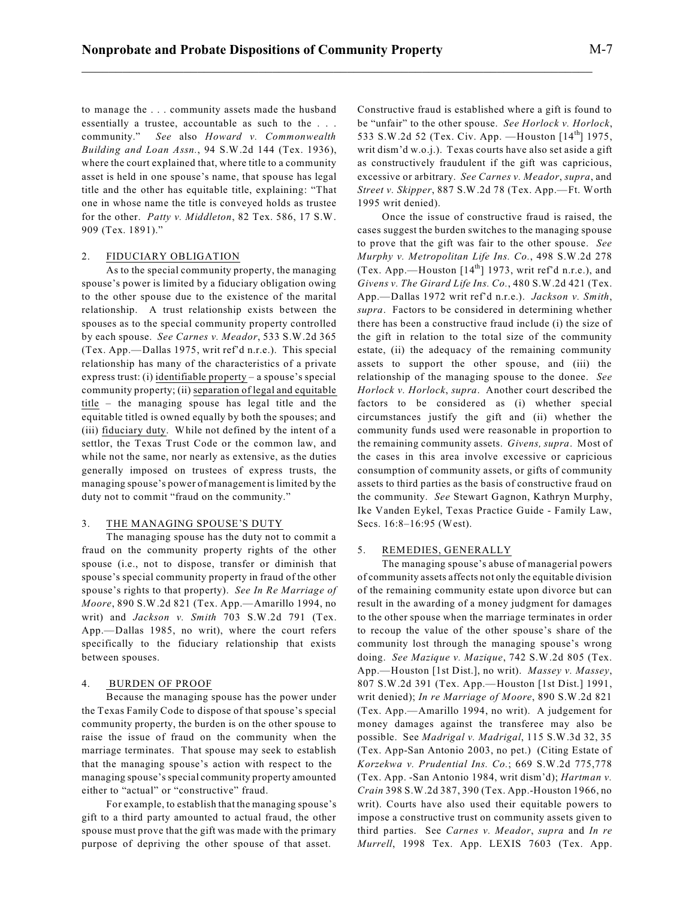to manage the . . . community assets made the husband essentially a trustee, accountable as such to the . . . community." *See* also *Howard v. Commonwealth Building and Loan Assn.*, 94 S.W.2d 144 (Tex. 1936), where the court explained that, where title to a community asset is held in one spouse's name, that spouse has legal title and the other has equitable title, explaining: "That one in whose name the title is conveyed holds as trustee for the other. *Patty v. Middleton*, 82 Tex. 586, 17 S.W. 909 (Tex. 1891)."

### 2. FIDUCIARY OBLIGATION

As to the special community property, the managing spouse's power is limited by a fiduciary obligation owing to the other spouse due to the existence of the marital relationship. A trust relationship exists between the spouses as to the special community property controlled by each spouse. *See Carnes v. Meador*, 533 S.W.2d 365 (Tex. App.—Dallas 1975, writ ref'd n.r.e.). This special relationship has many of the characteristics of a private express trust: (i) identifiable property – a spouse's special community property; (ii) separation of legal and equitable title – the managing spouse has legal title and the equitable titled is owned equally by both the spouses; and (iii) fiduciary duty. While not defined by the intent of a settlor, the Texas Trust Code or the common law, and while not the same, nor nearly as extensive, as the duties generally imposed on trustees of express trusts, the managing spouse's power of management is limited by the duty not to commit "fraud on the community."

### 3. THE MANAGING SPOUSE'S DUTY

The managing spouse has the duty not to commit a fraud on the community property rights of the other spouse (i.e., not to dispose, transfer or diminish that spouse's special community property in fraud of the other spouse's rights to that property). *See In Re Marriage of Moore*, 890 S.W.2d 821 (Tex. App.—Amarillo 1994, no writ) and *Jackson v. Smith* 703 S.W.2d 791 (Tex. App.—Dallas 1985, no writ), where the court refers specifically to the fiduciary relationship that exists between spouses.

### 4. BURDEN OF PROOF

Because the managing spouse has the power under the Texas Family Code to dispose of that spouse's special community property, the burden is on the other spouse to raise the issue of fraud on the community when the marriage terminates. That spouse may seek to establish that the managing spouse's action with respect to the managing spouse's special community property amounted either to "actual" or "constructive" fraud.

For example, to establish that the managing spouse's gift to a third party amounted to actual fraud, the other spouse must prove that the gift was made with the primary purpose of depriving the other spouse of that asset. Constructive fraud is established where a gift is found to be "unfair" to the other spouse. *See Horlock v. Horlock*, 533 S.W.2d 52 (Tex. Civ. App. —Houston [14th] 1975, writ dism'd w.o.j.). Texas courts have also set aside a gift as constructively fraudulent if the gift was capricious, excessive or arbitrary. *See Carnes v. Meador*, *supra*, and *Street v. Skipper*, 887 S.W.2d 78 (Tex. App.—Ft. Worth 1995 writ denied).

Once the issue of constructive fraud is raised, the cases suggest the burden switches to the managing spouse to prove that the gift was fair to the other spouse. *See Murphy v. Metropolitan Life Ins. Co.*, 498 S.W.2d 278 (Tex. App.—Houston [14th] 1973, writ ref'd n.r.e.), and *Givens v. The Girard Life Ins. Co.*, 480 S.W.2d 421 (Tex. App.—Dallas 1972 writ ref'd n.r.e.). *Jackson v. Smith*, *supra*. Factors to be considered in determining whether there has been a constructive fraud include (i) the size of the gift in relation to the total size of the community estate, (ii) the adequacy of the remaining community assets to support the other spouse, and (iii) the relationship of the managing spouse to the donee. *See Horlock v. Horlock*, *supra*. Another court described the factors to be considered as (i) whether special circumstances justify the gift and (ii) whether the community funds used were reasonable in proportion to the remaining community assets. *Givens, supra*. Most of the cases in this area involve excessive or capricious consumption of community assets, or gifts of community assets to third parties as the basis of constructive fraud on the community. *See* Stewart Gagnon, Kathryn Murphy, Ike Vanden Eykel, Texas Practice Guide - Family Law, Secs. 16:8–16:95 (West).

### 5. REMEDIES, GENERALLY

The managing spouse's abuse of managerial powers of community assets affects not only the equitable division of the remaining community estate upon divorce but can result in the awarding of a money judgment for damages to the other spouse when the marriage terminates in order to recoup the value of the other spouse's share of the community lost through the managing spouse's wrong doing. *See Mazique v. Mazique*, 742 S.W.2d 805 (Tex. App.—Houston [1st Dist.], no writ). *Massey v. Massey*, 807 S.W.2d 391 (Tex. App.—Houston [1st Dist.] 1991, writ denied); *In re Marriage of Moore*, 890 S.W.2d 821 (Tex. App.—Amarillo 1994, no writ). A judgement for money damages against the transferee may also be possible. See *Madrigal v. Madrigal*, 115 S.W.3d 32, 35 (Tex. App-San Antonio 2003, no pet.) (Citing Estate of *Korzekwa v. Prudential Ins. Co.*; 669 S.W.2d 775,778 (Tex. App. -San Antonio 1984, writ dism'd); *Hartman v. Crain* 398 S.W.2d 387, 390 (Tex. App.-Houston 1966, no writ). Courts have also used their equitable powers to impose a constructive trust on community assets given to third parties. See *Carnes v. Meador*, *supra* and *In re Murrell*, 1998 Tex. App. LEXIS 7603 (Tex. App.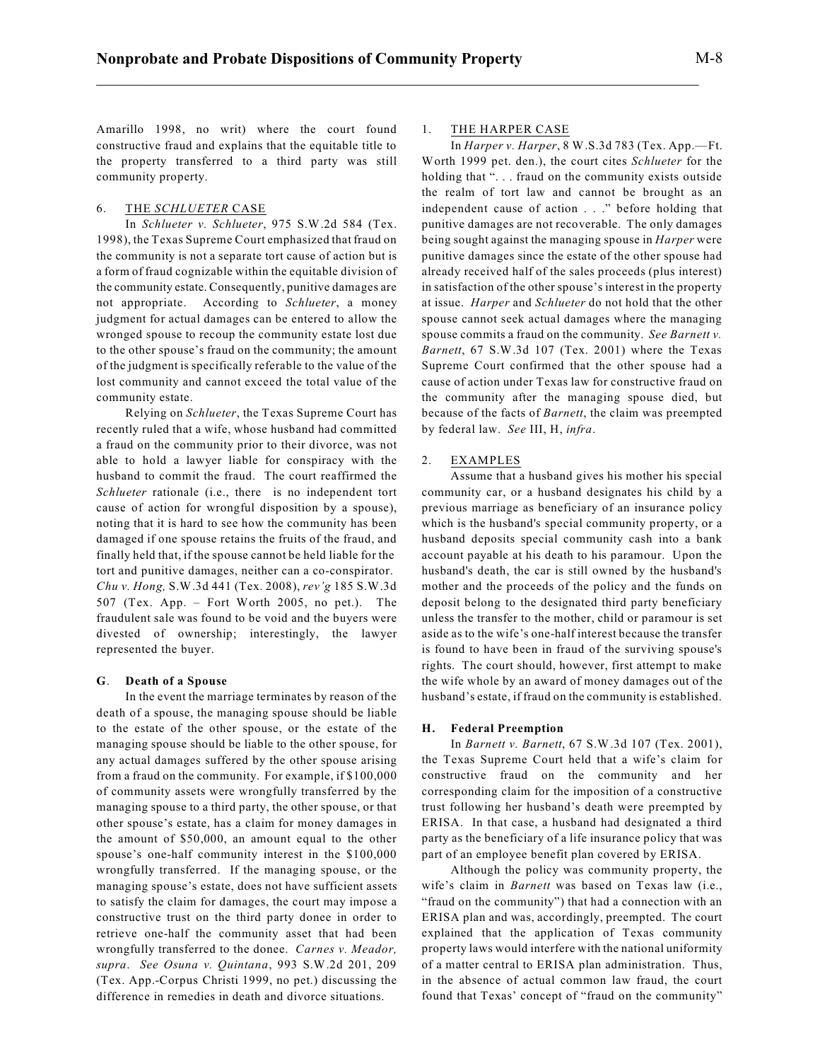Amarillo 1998, no writ) where the court found constructive fraud and explains that the equitable title to the property transferred to a third party was still community property.

### 6. THE *SCHLUETER* CASE

In *Schlueter v. Schlueter*, 975 S.W.2d 584 (Tex. 1998), the Texas Supreme Court emphasized that fraud on the community is not a separate tort cause of action but is a form of fraud cognizable within the equitable division of the community estate. Consequently, punitive damages are not appropriate. According to *Schlueter*, a money judgment for actual damages can be entered to allow the wronged spouse to recoup the community estate lost due to the other spouse's fraud on the community; the amount of the judgment is specifically referable to the value of the lost community and cannot exceed the total value of the community estate.

Relying on *Schlueter*, the Texas Supreme Court has recently ruled that a wife, whose husband had committed a fraud on the community prior to their divorce, was not able to hold a lawyer liable for conspiracy with the husband to commit the fraud. The court reaffirmed the *Schlueter* rationale (i.e., there is no independent tort cause of action for wrongful disposition by a spouse), noting that it is hard to see how the community has been damaged if one spouse retains the fruits of the fraud, and finally held that, if the spouse cannot be held liable for the tort and punitive damages, neither can a co-conspirator. *Chu v. Hong,* S.W.3d 441 (Tex. 2008), *rev'g* 185 S.W.3d 507 (Tex. App. – Fort Worth 2005, no pet.). The fraudulent sale was found to be void and the buyers were divested of ownership; interestingly, the lawyer represented the buyer.

## G. Death of a Spouse

In the event the marriage terminates by reason of the death of a spouse, the managing spouse should be liable to the estate of the other spouse, or the estate of the managing spouse should be liable to the other spouse, for any actual damages suffered by the other spouse arising from a fraud on the community. For example, if $100,000 of community assets were wrongfully transferred by the managing spouse to a third party, the other spouse, or that other spouse's estate, has a claim for money damages in the amount of $50,000, an amount equal to the other spouse's one-half community interest in the $100,000 wrongfully transferred. If the managing spouse, or the managing spouse's estate, does not have sufficient assets to satisfy the claim for damages, the court may impose a constructive trust on the third party donee in order to retrieve one-half the community asset that had been wrongfully transferred to the donee. *Carnes v. Meador, supra*. *See Osuna v. Quintana*, 993 S.W.2d 201, 209 (Tex. App.-Corpus Christi 1999, no pet.) discussing the difference in remedies in death and divorce situations.

### 1. THE HARPER CASE

In *Harper v. Harper*, 8 W.S.3d 783 (Tex. App.—Ft. Worth 1999 pet. den.), the court cites *Schlueter* for the holding that ". . . fraud on the community exists outside the realm of tort law and cannot be brought as an independent cause of action . . ." before holding that punitive damages are not recoverable. The only damages being sought against the managing spouse in *Harper* were punitive damages since the estate of the other spouse had already received half of the sales proceeds (plus interest) in satisfaction of the other spouse's interest in the property at issue. *Harper* and *Schlueter* do not hold that the other spouse cannot seek actual damages where the managing spouse commits a fraud on the community. *See Barnett v. Barnett*, 67 S.W.3d 107 (Tex. 2001) where the Texas Supreme Court confirmed that the other spouse had a cause of action under Texas law for constructive fraud on the community after the managing spouse died, but because of the facts of *Barnett*, the claim was preempted by federal law. *See* III, H, *infra*.

### 2. EXAMPLES

Assume that a husband gives his mother his special community car, or a husband designates his child by a previous marriage as beneficiary of an insurance policy which is the husband's special community property, or a husband deposits special community cash into a bank account payable at his death to his paramour. Upon the husband's death, the car is still owned by the husband's mother and the proceeds of the policy and the funds on deposit belong to the designated third party beneficiary unless the transfer to the mother, child or paramour is set aside as to the wife's one-half interest because the transfer is found to have been in fraud of the surviving spouse's rights. The court should, however, first attempt to make the wife whole by an award of money damages out of the husband's estate, if fraud on the community is established.

## H. Federal Preemption

In *Barnett v. Barnett*, 67 S.W.3d 107 (Tex. 2001), the Texas Supreme Court held that a wife's claim for constructive fraud on the community and her corresponding claim for the imposition of a constructive trust following her husband's death were preempted by ERISA. In that case, a husband had designated a third party as the beneficiary of a life insurance policy that was part of an employee benefit plan covered by ERISA.

Although the policy was community property, the wife's claim in *Barnett* was based on Texas law (i.e., "fraud on the community") that had a connection with an ERISA plan and was, accordingly, preempted. The court explained that the application of Texas community property laws would interfere with the national uniformity of a matter central to ERISA plan administration. Thus, in the absence of actual common law fraud, the court found that Texas' concept of "fraud on the community"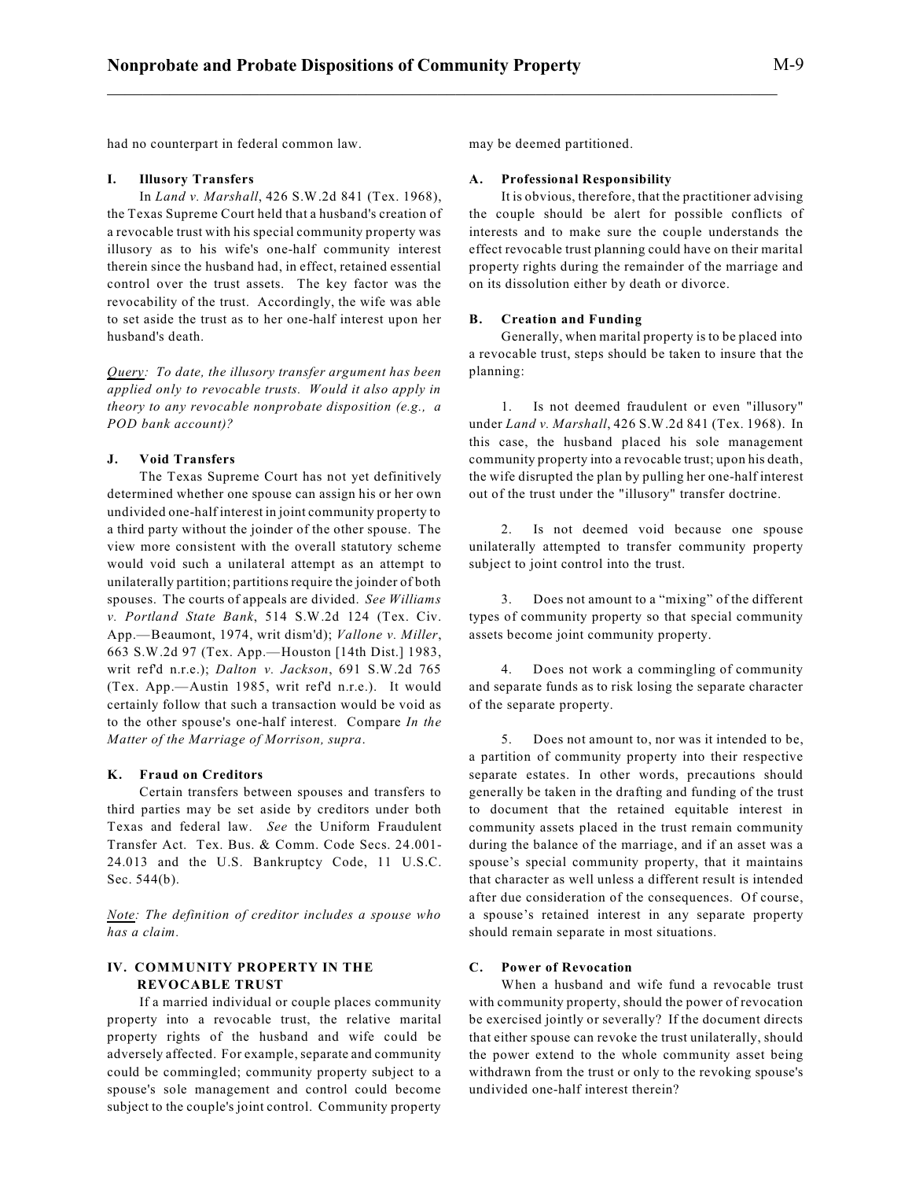had no counterpart in federal common law.

### I. Illusory Transfers

In *Land v. Marshall*, 426 S.W.2d 841 (Tex. 1968), the Texas Supreme Court held that a husband's creation of a revocable trust with his special community property was illusory as to his wife's one-half community interest therein since the husband had, in effect, retained essential control over the trust assets. The key factor was the revocability of the trust. Accordingly, the wife was able to set aside the trust as to her one-half interest upon her husband's death.

*<u>Query</u>: To date, the illusory transfer argument has been applied only to revocable trusts. Would it also apply in theory to any revocable nonprobate disposition (e.g., a POD bank account)?*

### J. Void Transfers

The Texas Supreme Court has not yet definitively determined whether one spouse can assign his or her own undivided one-half interest in joint community property to a third party without the joinder of the other spouse. The view more consistent with the overall statutory scheme would void such a unilateral attempt as an attempt to unilaterally partition; partitions require the joinder of both spouses. The courts of appeals are divided. *See Williams v. Portland State Bank*, 514 S.W.2d 124 (Tex. Civ. App.—Beaumont, 1974, writ dism'd); *Vallone v. Miller*, 663 S.W.2d 97 (Tex. App.—Houston [14th Dist.] 1983, writ ref'd n.r.e.); *Dalton v. Jackson*, 691 S.W.2d 765 (Tex. App.—Austin 1985, writ ref'd n.r.e.). It would certainly follow that such a transaction would be void as to the other spouse's one-half interest. Compare *In the Matter of the Marriage of Morrison, supra*.

### K. Fraud on Creditors

Certain transfers between spouses and transfers to third parties may be set aside by creditors under both Texas and federal law. *See* the Uniform Fraudulent Transfer Act. Tex. Bus. & Comm. Code Secs. 24.001-24.013 and the U.S. Bankruptcy Code, 11 U.S.C. Sec. 544(b).

*<u>Note</u>: The definition of creditor includes a spouse who has a claim.*

## IV. COMMUNITY PROPERTY IN THE REVOCABLE TRUST

If a married individual or couple places community property into a revocable trust, the relative marital property rights of the husband and wife could be adversely affected. For example, separate and community could be commingled; community property subject to a spouse's sole management and control could become subject to the couple's joint control. Community property may be deemed partitioned.

### A. Professional Responsibility

It is obvious, therefore, that the practitioner advising the couple should be alert for possible conflicts of interests and to make sure the couple understands the effect revocable trust planning could have on their marital property rights during the remainder of the marriage and on its dissolution either by death or divorce.

### B. Creation and Funding

Generally, when marital property is to be placed into a revocable trust, steps should be taken to insure that the planning:

1. Is not deemed fraudulent or even "illusory" under *Land v. Marshall*, 426 S.W.2d 841 (Tex. 1968). In this case, the husband placed his sole management community property into a revocable trust; upon his death, the wife disrupted the plan by pulling her one-half interest out of the trust under the "illusory" transfer doctrine.

2. Is not deemed void because one spouse unilaterally attempted to transfer community property subject to joint control into the trust.

3. Does not amount to a "mixing" of the different types of community property so that special community assets become joint community property.

4. Does not work a commingling of community and separate funds as to risk losing the separate character of the separate property.

5. Does not amount to, nor was it intended to be, a partition of community property into their respective separate estates. In other words, precautions should generally be taken in the drafting and funding of the trust to document that the retained equitable interest in community assets placed in the trust remain community during the balance of the marriage, and if an asset was a spouse's special community property, that it maintains that character as well unless a different result is intended after due consideration of the consequences. Of course, a spouse's retained interest in any separate property should remain separate in most situations.

### C. Power of Revocation

When a husband and wife fund a revocable trust with community property, should the power of revocation be exercised jointly or severally? If the document directs that either spouse can revoke the trust unilaterally, should the power extend to the whole community asset being withdrawn from the trust or only to the revoking spouse's undivided one-half interest therein?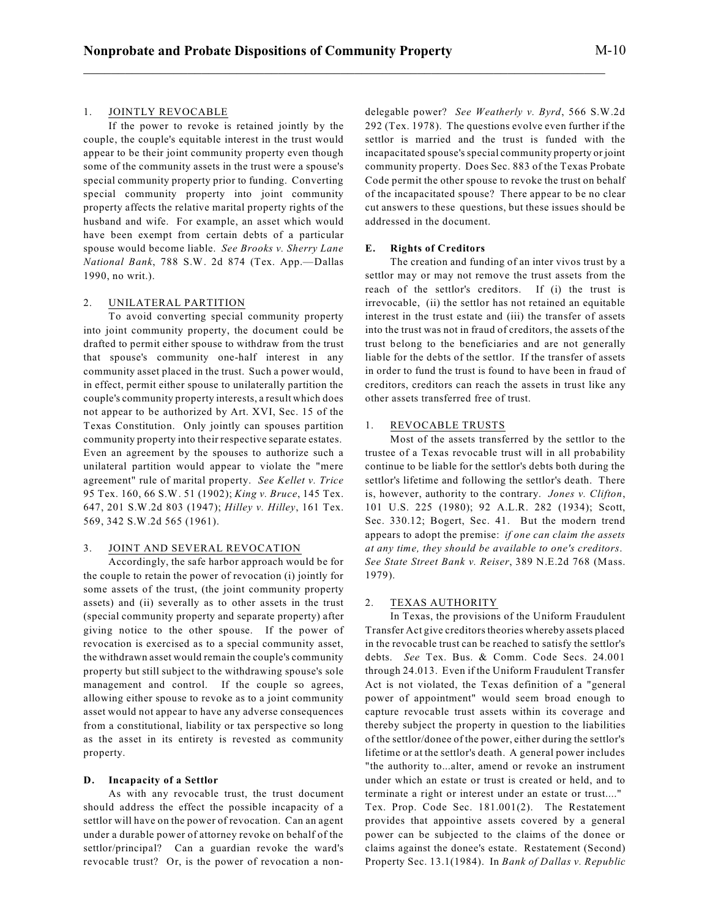### 1. JOINTLY REVOCABLE

If the power to revoke is retained jointly by the couple, the couple's equitable interest in the trust would appear to be their joint community property even though some of the community assets in the trust were a spouse's special community property prior to funding. Converting special community property into joint community property affects the relative marital property rights of the husband and wife. For example, an asset which would have been exempt from certain debts of a particular spouse would become liable. *See Brooks v. Sherry Lane National Bank*, 788 S.W. 2d 874 (Tex. App.—Dallas 1990, no writ.).

### 2. UNILATERAL PARTITION

To avoid converting special community property into joint community property, the document could be drafted to permit either spouse to withdraw from the trust that spouse's community one-half interest in any community asset placed in the trust. Such a power would, in effect, permit either spouse to unilaterally partition the couple's community property interests, a result which does not appear to be authorized by Art. XVI, Sec. 15 of the Texas Constitution. Only jointly can spouses partition community property into their respective separate estates. Even an agreement by the spouses to authorize such a unilateral partition would appear to violate the "mere agreement" rule of marital property. *See Kellet v. Trice* 95 Tex. 160, 66 S.W. 51 (1902); *King v. Bruce*, 145 Tex. 647, 201 S.W.2d 803 (1947); *Hilley v. Hilley*, 161 Tex. 569, 342 S.W.2d 565 (1961).

### 3. JOINT AND SEVERAL REVOCATION

Accordingly, the safe harbor approach would be for the couple to retain the power of revocation (i) jointly for some assets of the trust, (the joint community property assets) and (ii) severally as to other assets in the trust (special community property and separate property) after giving notice to the other spouse. If the power of revocation is exercised as to a special community asset, the withdrawn asset would remain the couple's community property but still subject to the withdrawing spouse's sole management and control. If the couple so agrees, allowing either spouse to revoke as to a joint community asset would not appear to have any adverse consequences from a constitutional, liability or tax perspective so long as the asset in its entirety is revested as community property.

## D. Incapacity of a Settlor

As with any revocable trust, the trust document should address the effect the possible incapacity of a settlor will have on the power of revocation. Can an agent under a durable power of attorney revoke on behalf of the settlor/principal? Can a guardian revoke the ward's revocable trust? Or, is the power of revocation a non-delegable power? *See Weatherly v. Byrd*, 566 S.W.2d 292 (Tex. 1978). The questions evolve even further if the settlor is married and the trust is funded with the incapacitated spouse's special community property or joint community property. Does Sec. 883 of the Texas Probate Code permit the other spouse to revoke the trust on behalf of the incapacitated spouse? There appear to be no clear cut answers to these questions, but these issues should be addressed in the document.

## E. Rights of Creditors

The creation and funding of an inter vivos trust by a settlor may or may not remove the trust assets from the reach of the settlor's creditors. If (i) the trust is irrevocable, (ii) the settlor has not retained an equitable interest in the trust estate and (iii) the transfer of assets into the trust was not in fraud of creditors, the assets of the trust belong to the beneficiaries and are not generally liable for the debts of the settlor. If the transfer of assets in order to fund the trust is found to have been in fraud of creditors, creditors can reach the assets in trust like any other assets transferred free of trust.

### 1. REVOCABLE TRUSTS

Most of the assets transferred by the settlor to the trustee of a Texas revocable trust will in all probability continue to be liable for the settlor's debts both during the settlor's lifetime and following the settlor's death. There is, however, authority to the contrary. *Jones v. Clifton*, 101 U.S. 225 (1980); 92 A.L.R. 282 (1934); Scott, Sec. 330.12; Bogert, Sec. 41. But the modern trend appears to adopt the premise: *if one can claim the assets at any time, they should be available to one's creditors*. *See State Street Bank v. Reiser*, 389 N.E.2d 768 (Mass. 1979).

### 2. TEXAS AUTHORITY

In Texas, the provisions of the Uniform Fraudulent Transfer Act give creditors theories whereby assets placed in the revocable trust can be reached to satisfy the settlor's debts. *See* Tex. Bus. & Comm. Code Secs. 24.001 through 24.013. Even if the Uniform Fraudulent Transfer Act is not violated, the Texas definition of a "general power of appointment" would seem broad enough to capture revocable trust assets within its coverage and thereby subject the property in question to the liabilities of the settlor/donee of the power, either during the settlor's lifetime or at the settlor's death. A general power includes "the authority to...alter, amend or revoke an instrument under which an estate or trust is created or held, and to terminate a right or interest under an estate or trust...." Tex. Prop. Code Sec. 181.001(2). The Restatement provides that appointive assets covered by a general power can be subjected to the claims of the donee or claims against the donee's estate. Restatement (Second) Property Sec. 13.1(1984). In *Bank of Dallas v. Republic*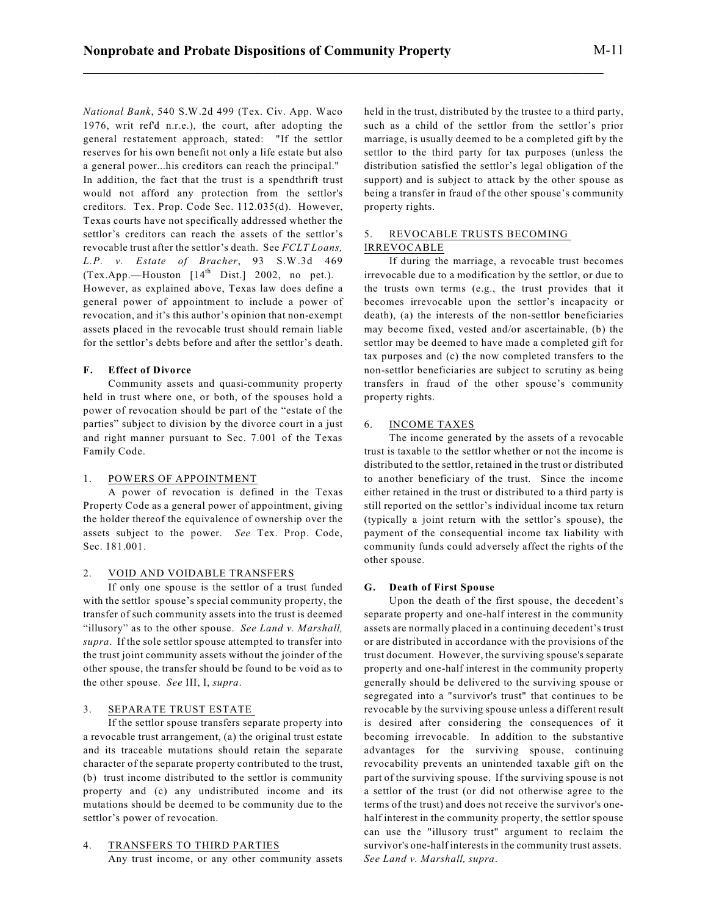*National Bank*, 540 S.W.2d 499 (Tex. Civ. App. Waco 1976, writ ref'd n.r.e.), the court, after adopting the general restatement approach, stated: "If the settlor reserves for his own benefit not only a life estate but also a general power...his creditors can reach the principal." In addition, the fact that the trust is a spendthrift trust would not afford any protection from the settlor's creditors. Tex. Prop. Code Sec. 112.035(d). However, Texas courts have not specifically addressed whether the settlor's creditors can reach the assets of the settlor's revocable trust after the settlor's death. See *FCLT Loans, L.P. v. Estate of Bracher*, 93 S.W.3d 469 (Tex.App.—Houston [14th Dist.] 2002, no pet.). However, as explained above, Texas law does define a general power of appointment to include a power of revocation, and it's this author's opinion that non-exempt assets placed in the revocable trust should remain liable for the settlor's debts before and after the settlor's death.

### F. Effect of Divorce

Community assets and quasi-community property held in trust where one, or both, of the spouses hold a power of revocation should be part of the "estate of the parties" subject to division by the divorce court in a just and right manner pursuant to Sec. 7.001 of the Texas Family Code.

#### 1. POWERS OF APPOINTMENT

A power of revocation is defined in the Texas Property Code as a general power of appointment, giving the holder thereof the equivalence of ownership over the assets subject to the power. *See* Tex. Prop. Code, Sec. 181.001.

#### 2. VOID AND VOIDABLE TRANSFERS

If only one spouse is the settlor of a trust funded with the settlor spouse's special community property, the transfer of such community assets into the trust is deemed "illusory" as to the other spouse. *See Land v. Marshall, supra*. If the sole settlor spouse attempted to transfer into the trust joint community assets without the joinder of the other spouse, the transfer should be found to be void as to the other spouse. *See* III, I, *supra*.

#### 3. SEPARATE TRUST ESTATE

If the settlor spouse transfers separate property into a revocable trust arrangement, (a) the original trust estate and its traceable mutations should retain the separate character of the separate property contributed to the trust, (b) trust income distributed to the settlor is community property and (c) any undistributed income and its mutations should be deemed to be community due to the settlor's power of revocation.

#### 4. TRANSFERS TO THIRD PARTIES

Any trust income, or any other community assets held in the trust, distributed by the trustee to a third party, such as a child of the settlor from the settlor's prior marriage, is usually deemed to be a completed gift by the settlor to the third party for tax purposes (unless the distribution satisfied the settlor's legal obligation of the support) and is subject to attack by the other spouse as being a transfer in fraud of the other spouse's community property rights.

#### 5. REVOCABLE TRUSTS BECOMING IRREVOCABLE

If during the marriage, a revocable trust becomes irrevocable due to a modification by the settlor, or due to the trusts own terms (e.g., the trust provides that it becomes irrevocable upon the settlor's incapacity or death), (a) the interests of the non-settlor beneficiaries may become fixed, vested and/or ascertainable, (b) the settlor may be deemed to have made a completed gift for tax purposes and (c) the now completed transfers to the non-settlor beneficiaries are subject to scrutiny as being transfers in fraud of the other spouse's community property rights.

#### 6. INCOME TAXES

The income generated by the assets of a revocable trust is taxable to the settlor whether or not the income is distributed to the settlor, retained in the trust or distributed to another beneficiary of the trust. Since the income either retained in the trust or distributed to a third party is still reported on the settlor's individual income tax return (typically a joint return with the settlor's spouse), the payment of the consequential income tax liability with community funds could adversely affect the rights of the other spouse.

### G. Death of First Spouse

Upon the death of the first spouse, the decedent's separate property and one-half interest in the community assets are normally placed in a continuing decedent's trust or are distributed in accordance with the provisions of the trust document. However, the surviving spouse's separate property and one-half interest in the community property generally should be delivered to the surviving spouse or segregated into a "survivor's trust" that continues to be revocable by the surviving spouse unless a different result is desired after considering the consequences of it becoming irrevocable. In addition to the substantive advantages for the surviving spouse, continuing revocability prevents an unintended taxable gift on the part of the surviving spouse. If the surviving spouse is not a settlor of the trust (or did not otherwise agree to the terms of the trust) and does not receive the survivor's one-half interest in the community property, the settlor spouse can use the "illusory trust" argument to reclaim the survivor's one-half interests in the community trust assets. *See Land v. Marshall, supra*.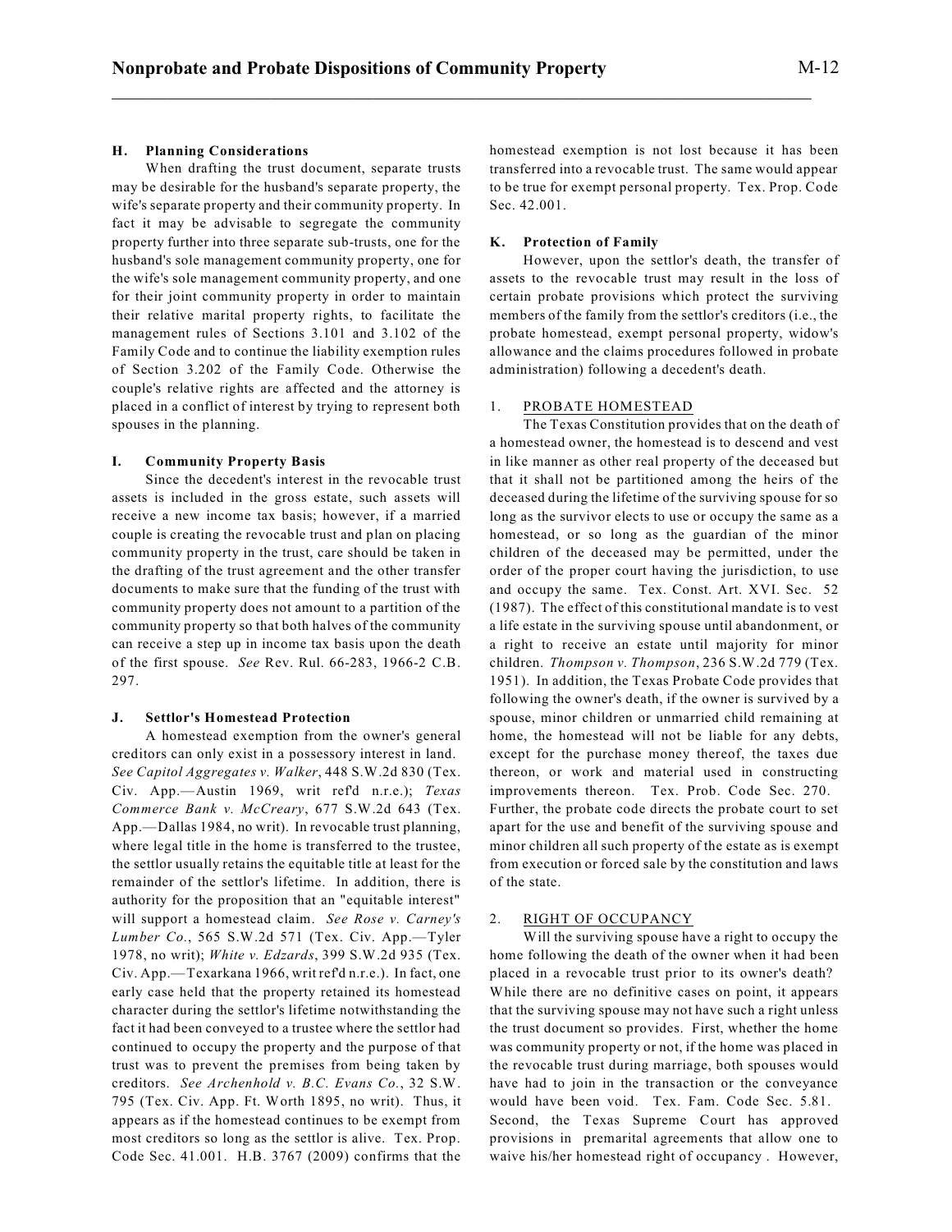### H. Planning Considerations

When drafting the trust document, separate trusts may be desirable for the husband's separate property, the wife's separate property and their community property. In fact it may be advisable to segregate the community property further into three separate sub-trusts, one for the husband's sole management community property, one for the wife's sole management community property, and one for their joint community property in order to maintain their relative marital property rights, to facilitate the management rules of Sections 3.101 and 3.102 of the Family Code and to continue the liability exemption rules of Section 3.202 of the Family Code. Otherwise the couple's relative rights are affected and the attorney is placed in a conflict of interest by trying to represent both spouses in the planning.

### I. Community Property Basis

Since the decedent's interest in the revocable trust assets is included in the gross estate, such assets will receive a new income tax basis; however, if a married couple is creating the revocable trust and plan on placing community property in the trust, care should be taken in the drafting of the trust agreement and the other transfer documents to make sure that the funding of the trust with community property does not amount to a partition of the community property so that both halves of the community can receive a step up in income tax basis upon the death of the first spouse. *See* Rev. Rul. 66-283, 1966-2 C.B. 297.

### J. Settlor's Homestead Protection

A homestead exemption from the owner's general creditors can only exist in a possessory interest in land. *See Capitol Aggregates v. Walker*, 448 S.W.2d 830 (Tex. Civ. App.—Austin 1969, writ ref'd n.r.e.); *Texas Commerce Bank v. McCreary*, 677 S.W.2d 643 (Tex. App.—Dallas 1984, no writ). In revocable trust planning, where legal title in the home is transferred to the trustee, the settlor usually retains the equitable title at least for the remainder of the settlor's lifetime. In addition, there is authority for the proposition that an "equitable interest" will support a homestead claim. *See Rose v. Carney's Lumber Co.*, 565 S.W.2d 571 (Tex. Civ. App.—Tyler 1978, no writ); *White v. Edzards*, 399 S.W.2d 935 (Tex. Civ. App.—Texarkana 1966, writ ref'd n.r.e.). In fact, one early case held that the property retained its homestead character during the settlor's lifetime notwithstanding the fact it had been conveyed to a trustee where the settlor had continued to occupy the property and the purpose of that trust was to prevent the premises from being taken by creditors. *See Archenhold v. B.C. Evans Co.*, 32 S.W. 795 (Tex. Civ. App. Ft. Worth 1895, no writ). Thus, it appears as if the homestead continues to be exempt from most creditors so long as the settlor is alive. Tex. Prop. Code Sec. 41.001. H.B. 3767 (2009) confirms that the homestead exemption is not lost because it has been transferred into a revocable trust. The same would appear to be true for exempt personal property. Tex. Prop. Code Sec. 42.001.

### K. Protection of Family

However, upon the settlor's death, the transfer of assets to the revocable trust may result in the loss of certain probate provisions which protect the surviving members of the family from the settlor's creditors (i.e., the probate homestead, exempt personal property, widow's allowance and the claims procedures followed in probate administration) following a decedent's death.

#### 1. PROBATE HOMESTEAD

The Texas Constitution provides that on the death of a homestead owner, the homestead is to descend and vest in like manner as other real property of the deceased but that it shall not be partitioned among the heirs of the deceased during the lifetime of the surviving spouse for so long as the survivor elects to use or occupy the same as a homestead, or so long as the guardian of the minor children of the deceased may be permitted, under the order of the proper court having the jurisdiction, to use and occupy the same. Tex. Const. Art. XVI. Sec. 52 (1987). The effect of this constitutional mandate is to vest a life estate in the surviving spouse until abandonment, or a right to receive an estate until majority for minor children. *Thompson v. Thompson*, 236 S.W.2d 779 (Tex. 1951). In addition, the Texas Probate Code provides that following the owner's death, if the owner is survived by a spouse, minor children or unmarried child remaining at home, the homestead will not be liable for any debts, except for the purchase money thereof, the taxes due thereon, or work and material used in constructing improvements thereon. Tex. Prob. Code Sec. 270. Further, the probate code directs the probate court to set apart for the use and benefit of the surviving spouse and minor children all such property of the estate as is exempt from execution or forced sale by the constitution and laws of the state.

#### 2. RIGHT OF OCCUPANCY

Will the surviving spouse have a right to occupy the home following the death of the owner when it had been placed in a revocable trust prior to its owner's death? While there are no definitive cases on point, it appears that the surviving spouse may not have such a right unless the trust document so provides. First, whether the home was community property or not, if the home was placed in the revocable trust during marriage, both spouses would have had to join in the transaction or the conveyance would have been void. Tex. Fam. Code Sec. 5.81. Second, the Texas Supreme Court has approved provisions in premarital agreements that allow one to waive his/her homestead right of occupancy . However,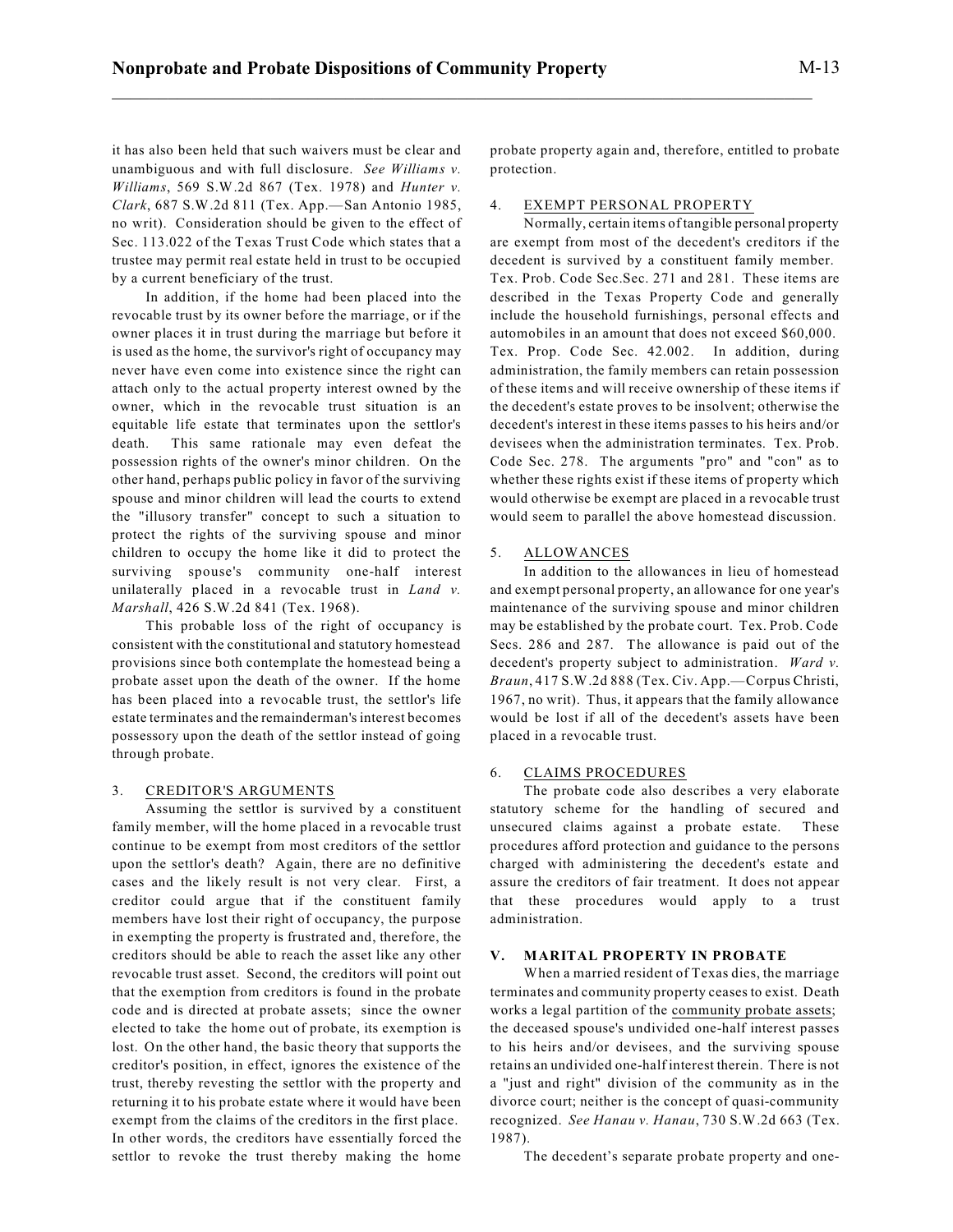it has also been held that such waivers must be clear and unambiguous and with full disclosure. *See Williams v. Williams*, 569 S.W.2d 867 (Tex. 1978) and *Hunter v. Clark*, 687 S.W.2d 811 (Tex. App.—San Antonio 1985, no writ). Consideration should be given to the effect of Sec. 113.022 of the Texas Trust Code which states that a trustee may permit real estate held in trust to be occupied by a current beneficiary of the trust.

In addition, if the home had been placed into the revocable trust by its owner before the marriage, or if the owner places it in trust during the marriage but before it is used as the home, the survivor's right of occupancy may never have even come into existence since the right can attach only to the actual property interest owned by the owner, which in the revocable trust situation is an equitable life estate that terminates upon the settlor's death. This same rationale may even defeat the possession rights of the owner's minor children. On the other hand, perhaps public policy in favor of the surviving spouse and minor children will lead the courts to extend the "illusory transfer" concept to such a situation to protect the rights of the surviving spouse and minor children to occupy the home like it did to protect the surviving spouse's community one-half interest unilaterally placed in a revocable trust in *Land v. Marshall*, 426 S.W.2d 841 (Tex. 1968).

This probable loss of the right of occupancy is consistent with the constitutional and statutory homestead provisions since both contemplate the homestead being a probate asset upon the death of the owner. If the home has been placed into a revocable trust, the settlor's life estate terminates and the remainderman's interest becomes possessory upon the death of the settlor instead of going through probate.

3. CREDITOR'S ARGUMENTS

Assuming the settlor is survived by a constituent family member, will the home placed in a revocable trust continue to be exempt from most creditors of the settlor upon the settlor's death? Again, there are no definitive cases and the likely result is not very clear. First, a creditor could argue that if the constituent family members have lost their right of occupancy, the purpose in exempting the property is frustrated and, therefore, the creditors should be able to reach the asset like any other revocable trust asset. Second, the creditors will point out that the exemption from creditors is found in the probate code and is directed at probate assets; since the owner elected to take the home out of probate, its exemption is lost. On the other hand, the basic theory that supports the creditor's position, in effect, ignores the existence of the trust, thereby revesting the settlor with the property and returning it to his probate estate where it would have been exempt from the claims of the creditors in the first place. In other words, the creditors have essentially forced the settlor to revoke the trust thereby making the home probate property again and, therefore, entitled to probate protection.

4. EXEMPT PERSONAL PROPERTY

Normally, certain items of tangible personal property are exempt from most of the decedent's creditors if the decedent is survived by a constituent family member. Tex. Prob. Code Sec.Sec. 271 and 281. These items are described in the Texas Property Code and generally include the household furnishings, personal effects and automobiles in an amount that does not exceed $60,000. Tex. Prop. Code Sec. 42.002. In addition, during administration, the family members can retain possession of these items and will receive ownership of these items if the decedent's estate proves to be insolvent; otherwise the decedent's interest in these items passes to his heirs and/or devisees when the administration terminates. Tex. Prob. Code Sec. 278. The arguments "pro" and "con" as to whether these rights exist if these items of property which would otherwise be exempt are placed in a revocable trust would seem to parallel the above homestead discussion.

5. ALLOWANCES

In addition to the allowances in lieu of homestead and exempt personal property, an allowance for one year's maintenance of the surviving spouse and minor children may be established by the probate court. Tex. Prob. Code Secs. 286 and 287. The allowance is paid out of the decedent's property subject to administration. *Ward v. Braun*, 417 S.W.2d 888 (Tex. Civ. App.—Corpus Christi, 1967, no writ). Thus, it appears that the family allowance would be lost if all of the decedent's assets have been placed in a revocable trust.

6. CLAIMS PROCEDURES

The probate code also describes a very elaborate statutory scheme for the handling of secured and unsecured claims against a probate estate. These procedures afford protection and guidance to the persons charged with administering the decedent's estate and assure the creditors of fair treatment. It does not appear that these procedures would apply to a trust administration.

## V. MARITAL PROPERTY IN PROBATE

When a married resident of Texas dies, the marriage terminates and community property ceases to exist. Death works a legal partition of the community probate assets; the deceased spouse's undivided one-half interest passes to his heirs and/or devisees, and the surviving spouse retains an undivided one-half interest therein. There is not a "just and right" division of the community as in the divorce court; neither is the concept of quasi-community recognized. *See Hanau v. Hanau*, 730 S.W.2d 663 (Tex. 1987).

The decedent's separate probate property and one-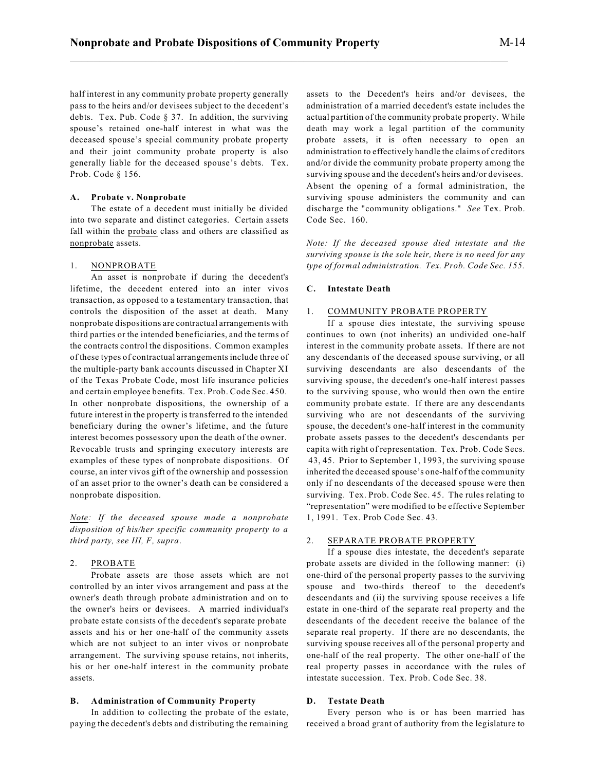half interest in any community probate property generally pass to the heirs and/or devisees subject to the decedent's debts. Tex. Pub. Code § 37. In addition, the surviving spouse's retained one-half interest in what was the deceased spouse's special community probate property and their joint community probate property is also generally liable for the deceased spouse's debts. Tex. Prob. Code § 156.

#### A. Probate v. Nonprobate

The estate of a decedent must initially be divided into two separate and distinct categories. Certain assets fall within the probate class and others are classified as nonprobate assets.

##### 1. NONPROBATE

An asset is nonprobate if during the decedent's lifetime, the decedent entered into an inter vivos transaction, as opposed to a testamentary transaction, that controls the disposition of the asset at death. Many nonprobate dispositions are contractual arrangements with third parties or the intended beneficiaries, and the terms of the contracts control the dispositions. Common examples of these types of contractual arrangements include three of the multiple-party bank accounts discussed in Chapter XI of the Texas Probate Code, most life insurance policies and certain employee benefits. Tex. Prob. Code Sec. 450. In other nonprobate dispositions, the ownership of a future interest in the property is transferred to the intended beneficiary during the owner's lifetime, and the future interest becomes possessory upon the death of the owner. Revocable trusts and springing executory interests are examples of these types of nonprobate dispositions. Of course, an inter vivos gift of the ownership and possession of an asset prior to the owner's death can be considered a nonprobate disposition.

*Note: If the deceased spouse made a nonprobate disposition of his/her specific community property to a third party, see III, F, supra.*

##### 2. PROBATE

Probate assets are those assets which are not controlled by an inter vivos arrangement and pass at the owner's death through probate administration and on to the owner's heirs or devisees. A married individual's probate estate consists of the decedent's separate probate assets and his or her one-half of the community assets which are not subject to an inter vivos or nonprobate arrangement. The surviving spouse retains, not inherits, his or her one-half interest in the community probate assets.

#### B. Administration of Community Property

In addition to collecting the probate of the estate, paying the decedent's debts and distributing the remaining assets to the Decedent's heirs and/or devisees, the administration of a married decedent's estate includes the actual partition of the community probate property. While death may work a legal partition of the community probate assets, it is often necessary to open an administration to effectively handle the claims of creditors and/or divide the community probate property among the surviving spouse and the decedent's heirs and/or devisees. Absent the opening of a formal administration, the surviving spouse administers the community and can discharge the "community obligations." *See* Tex. Prob. Code Sec. 160.

*Note: If the deceased spouse died intestate and the surviving spouse is the sole heir, there is no need for any type of formal administration. Tex. Prob. Code Sec. 155.*

#### C. Intestate Death

##### 1. COMMUNITY PROBATE PROPERTY

If a spouse dies intestate, the surviving spouse continues to own (not inherits) an undivided one-half interest in the community probate assets. If there are not any descendants of the deceased spouse surviving, or all surviving descendants are also descendants of the surviving spouse, the decedent's one-half interest passes to the surviving spouse, who would then own the entire community probate estate. If there are any descendants surviving who are not descendants of the surviving spouse, the decedent's one-half interest in the community probate assets passes to the decedent's descendants per capita with right of representation. Tex. Prob. Code Secs. 43, 45. Prior to September 1, 1993, the surviving spouse inherited the deceased spouse's one-half of the community only if no descendants of the deceased spouse were then surviving. Tex. Prob. Code Sec. 45. The rules relating to "representation" were modified to be effective September 1, 1991. Tex. Prob Code Sec. 43.

##### 2. SEPARATE PROBATE PROPERTY

If a spouse dies intestate, the decedent's separate probate assets are divided in the following manner: (i) one-third of the personal property passes to the surviving spouse and two-thirds thereof to the decedent's descendants and (ii) the surviving spouse receives a life estate in one-third of the separate real property and the descendants of the decedent receive the balance of the separate real property. If there are no descendants, the surviving spouse receives all of the personal property and one-half of the real property. The other one-half of the real property passes in accordance with the rules of intestate succession. Tex. Prob. Code Sec. 38.

#### D. Testate Death

Every person who is or has been married has received a broad grant of authority from the legislature to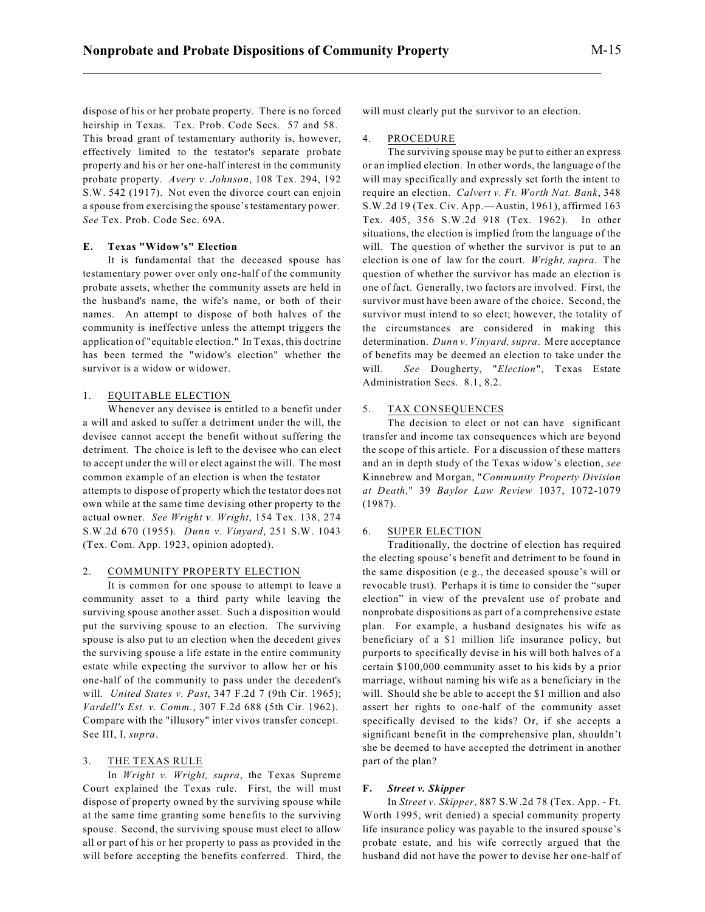dispose of his or her probate property. There is no forced heirship in Texas. Tex. Prob. Code Secs. 57 and 58. This broad grant of testamentary authority is, however, effectively limited to the testator's separate probate property and his or her one-half interest in the community probate property. *Avery v. Johnson*, 108 Tex. 294, 192 S.W. 542 (1917). Not even the divorce court can enjoin a spouse from exercising the spouse's testamentary power. *See* Tex. Prob. Code Sec. 69A.

### E. Texas "Widow's" Election

It is fundamental that the deceased spouse has testamentary power over only one-half of the community probate assets, whether the community assets are held in the husband's name, the wife's name, or both of their names. An attempt to dispose of both halves of the community is ineffective unless the attempt triggers the application of "equitable election." In Texas, this doctrine has been termed the "widow's election" whether the survivor is a widow or widower.

#### 1. EQUITABLE ELECTION

Whenever any devisee is entitled to a benefit under a will and asked to suffer a detriment under the will, the devisee cannot accept the benefit without suffering the detriment. The choice is left to the devisee who can elect to accept under the will or elect against the will. The most common example of an election is when the testator attempts to dispose of property which the testator does not own while at the same time devising other property to the actual owner. *See Wright v. Wright*, 154 Tex. 138, 274 S.W.2d 670 (1955). *Dunn v. Vinyard*, 251 S.W. 1043 (Tex. Com. App. 1923, opinion adopted).

#### 2. COMMUNITY PROPERTY ELECTION

It is common for one spouse to attempt to leave a community asset to a third party while leaving the surviving spouse another asset. Such a disposition would put the surviving spouse to an election. The surviving spouse is also put to an election when the decedent gives the surviving spouse a life estate in the entire community estate while expecting the survivor to allow her or his one-half of the community to pass under the decedent's will. *United States v. Past*, 347 F.2d 7 (9th Cir. 1965); *Vardell's Est. v. Comm.*, 307 F.2d 688 (5th Cir. 1962). Compare with the "illusory" inter vivos transfer concept. See III, I, *supra*.

#### 3. THE TEXAS RULE

In *Wright v. Wright, supra*, the Texas Supreme Court explained the Texas rule. First, the will must dispose of property owned by the surviving spouse while at the same time granting some benefits to the surviving spouse. Second, the surviving spouse must elect to allow all or part of his or her property to pass as provided in the will before accepting the benefits conferred. Third, the will must clearly put the survivor to an election.

#### 4. PROCEDURE

The surviving spouse may be put to either an express or an implied election. In other words, the language of the will may specifically and expressly set forth the intent to require an election. *Calvert v. Ft. Worth Nat. Bank*, 348 S.W.2d 19 (Tex. Civ. App.—Austin, 1961), affirmed 163 Tex. 405, 356 S.W.2d 918 (Tex. 1962). In other situations, the election is implied from the language of the will. The question of whether the survivor is put to an election is one of law for the court. *Wright, supra*. The question of whether the survivor has made an election is one of fact. Generally, two factors are involved. First, the survivor must have been aware of the choice. Second, the survivor must intend to so elect; however, the totality of the circumstances are considered in making this determination. *Dunn v. Vinyard, supra*. Mere acceptance of benefits may be deemed an election to take under the will. *See* Dougherty, "*Election*", Texas Estate Administration Secs. 8.1, 8.2.

#### 5. TAX CONSEQUENCES

The decision to elect or not can have significant transfer and income tax consequences which are beyond the scope of this article. For a discussion of these matters and an in depth study of the Texas widow's election, *see* Kinnebrew and Morgan, "*Community Property Division at Death,*" 39 *Baylor Law Review* 1037, 1072-1079 (1987).

#### 6. SUPER ELECTION

Traditionally, the doctrine of election has required the electing spouse's benefit and detriment to be found in the same disposition (e.g., the deceased spouse's will or revocable trust). Perhaps it is time to consider the "super election" in view of the prevalent use of probate and nonprobate dispositions as part of a comprehensive estate plan. For example, a husband designates his wife as beneficiary of a $1 million life insurance policy, but purports to specifically devise in his will both halves of a certain $100,000 community asset to his kids by a prior marriage, without naming his wife as a beneficiary in the will. Should she be able to accept the $1 million and also assert her rights to one-half of the community asset specifically devised to the kids? Or, if she accepts a significant benefit in the comprehensive plan, shouldn't she be deemed to have accepted the detriment in another part of the plan?

### F. *Street v. Skipper*

In *Street v. Skipper*, 887 S.W.2d 78 (Tex. App. - Ft. Worth 1995, writ denied) a special community property life insurance policy was payable to the insured spouse's probate estate, and his wife correctly argued that the husband did not have the power to devise her one-half of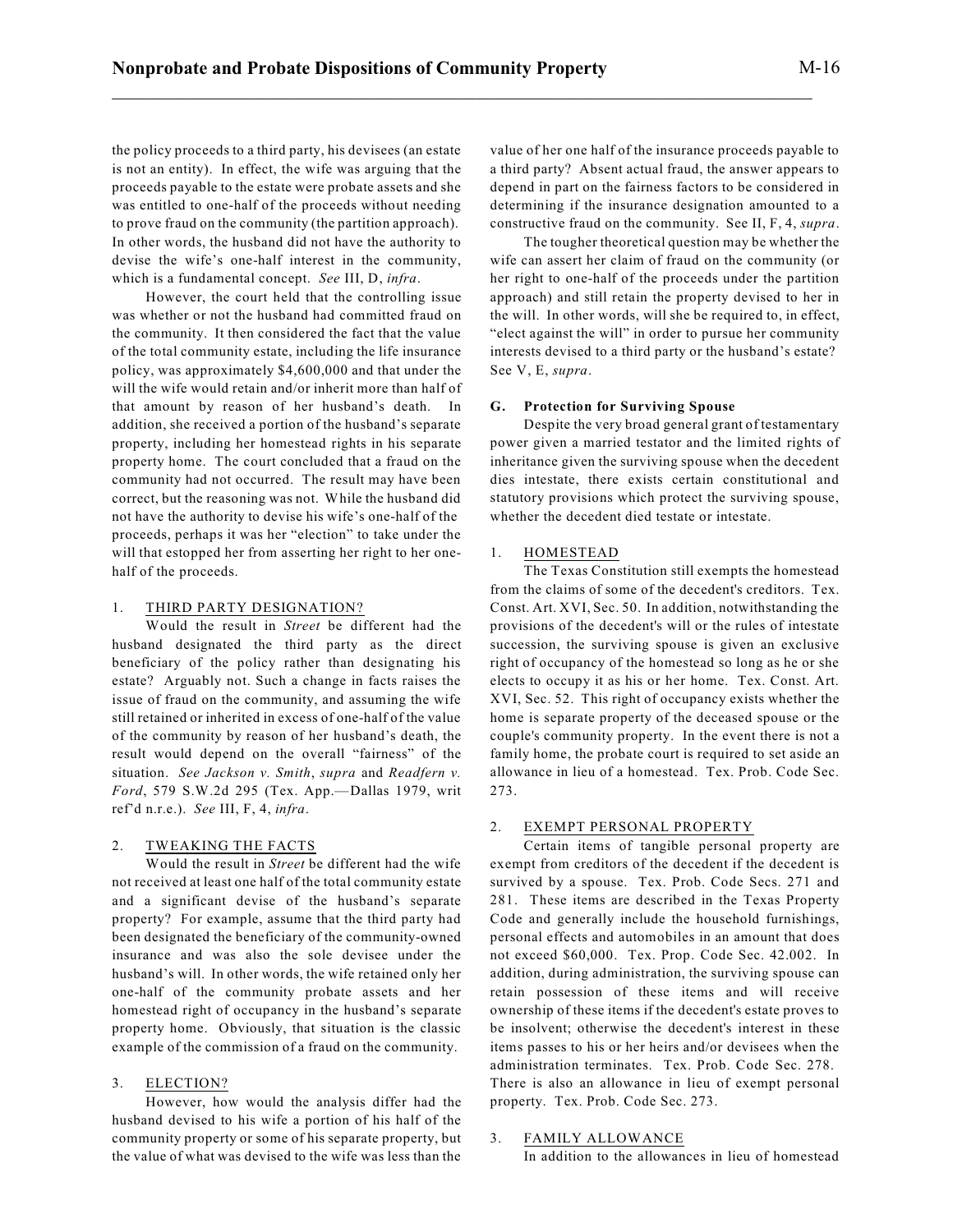the policy proceeds to a third party, his devisees (an estate is not an entity). In effect, the wife was arguing that the proceeds payable to the estate were probate assets and she was entitled to one-half of the proceeds without needing to prove fraud on the community (the partition approach). In other words, the husband did not have the authority to devise the wife's one-half interest in the community, which is a fundamental concept. *See* III, D, *infra*.

However, the court held that the controlling issue was whether or not the husband had committed fraud on the community. It then considered the fact that the value of the total community estate, including the life insurance policy, was approximately $4,600,000 and that under the will the wife would retain and/or inherit more than half of that amount by reason of her husband's death. In addition, she received a portion of the husband's separate property, including her homestead rights in his separate property home. The court concluded that a fraud on the community had not occurred. The result may have been correct, but the reasoning was not. While the husband did not have the authority to devise his wife's one-half of the proceeds, perhaps it was her "election" to take under the will that estopped her from asserting her right to her one-half of the proceeds.

1. THIRD PARTY DESIGNATION?

Would the result in *Street* be different had the husband designated the third party as the direct beneficiary of the policy rather than designating his estate? Arguably not. Such a change in facts raises the issue of fraud on the community, and assuming the wife still retained or inherited in excess of one-half of the value of the community by reason of her husband's death, the result would depend on the overall "fairness" of the situation. *See Jackson v. Smith*, *supra* and *Readfern v. Ford*, 579 S.W.2d 295 (Tex. App.—Dallas 1979, writ ref'd n.r.e.). *See* III, F, 4, *infra*.

2. TWEAKING THE FACTS

Would the result in *Street* be different had the wife not received at least one half of the total community estate and a significant devise of the husband's separate property? For example, assume that the third party had been designated the beneficiary of the community-owned insurance and was also the sole devisee under the husband's will. In other words, the wife retained only her one-half of the community probate assets and her homestead right of occupancy in the husband's separate property home. Obviously, that situation is the classic example of the commission of a fraud on the community.

3. ELECTION?

However, how would the analysis differ had the husband devised to his wife a portion of his half of the community property or some of his separate property, but the value of what was devised to the wife was less than the value of her one half of the insurance proceeds payable to a third party? Absent actual fraud, the answer appears to depend in part on the fairness factors to be considered in determining if the insurance designation amounted to a constructive fraud on the community. See II, F, 4, *supra*.

The tougher theoretical question may be whether the wife can assert her claim of fraud on the community (or her right to one-half of the proceeds under the partition approach) and still retain the property devised to her in the will. In other words, will she be required to, in effect, "elect against the will" in order to pursue her community interests devised to a third party or the husband's estate? See V, E, *supra*.

### G. Protection for Surviving Spouse

Despite the very broad general grant of testamentary power given a married testator and the limited rights of inheritance given the surviving spouse when the decedent dies intestate, there exists certain constitutional and statutory provisions which protect the surviving spouse, whether the decedent died testate or intestate.

1. HOMESTEAD

The Texas Constitution still exempts the homestead from the claims of some of the decedent's creditors. Tex. Const. Art. XVI, Sec. 50. In addition, notwithstanding the provisions of the decedent's will or the rules of intestate succession, the surviving spouse is given an exclusive right of occupancy of the homestead so long as he or she elects to occupy it as his or her home. Tex. Const. Art. XVI, Sec. 52. This right of occupancy exists whether the home is separate property of the deceased spouse or the couple's community property. In the event there is not a family home, the probate court is required to set aside an allowance in lieu of a homestead. Tex. Prob. Code Sec. 273.

2. EXEMPT PERSONAL PROPERTY

Certain items of tangible personal property are exempt from creditors of the decedent if the decedent is survived by a spouse. Tex. Prob. Code Secs. 271 and 281. These items are described in the Texas Property Code and generally include the household furnishings, personal effects and automobiles in an amount that does not exceed $60,000. Tex. Prop. Code Sec. 42.002. In addition, during administration, the surviving spouse can retain possession of these items and will receive ownership of these items if the decedent's estate proves to be insolvent; otherwise the decedent's interest in these items passes to his or her heirs and/or devisees when the administration terminates. Tex. Prob. Code Sec. 278. There is also an allowance in lieu of exempt personal property. Tex. Prob. Code Sec. 273.

3. FAMILY ALLOWANCE

In addition to the allowances in lieu of homestead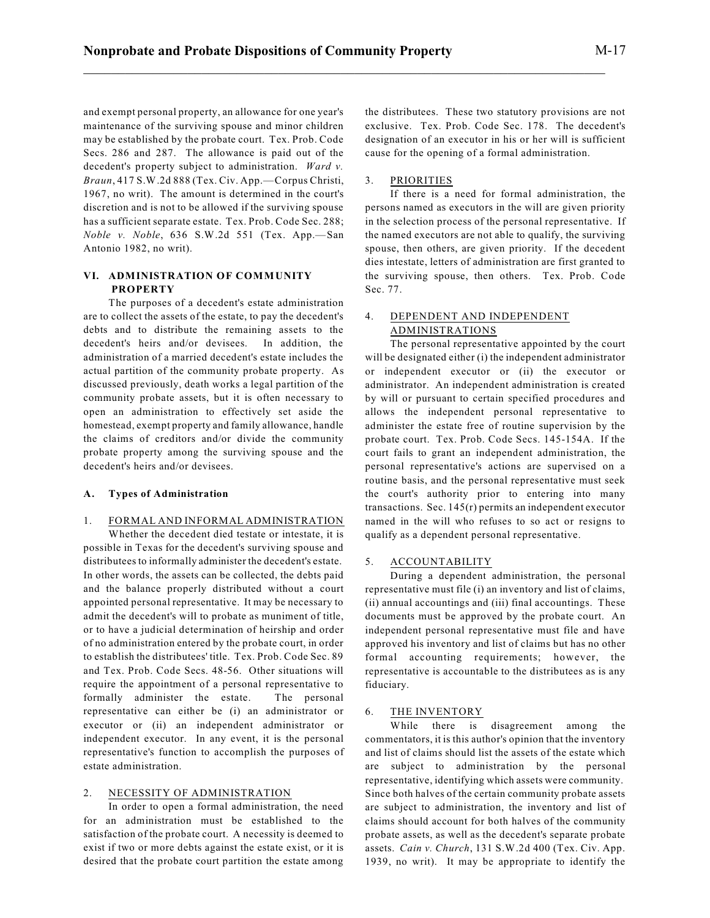and exempt personal property, an allowance for one year's maintenance of the surviving spouse and minor children may be established by the probate court. Tex. Prob. Code Secs. 286 and 287. The allowance is paid out of the decedent's property subject to administration. *Ward v. Braun*, 417 S.W.2d 888 (Tex. Civ. App.—Corpus Christi, 1967, no writ). The amount is determined in the court's discretion and is not to be allowed if the surviving spouse has a sufficient separate estate. Tex. Prob. Code Sec. 288; *Noble v. Noble*, 636 S.W.2d 551 (Tex. App.—San Antonio 1982, no writ).

## VI. ADMINISTRATION OF COMMUNITY PROPERTY

The purposes of a decedent's estate administration are to collect the assets of the estate, to pay the decedent's debts and to distribute the remaining assets to the decedent's heirs and/or devisees. In addition, the administration of a married decedent's estate includes the actual partition of the community probate property. As discussed previously, death works a legal partition of the community probate assets, but it is often necessary to open an administration to effectively set aside the homestead, exempt property and family allowance, handle the claims of creditors and/or divide the community probate property among the surviving spouse and the decedent's heirs and/or devisees.

### A. Types of Administration

#### 1. FORMAL AND INFORMAL ADMINISTRATION

Whether the decedent died testate or intestate, it is possible in Texas for the decedent's surviving spouse and distributees to informally administer the decedent's estate. In other words, the assets can be collected, the debts paid and the balance properly distributed without a court appointed personal representative. It may be necessary to admit the decedent's will to probate as muniment of title, or to have a judicial determination of heirship and order of no administration entered by the probate court, in order to establish the distributees' title. Tex. Prob. Code Sec. 89 and Tex. Prob. Code Secs. 48-56. Other situations will require the appointment of a personal representative to formally administer the estate. The personal representative can either be (i) an administrator or executor or (ii) an independent administrator or independent executor. In any event, it is the personal representative's function to accomplish the purposes of estate administration.

#### 2. NECESSITY OF ADMINISTRATION

In order to open a formal administration, the need for an administration must be established to the satisfaction of the probate court. A necessity is deemed to exist if two or more debts against the estate exist, or it is desired that the probate court partition the estate among the distributees. These two statutory provisions are not exclusive. Tex. Prob. Code Sec. 178. The decedent's designation of an executor in his or her will is sufficient cause for the opening of a formal administration.

#### 3. PRIORITIES

If there is a need for formal administration, the persons named as executors in the will are given priority in the selection process of the personal representative. If the named executors are not able to qualify, the surviving spouse, then others, are given priority. If the decedent dies intestate, letters of administration are first granted to the surviving spouse, then others. Tex. Prob. Code Sec. 77.

#### 4. DEPENDENT AND INDEPENDENT ADMINISTRATIONS

The personal representative appointed by the court will be designated either (i) the independent administrator or independent executor or (ii) the executor or administrator. An independent administration is created by will or pursuant to certain specified procedures and allows the independent personal representative to administer the estate free of routine supervision by the probate court. Tex. Prob. Code Secs. 145-154A. If the court fails to grant an independent administration, the personal representative's actions are supervised on a routine basis, and the personal representative must seek the court's authority prior to entering into many transactions. Sec. 145(r) permits an independent executor named in the will who refuses to so act or resigns to qualify as a dependent personal representative.

#### 5. ACCOUNTABILITY

During a dependent administration, the personal representative must file (i) an inventory and list of claims, (ii) annual accountings and (iii) final accountings. These documents must be approved by the probate court. An independent personal representative must file and have approved his inventory and list of claims but has no other formal accounting requirements; however, the representative is accountable to the distributees as is any fiduciary.

#### 6. THE INVENTORY

While there is disagreement among the commentators, it is this author's opinion that the inventory and list of claims should list the assets of the estate which are subject to administration by the personal representative, identifying which assets were community. Since both halves of the certain community probate assets are subject to administration, the inventory and list of claims should account for both halves of the community probate assets, as well as the decedent's separate probate assets. *Cain v. Church*, 131 S.W.2d 400 (Tex. Civ. App. 1939, no writ). It may be appropriate to identify the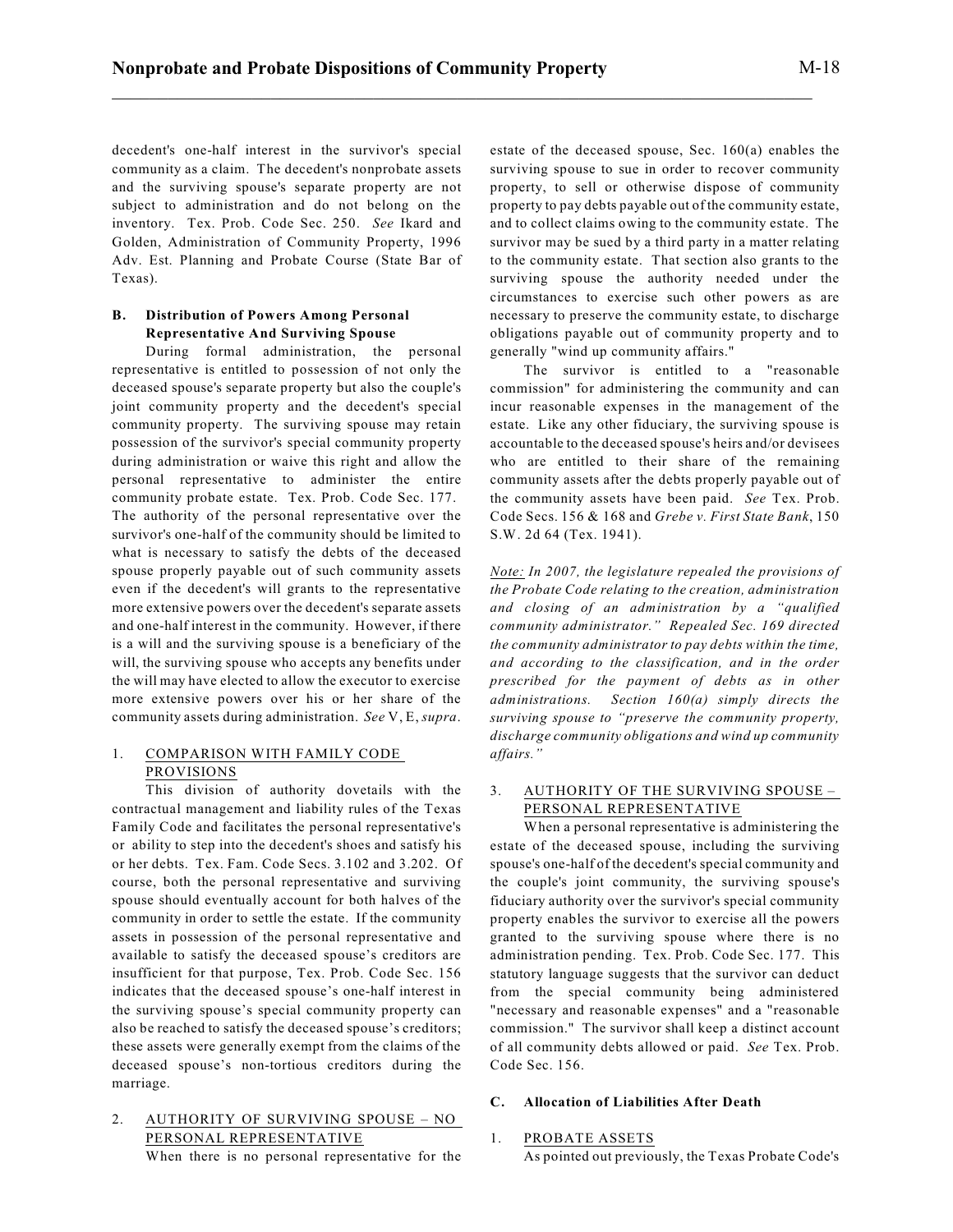decedent's one-half interest in the survivor's special community as a claim. The decedent's nonprobate assets and the surviving spouse's separate property are not subject to administration and do not belong on the inventory. Tex. Prob. Code Sec. 250. *See* Ikard and Golden, Administration of Community Property, 1996 Adv. Est. Planning and Probate Course (State Bar of Texas).

### B. Distribution of Powers Among Personal Representative And Surviving Spouse

During formal administration, the personal representative is entitled to possession of not only the deceased spouse's separate property but also the couple's joint community property and the decedent's special community property. The surviving spouse may retain possession of the survivor's special community property during administration or waive this right and allow the personal representative to administer the entire community probate estate. Tex. Prob. Code Sec. 177. The authority of the personal representative over the survivor's one-half of the community should be limited to what is necessary to satisfy the debts of the deceased spouse properly payable out of such community assets even if the decedent's will grants to the representative more extensive powers over the decedent's separate assets and one-half interest in the community. However, if there is a will and the surviving spouse is a beneficiary of the will, the surviving spouse who accepts any benefits under the will may have elected to allow the executor to exercise more extensive powers over his or her share of the community assets during administration. *See* V, E, *supra*.

#### 1. COMPARISON WITH FAMILY CODE PROVISIONS

This division of authority dovetails with the contractual management and liability rules of the Texas Family Code and facilitates the personal representative's or ability to step into the decedent's shoes and satisfy his or her debts. Tex. Fam. Code Secs. 3.102 and 3.202. Of course, both the personal representative and surviving spouse should eventually account for both halves of the community in order to settle the estate. If the community assets in possession of the personal representative and available to satisfy the deceased spouse's creditors are insufficient for that purpose, Tex. Prob. Code Sec. 156 indicates that the deceased spouse's one-half interest in the surviving spouse's special community property can also be reached to satisfy the deceased spouse's creditors; these assets were generally exempt from the claims of the deceased spouse's non-tortious creditors during the marriage.

#### 2. AUTHORITY OF SURVIVING SPOUSE – NO PERSONAL REPRESENTATIVE

When there is no personal representative for the estate of the deceased spouse, Sec. 160(a) enables the surviving spouse to sue in order to recover community property, to sell or otherwise dispose of community property to pay debts payable out of the community estate, and to collect claims owing to the community estate. The survivor may be sued by a third party in a matter relating to the community estate. That section also grants to the surviving spouse the authority needed under the circumstances to exercise such other powers as are necessary to preserve the community estate, to discharge obligations payable out of community property and to generally "wind up community affairs."

The survivor is entitled to a "reasonable commission" for administering the community and can incur reasonable expenses in the management of the estate. Like any other fiduciary, the surviving spouse is accountable to the deceased spouse's heirs and/or devisees who are entitled to their share of the remaining community assets after the debts properly payable out of the community assets have been paid. *See* Tex. Prob. Code Secs. 156 & 168 and *Grebe v. First State Bank*, 150 S.W. 2d 64 (Tex. 1941).

*Note: In 2007, the legislature repealed the provisions of the Probate Code relating to the creation, administration and closing of an administration by a "qualified community administrator." Repealed Sec. 169 directed the community administrator to pay debts within the time, and according to the classification, and in the order prescribed for the payment of debts as in other administrations. Section 160(a) simply directs the surviving spouse to "preserve the community property, discharge community obligations and wind up community affairs."*

#### 3. AUTHORITY OF THE SURVIVING SPOUSE – PERSONAL REPRESENTATIVE

When a personal representative is administering the estate of the deceased spouse, including the surviving spouse's one-half of the decedent's special community and the couple's joint community, the surviving spouse's fiduciary authority over the survivor's special community property enables the survivor to exercise all the powers granted to the surviving spouse where there is no administration pending. Tex. Prob. Code Sec. 177. This statutory language suggests that the survivor can deduct from the special community being administered "necessary and reasonable expenses" and a "reasonable commission." The survivor shall keep a distinct account of all community debts allowed or paid. *See* Tex. Prob. Code Sec. 156.

### C. Allocation of Liabilities After Death

#### 1. PROBATE ASSETS

As pointed out previously, the Texas Probate Code's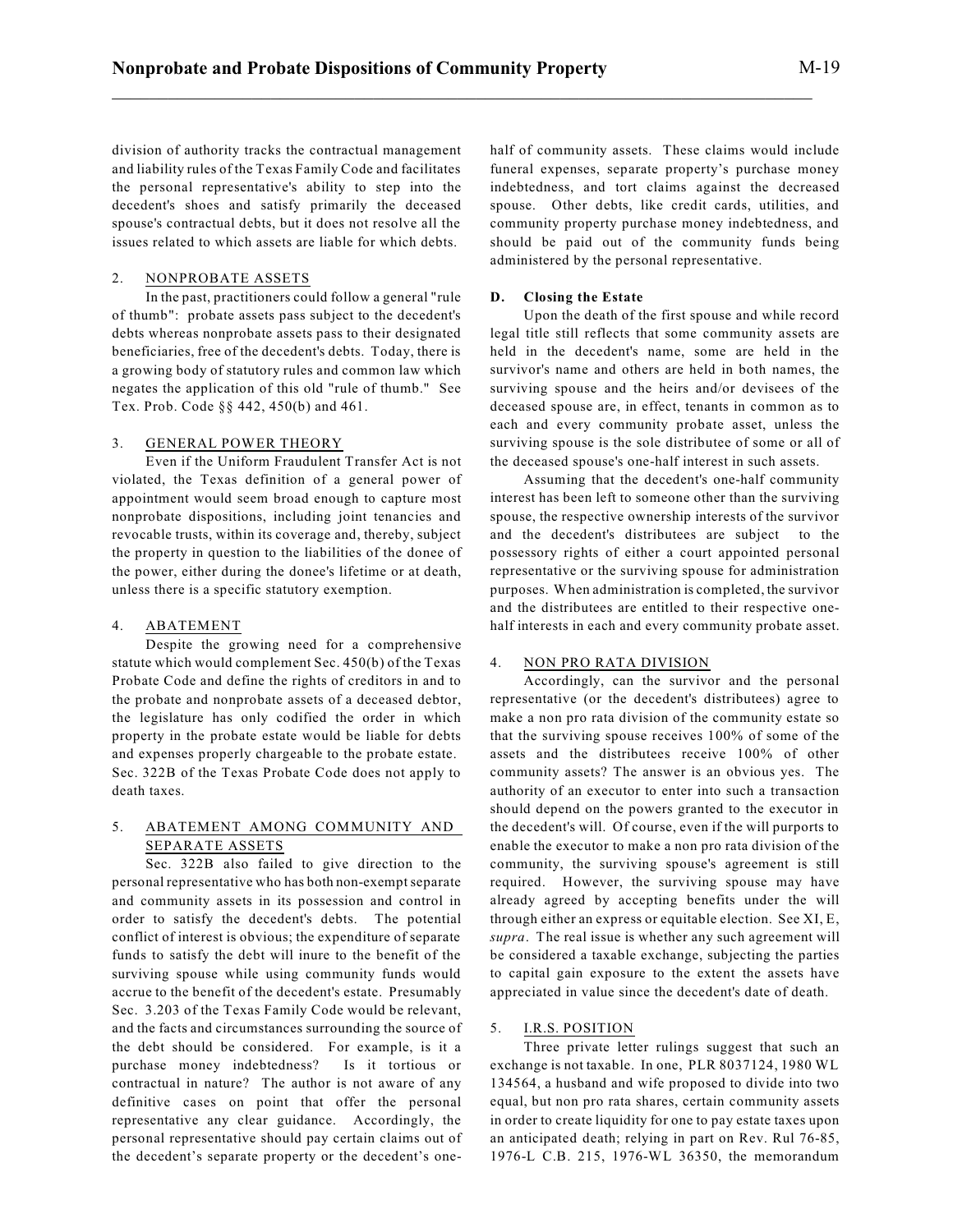division of authority tracks the contractual management and liability rules of the Texas Family Code and facilitates the personal representative's ability to step into the decedent's shoes and satisfy primarily the deceased spouse's contractual debts, but it does not resolve all the issues related to which assets are liable for which debts.

2. NONPROBATE ASSETS

In the past, practitioners could follow a general "rule of thumb": probate assets pass subject to the decedent's debts whereas nonprobate assets pass to their designated beneficiaries, free of the decedent's debts. Today, there is a growing body of statutory rules and common law which negates the application of this old "rule of thumb." See Tex. Prob. Code §§ 442, 450(b) and 461.

3. GENERAL POWER THEORY

Even if the Uniform Fraudulent Transfer Act is not violated, the Texas definition of a general power of appointment would seem broad enough to capture most nonprobate dispositions, including joint tenancies and revocable trusts, within its coverage and, thereby, subject the property in question to the liabilities of the donee of the power, either during the donee's lifetime or at death, unless there is a specific statutory exemption.

4. ABATEMENT

Despite the growing need for a comprehensive statute which would complement Sec. 450(b) of the Texas Probate Code and define the rights of creditors in and to the probate and nonprobate assets of a deceased debtor, the legislature has only codified the order in which property in the probate estate would be liable for debts and expenses properly chargeable to the probate estate. Sec. 322B of the Texas Probate Code does not apply to death taxes.

5. ABATEMENT AMONG COMMUNITY AND SEPARATE ASSETS

Sec. 322B also failed to give direction to the personal representative who has both non-exempt separate and community assets in its possession and control in order to satisfy the decedent's debts. The potential conflict of interest is obvious; the expenditure of separate funds to satisfy the debt will inure to the benefit of the surviving spouse while using community funds would accrue to the benefit of the decedent's estate. Presumably Sec. 3.203 of the Texas Family Code would be relevant, and the facts and circumstances surrounding the source of the debt should be considered. For example, is it a purchase money indebtedness? Is it tortious or contractual in nature? The author is not aware of any definitive cases on point that offer the personal representative any clear guidance. Accordingly, the personal representative should pay certain claims out of the decedent's separate property or the decedent's one-half of community assets. These claims would include funeral expenses, separate property's purchase money indebtedness, and tort claims against the decreased spouse. Other debts, like credit cards, utilities, and community property purchase money indebtedness, and should be paid out of the community funds being administered by the personal representative.

### D. Closing the Estate

Upon the death of the first spouse and while record legal title still reflects that some community assets are held in the decedent's name, some are held in the survivor's name and others are held in both names, the surviving spouse and the heirs and/or devisees of the deceased spouse are, in effect, tenants in common as to each and every community probate asset, unless the surviving spouse is the sole distributee of some or all of the deceased spouse's one-half interest in such assets.

Assuming that the decedent's one-half community interest has been left to someone other than the surviving spouse, the respective ownership interests of the survivor and the decedent's distributees are subject to the possessory rights of either a court appointed personal representative or the surviving spouse for administration purposes. When administration is completed, the survivor and the distributees are entitled to their respective one-half interests in each and every community probate asset.

4. NON PRO RATA DIVISION

Accordingly, can the survivor and the personal representative (or the decedent's distributees) agree to make a non pro rata division of the community estate so that the surviving spouse receives 100% of some of the assets and the distributees receive 100% of other community assets? The answer is an obvious yes. The authority of an executor to enter into such a transaction should depend on the powers granted to the executor in the decedent's will. Of course, even if the will purports to enable the executor to make a non pro rata division of the community, the surviving spouse's agreement is still required. However, the surviving spouse may have already agreed by accepting benefits under the will through either an express or equitable election. See XI, E, *supra*. The real issue is whether any such agreement will be considered a taxable exchange, subjecting the parties to capital gain exposure to the extent the assets have appreciated in value since the decedent's date of death.

5. I.R.S. POSITION

Three private letter rulings suggest that such an exchange is not taxable. In one, PLR 8037124, 1980 WL 134564, a husband and wife proposed to divide into two equal, but non pro rata shares, certain community assets in order to create liquidity for one to pay estate taxes upon an anticipated death; relying in part on Rev. Rul 76-85, 1976-L C.B. 215, 1976-WL 36350, the memorandum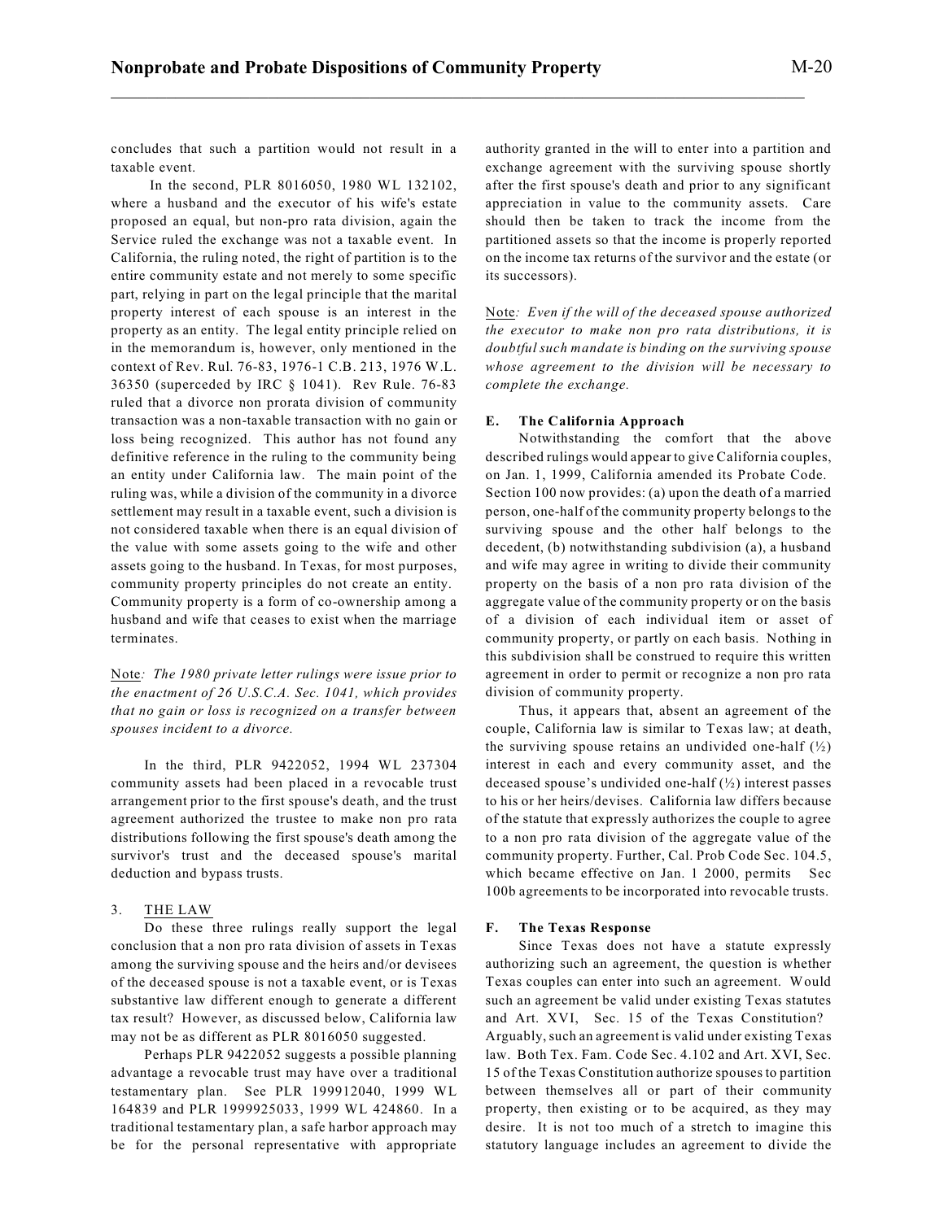concludes that such a partition would not result in a taxable event.

In the second, PLR 8016050, 1980 WL 132102, where a husband and the executor of his wife's estate proposed an equal, but non-pro rata division, again the Service ruled the exchange was not a taxable event. In California, the ruling noted, the right of partition is to the entire community estate and not merely to some specific part, relying in part on the legal principle that the marital property interest of each spouse is an interest in the property as an entity. The legal entity principle relied on in the memorandum is, however, only mentioned in the context of Rev. Rul. 76-83, 1976-1 C.B. 213, 1976 W.L. 36350 (superceded by IRC § 1041). Rev Rule. 76-83 ruled that a divorce non prorata division of community transaction was a non-taxable transaction with no gain or loss being recognized. This author has not found any definitive reference in the ruling to the community being an entity under California law. The main point of the ruling was, while a division of the community in a divorce settlement may result in a taxable event, such a division is not considered taxable when there is an equal division of the value with some assets going to the wife and other assets going to the husband. In Texas, for most purposes, community property principles do not create an entity. Community property is a form of co-ownership among a husband and wife that ceases to exist when the marriage terminates.

<u>Note</u>*: The 1980 private letter rulings were issue prior to the enactment of 26 U.S.C.A. Sec. 1041, which provides that no gain or loss is recognized on a transfer between spouses incident to a divorce.*

In the third, PLR 9422052, 1994 WL 237304 community assets had been placed in a revocable trust arrangement prior to the first spouse's death, and the trust agreement authorized the trustee to make non pro rata distributions following the first spouse's death among the survivor's trust and the deceased spouse's marital deduction and bypass trusts.

3. <u>THE LAW</u>

Do these three rulings really support the legal conclusion that a non pro rata division of assets in Texas among the surviving spouse and the heirs and/or devisees of the deceased spouse is not a taxable event, or is Texas substantive law different enough to generate a different tax result? However, as discussed below, California law may not be as different as PLR 8016050 suggested.

Perhaps PLR 9422052 suggests a possible planning advantage a revocable trust may have over a traditional testamentary plan. See PLR 199912040, 1999 WL 164839 and PLR 1999925033, 1999 WL 424860. In a traditional testamentary plan, a safe harbor approach may be for the personal representative with appropriate authority granted in the will to enter into a partition and exchange agreement with the surviving spouse shortly after the first spouse's death and prior to any significant appreciation in value to the community assets. Care should then be taken to track the income from the partitioned assets so that the income is properly reported on the income tax returns of the survivor and the estate (or its successors).

<u>Note</u>*: Even if the will of the deceased spouse authorized the executor to make non pro rata distributions, it is doubtful such mandate is binding on the surviving spouse whose agreement to the division will be necessary to complete the exchange.*

### E. The California Approach

Notwithstanding the comfort that the above described rulings would appear to give California couples, on Jan. 1, 1999, California amended its Probate Code. Section 100 now provides: (a) upon the death of a married person, one-half of the community property belongs to the surviving spouse and the other half belongs to the decedent, (b) notwithstanding subdivision (a), a husband and wife may agree in writing to divide their community property on the basis of a non pro rata division of the aggregate value of the community property or on the basis of a division of each individual item or asset of community property, or partly on each basis. Nothing in this subdivision shall be construed to require this written agreement in order to permit or recognize a non pro rata division of community property.

Thus, it appears that, absent an agreement of the couple, California law is similar to Texas law; at death, the surviving spouse retains an undivided one-half (½) interest in each and every community asset, and the deceased spouse's undivided one-half (½) interest passes to his or her heirs/devises. California law differs because of the statute that expressly authorizes the couple to agree to a non pro rata division of the aggregate value of the community property. Further, Cal. Prob Code Sec. 104.5, which became effective on Jan. 1 2000, permits Sec 100b agreements to be incorporated into revocable trusts.

### F. The Texas Response

Since Texas does not have a statute expressly authorizing such an agreement, the question is whether Texas couples can enter into such an agreement. Would such an agreement be valid under existing Texas statutes and Art. XVI, Sec. 15 of the Texas Constitution? Arguably, such an agreement is valid under existing Texas law. Both Tex. Fam. Code Sec. 4.102 and Art. XVI, Sec. 15 of the Texas Constitution authorize spouses to partition between themselves all or part of their community property, then existing or to be acquired, as they may desire. It is not too much of a stretch to imagine this statutory language includes an agreement to divide the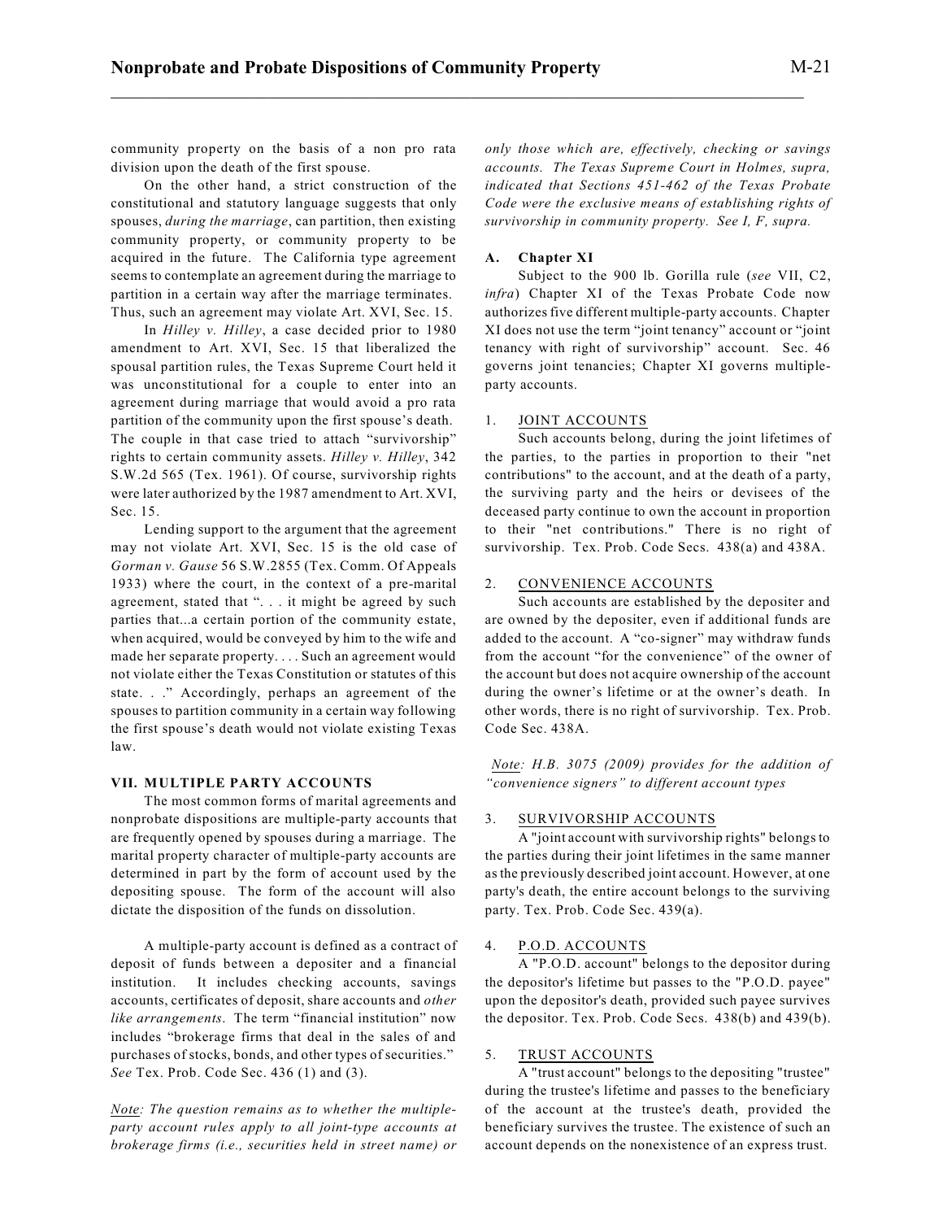community property on the basis of a non pro rata division upon the death of the first spouse.

On the other hand, a strict construction of the constitutional and statutory language suggests that only spouses, *during the marriage*, can partition, then existing community property, or community property to be acquired in the future. The California type agreement seems to contemplate an agreement during the marriage to partition in a certain way after the marriage terminates. Thus, such an agreement may violate Art. XVI, Sec. 15.

In *Hilley v. Hilley*, a case decided prior to 1980 amendment to Art. XVI, Sec. 15 that liberalized the spousal partition rules, the Texas Supreme Court held it was unconstitutional for a couple to enter into an agreement during marriage that would avoid a pro rata partition of the community upon the first spouse's death. The couple in that case tried to attach "survivorship" rights to certain community assets. *Hilley v. Hilley*, 342 S.W.2d 565 (Tex. 1961). Of course, survivorship rights were later authorized by the 1987 amendment to Art. XVI, Sec. 15.

Lending support to the argument that the agreement may not violate Art. XVI, Sec. 15 is the old case of *Gorman v. Gause* 56 S.W.2855 (Tex. Comm. Of Appeals 1933) where the court, in the context of a pre-marital agreement, stated that ". . . it might be agreed by such parties that...a certain portion of the community estate, when acquired, would be conveyed by him to the wife and made her separate property. . . . Such an agreement would not violate either the Texas Constitution or statutes of this state. . ." Accordingly, perhaps an agreement of the spouses to partition community in a certain way following the first spouse's death would not violate existing Texas law.

## VII. MULTIPLE PARTY ACCOUNTS

The most common forms of marital agreements and nonprobate dispositions are multiple-party accounts that are frequently opened by spouses during a marriage. The marital property character of multiple-party accounts are determined in part by the form of account used by the depositing spouse. The form of the account will also dictate the disposition of the funds on dissolution.

A multiple-party account is defined as a contract of deposit of funds between a depositer and a financial institution. It includes checking accounts, savings accounts, certificates of deposit, share accounts and *other like arrangements*. The term "financial institution" now includes "brokerage firms that deal in the sales of and purchases of stocks, bonds, and other types of securities." *See* Tex. Prob. Code Sec. 436 (1) and (3).

*Note: The question remains as to whether the multiple-party account rules apply to all joint-type accounts at brokerage firms (i.e., securities held in street name) or only those which are, effectively, checking or savings accounts. The Texas Supreme Court in Holmes, supra, indicated that Sections 451-462 of the Texas Probate Code were the exclusive means of establishing rights of survivorship in community property. See I, F, supra.*

### A. Chapter XI

Subject to the 900 lb. Gorilla rule (*see* VII, C2, *infra*) Chapter XI of the Texas Probate Code now authorizes five different multiple-party accounts. Chapter XI does not use the term "joint tenancy" account or "joint tenancy with right of survivorship" account. Sec. 46 governs joint tenancies; Chapter XI governs multiple-party accounts.

#### 1. JOINT ACCOUNTS

Such accounts belong, during the joint lifetimes of the parties, to the parties in proportion to their "net contributions" to the account, and at the death of a party, the surviving party and the heirs or devisees of the deceased party continue to own the account in proportion to their "net contributions." There is no right of survivorship. Tex. Prob. Code Secs. 438(a) and 438A.

#### 2. CONVENIENCE ACCOUNTS

Such accounts are established by the depositer and are owned by the depositer, even if additional funds are added to the account. A "co-signer" may withdraw funds from the account "for the convenience" of the owner of the account but does not acquire ownership of the account during the owner's lifetime or at the owner's death. In other words, there is no right of survivorship. Tex. Prob. Code Sec. 438A.

*Note: H.B. 3075 (2009) provides for the addition of "convenience signers" to different account types*

#### 3. SURVIVORSHIP ACCOUNTS

A "joint account with survivorship rights" belongs to the parties during their joint lifetimes in the same manner as the previously described joint account. However, at one party's death, the entire account belongs to the surviving party. Tex. Prob. Code Sec. 439(a).

#### 4. P.O.D. ACCOUNTS

A "P.O.D. account" belongs to the depositor during the depositor's lifetime but passes to the "P.O.D. payee" upon the depositor's death, provided such payee survives the depositor. Tex. Prob. Code Secs. 438(b) and 439(b).

#### 5. TRUST ACCOUNTS

A "trust account" belongs to the depositing "trustee" during the trustee's lifetime and passes to the beneficiary of the account at the trustee's death, provided the beneficiary survives the trustee. The existence of such an account depends on the nonexistence of an express trust.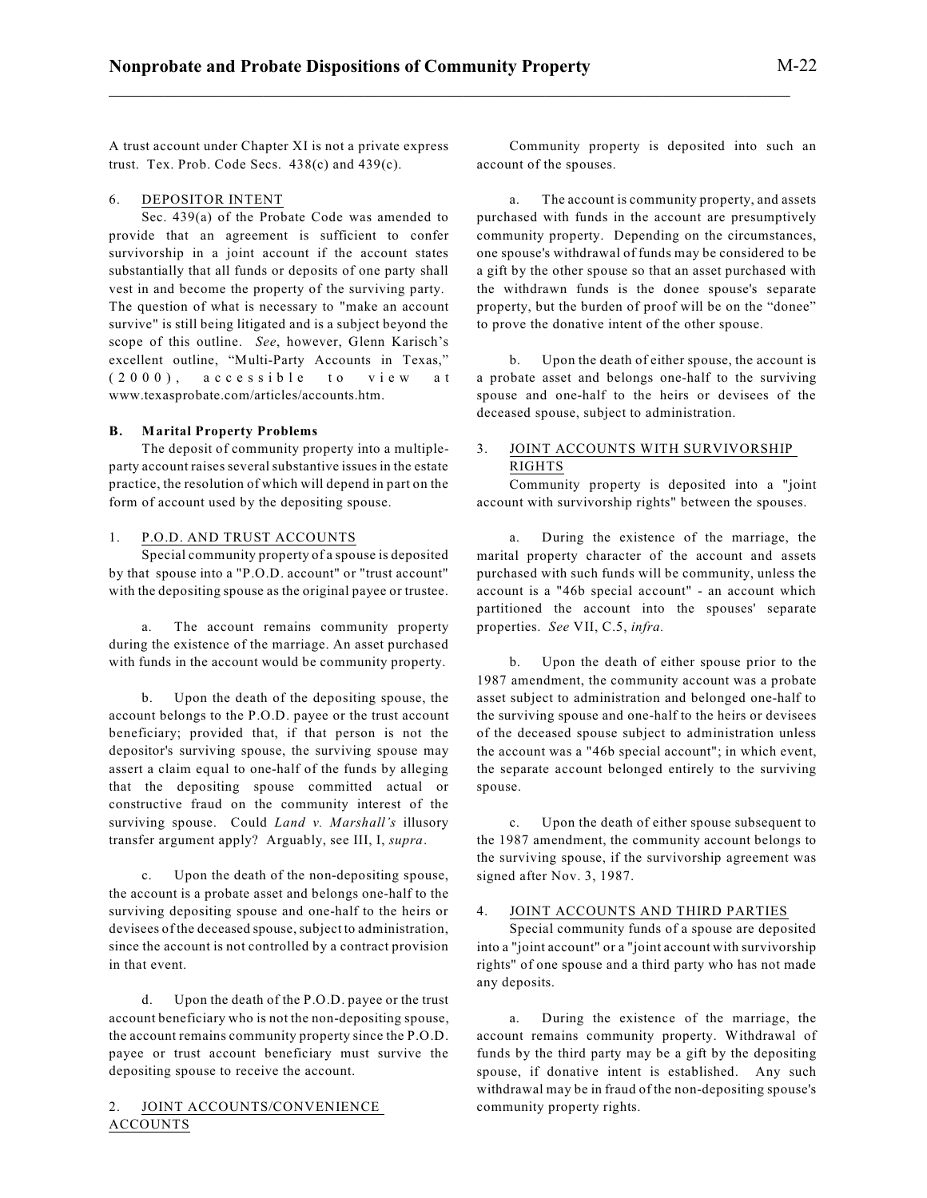A trust account under Chapter XI is not a private express trust. Tex. Prob. Code Secs. 438(c) and 439(c).

6. DEPOSITOR INTENT

Sec. 439(a) of the Probate Code was amended to provide that an agreement is sufficient to confer survivorship in a joint account if the account states substantially that all funds or deposits of one party shall vest in and become the property of the surviving party. The question of what is necessary to "make an account survive" is still being litigated and is a subject beyond the scope of this outline. *See*, however, Glenn Karisch's excellent outline, "Multi-Party Accounts in Texas," (2000), accessible to view at www.texasprobate.com/articles/accounts.htm.

**B. Marital Property Problems**

The deposit of community property into a multiple-party account raises several substantive issues in the estate practice, the resolution of which will depend in part on the form of account used by the depositing spouse.

1. P.O.D. AND TRUST ACCOUNTS

Special community property of a spouse is deposited by that spouse into a "P.O.D. account" or "trust account" with the depositing spouse as the original payee or trustee.

a. The account remains community property during the existence of the marriage. An asset purchased with funds in the account would be community property.

b. Upon the death of the depositing spouse, the account belongs to the P.O.D. payee or the trust account beneficiary; provided that, if that person is not the depositor's surviving spouse, the surviving spouse may assert a claim equal to one-half of the funds by alleging that the depositing spouse committed actual or constructive fraud on the community interest of the surviving spouse. Could *Land v. Marshall's* illusory transfer argument apply? Arguably, see III, I, *supra*.

c. Upon the death of the non-depositing spouse, the account is a probate asset and belongs one-half to the surviving depositing spouse and one-half to the heirs or devisees of the deceased spouse, subject to administration, since the account is not controlled by a contract provision in that event.

d. Upon the death of the P.O.D. payee or the trust account beneficiary who is not the non-depositing spouse, the account remains community property since the P.O.D. payee or trust account beneficiary must survive the depositing spouse to receive the account.

2. JOINT ACCOUNTS/CONVENIENCE ACCOUNTS

Community property is deposited into such an account of the spouses.

a. The account is community property, and assets purchased with funds in the account are presumptively community property. Depending on the circumstances, one spouse's withdrawal of funds may be considered to be a gift by the other spouse so that an asset purchased with the withdrawn funds is the donee spouse's separate property, but the burden of proof will be on the "donee" to prove the donative intent of the other spouse.

b. Upon the death of either spouse, the account is a probate asset and belongs one-half to the surviving spouse and one-half to the heirs or devisees of the deceased spouse, subject to administration.

3. JOINT ACCOUNTS WITH SURVIVORSHIP RIGHTS

Community property is deposited into a "joint account with survivorship rights" between the spouses.

a. During the existence of the marriage, the marital property character of the account and assets purchased with such funds will be community, unless the account is a "46b special account" - an account which partitioned the account into the spouses' separate properties. *See* VII, C.5, *infra.*

b. Upon the death of either spouse prior to the 1987 amendment, the community account was a probate asset subject to administration and belonged one-half to the surviving spouse and one-half to the heirs or devisees of the deceased spouse subject to administration unless the account was a "46b special account"; in which event, the separate account belonged entirely to the surviving spouse.

c. Upon the death of either spouse subsequent to the 1987 amendment, the community account belongs to the surviving spouse, if the survivorship agreement was signed after Nov. 3, 1987.

4. JOINT ACCOUNTS AND THIRD PARTIES

Special community funds of a spouse are deposited into a "joint account" or a "joint account with survivorship rights" of one spouse and a third party who has not made any deposits.

a. During the existence of the marriage, the account remains community property. Withdrawal of funds by the third party may be a gift by the depositing spouse, if donative intent is established. Any such withdrawal may be in fraud of the non-depositing spouse's community property rights.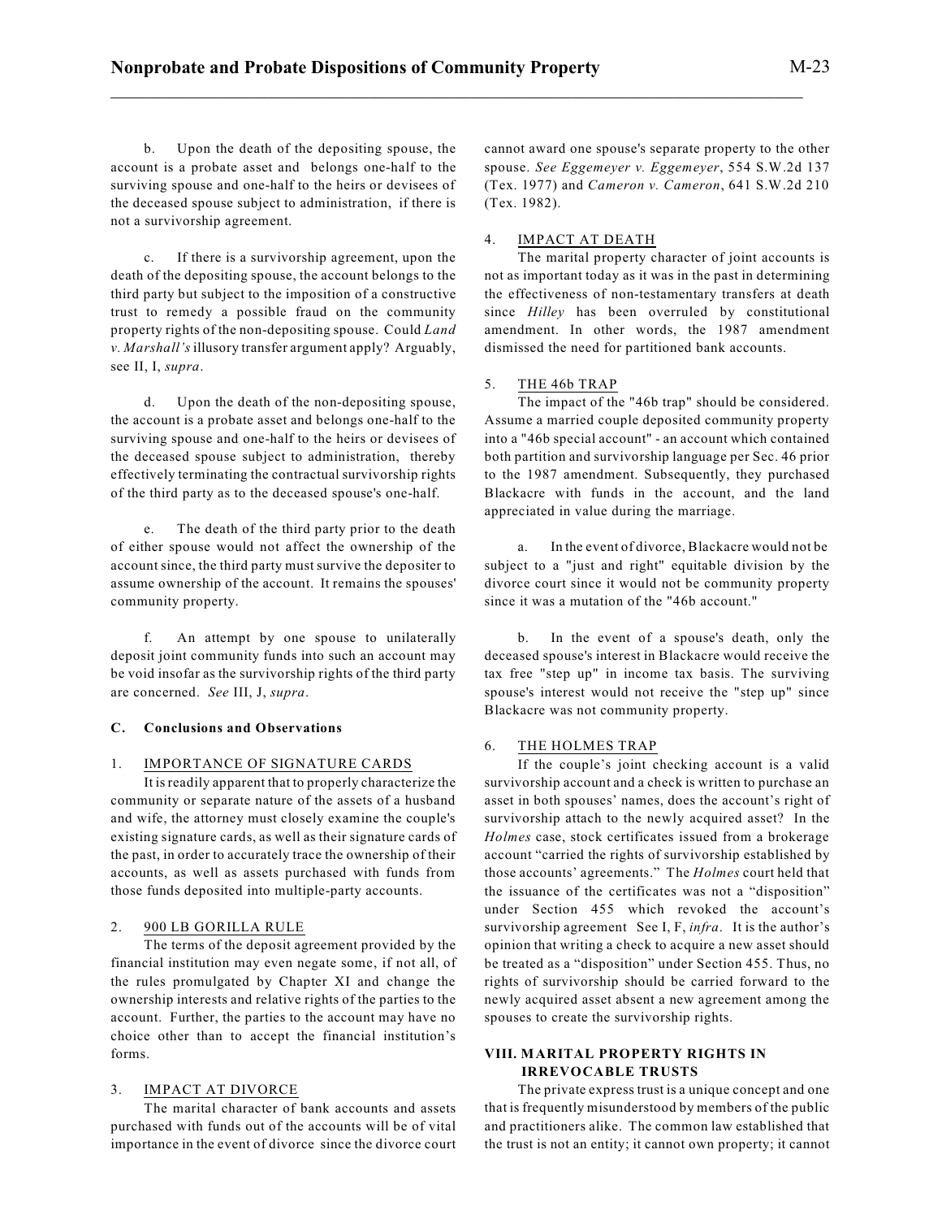b. Upon the death of the depositing spouse, the account is a probate asset and belongs one-half to the surviving spouse and one-half to the heirs or devisees of the deceased spouse subject to administration, if there is not a survivorship agreement.

c. If there is a survivorship agreement, upon the death of the depositing spouse, the account belongs to the third party but subject to the imposition of a constructive trust to remedy a possible fraud on the community property rights of the non-depositing spouse. Could *Land v. Marshall's* illusory transfer argument apply? Arguably, see II, I, *supra*.

d. Upon the death of the non-depositing spouse, the account is a probate asset and belongs one-half to the surviving spouse and one-half to the heirs or devisees of the deceased spouse subject to administration, thereby effectively terminating the contractual survivorship rights of the third party as to the deceased spouse's one-half.

e. The death of the third party prior to the death of either spouse would not affect the ownership of the account since, the third party must survive the depositer to assume ownership of the account. It remains the spouses' community property.

f. An attempt by one spouse to unilaterally deposit joint community funds into such an account may be void insofar as the survivorship rights of the third party are concerned. *See* III, J, *supra*.

### C. Conclusions and Observations

1. IMPORTANCE OF SIGNATURE CARDS

It is readily apparent that to properly characterize the community or separate nature of the assets of a husband and wife, the attorney must closely examine the couple's existing signature cards, as well as their signature cards of the past, in order to accurately trace the ownership of their accounts, as well as assets purchased with funds from those funds deposited into multiple-party accounts.

2. 900 LB GORILLA RULE

The terms of the deposit agreement provided by the financial institution may even negate some, if not all, of the rules promulgated by Chapter XI and change the ownership interests and relative rights of the parties to the account. Further, the parties to the account may have no choice other than to accept the financial institution's forms.

3. IMPACT AT DIVORCE

The marital character of bank accounts and assets purchased with funds out of the accounts will be of vital importance in the event of divorce since the divorce court cannot award one spouse's separate property to the other spouse. *See Eggemeyer v. Eggemeyer*, 554 S.W.2d 137 (Tex. 1977) and *Cameron v. Cameron*, 641 S.W.2d 210 (Tex. 1982).

4. IMPACT AT DEATH

The marital property character of joint accounts is not as important today as it was in the past in determining the effectiveness of non-testamentary transfers at death since *Hilley* has been overruled by constitutional amendment. In other words, the 1987 amendment dismissed the need for partitioned bank accounts.

5. THE 46b TRAP

The impact of the "46b trap" should be considered. Assume a married couple deposited community property into a "46b special account" - an account which contained both partition and survivorship language per Sec. 46 prior to the 1987 amendment. Subsequently, they purchased Blackacre with funds in the account, and the land appreciated in value during the marriage.

a. In the event of divorce, Blackacre would not be subject to a "just and right" equitable division by the divorce court since it would not be community property since it was a mutation of the "46b account."

b. In the event of a spouse's death, only the deceased spouse's interest in Blackacre would receive the tax free "step up" in income tax basis. The surviving spouse's interest would not receive the "step up" since Blackacre was not community property.

6. THE HOLMES TRAP

If the couple's joint checking account is a valid survivorship account and a check is written to purchase an asset in both spouses' names, does the account's right of survivorship attach to the newly acquired asset? In the *Holmes* case, stock certificates issued from a brokerage account "carried the rights of survivorship established by those accounts' agreements." The *Holmes* court held that the issuance of the certificates was not a "disposition" under Section 455 which revoked the account's survivorship agreement See I, F, *infra*. It is the author's opinion that writing a check to acquire a new asset should be treated as a "disposition" under Section 455. Thus, no rights of survivorship should be carried forward to the newly acquired asset absent a new agreement among the spouses to create the survivorship rights.

## VIII. MARITAL PROPERTY RIGHTS IN IRREVOCABLE TRUSTS

The private express trust is a unique concept and one that is frequently misunderstood by members of the public and practitioners alike. The common law established that the trust is not an entity; it cannot own property; it cannot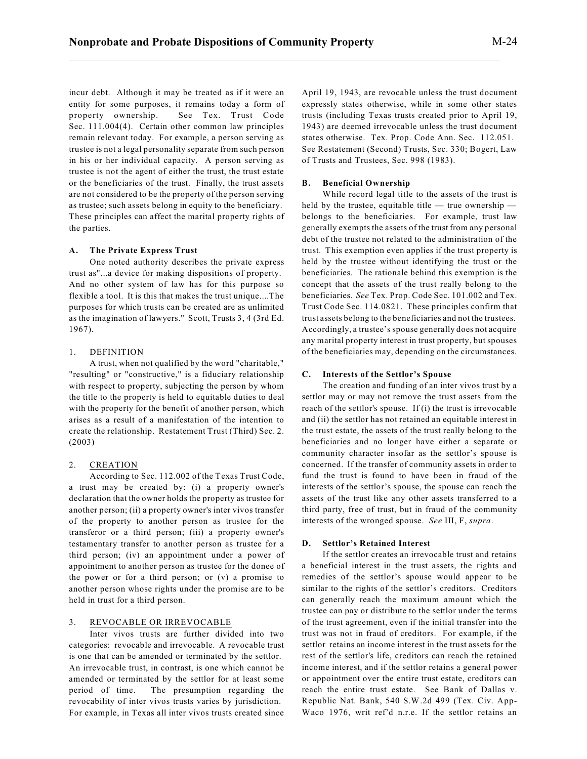incur debt. Although it may be treated as if it were an entity for some purposes, it remains today a form of property ownership. See Tex. Trust Code Sec. 111.004(4). Certain other common law principles remain relevant today. For example, a person serving as trustee is not a legal personality separate from such person in his or her individual capacity. A person serving as trustee is not the agent of either the trust, the trust estate or the beneficiaries of the trust. Finally, the trust assets are not considered to be the property of the person serving as trustee; such assets belong in equity to the beneficiary. These principles can affect the marital property rights of the parties.

#### A. The Private Express Trust

One noted authority describes the private express trust as"...a device for making dispositions of property. And no other system of law has for this purpose so flexible a tool. It is this that makes the trust unique....The purposes for which trusts can be created are as unlimited as the imagination of lawyers." Scott, Trusts 3, 4 (3rd Ed. 1967).

##### 1. DEFINITION

A trust, when not qualified by the word "charitable," "resulting" or "constructive," is a fiduciary relationship with respect to property, subjecting the person by whom the title to the property is held to equitable duties to deal with the property for the benefit of another person, which arises as a result of a manifestation of the intention to create the relationship. Restatement Trust (Third) Sec. 2. (2003)

##### 2. CREATION

According to Sec. 112.002 of the Texas Trust Code, a trust may be created by: (i) a property owner's declaration that the owner holds the property as trustee for another person; (ii) a property owner's inter vivos transfer of the property to another person as trustee for the transferor or a third person; (iii) a property owner's testamentary transfer to another person as trustee for a third person; (iv) an appointment under a power of appointment to another person as trustee for the donee of the power or for a third person; or (v) a promise to another person whose rights under the promise are to be held in trust for a third person.

##### 3. REVOCABLE OR IRREVOCABLE

Inter vivos trusts are further divided into two categories: revocable and irrevocable. A revocable trust is one that can be amended or terminated by the settlor. An irrevocable trust, in contrast, is one which cannot be amended or terminated by the settlor for at least some period of time. The presumption regarding the revocability of inter vivos trusts varies by jurisdiction. For example, in Texas all inter vivos trusts created since April 19, 1943, are revocable unless the trust document expressly states otherwise, while in some other states trusts (including Texas trusts created prior to April 19, 1943) are deemed irrevocable unless the trust document states otherwise. Tex. Prop. Code Ann. Sec. 112.051. See Restatement (Second) Trusts, Sec. 330; Bogert, Law of Trusts and Trustees, Sec. 998 (1983).

#### B. Beneficial Ownership

While record legal title to the assets of the trust is held by the trustee, equitable title — true ownership — belongs to the beneficiaries. For example, trust law generally exempts the assets of the trust from any personal debt of the trustee not related to the administration of the trust. This exemption even applies if the trust property is held by the trustee without identifying the trust or the beneficiaries. The rationale behind this exemption is the concept that the assets of the trust really belong to the beneficiaries. *See* Tex. Prop. Code Sec. 101.002 and Tex. Trust Code Sec. 114.0821. These principles confirm that trust assets belong to the beneficiaries and not the trustees. Accordingly, a trustee's spouse generally does not acquire any marital property interest in trust property, but spouses of the beneficiaries may, depending on the circumstances.

#### C. Interests of the Settlor's Spouse

The creation and funding of an inter vivos trust by a settlor may or may not remove the trust assets from the reach of the settlor's spouse. If (i) the trust is irrevocable and (ii) the settlor has not retained an equitable interest in the trust estate, the assets of the trust really belong to the beneficiaries and no longer have either a separate or community character insofar as the settlor's spouse is concerned. If the transfer of community assets in order to fund the trust is found to have been in fraud of the interests of the settlor's spouse, the spouse can reach the assets of the trust like any other assets transferred to a third party, free of trust, but in fraud of the community interests of the wronged spouse. *See* III, F, *supra*.

#### D. Settlor's Retained Interest

If the settlor creates an irrevocable trust and retains a beneficial interest in the trust assets, the rights and remedies of the settlor's spouse would appear to be similar to the rights of the settlor's creditors. Creditors can generally reach the maximum amount which the trustee can pay or distribute to the settlor under the terms of the trust agreement, even if the initial transfer into the trust was not in fraud of creditors. For example, if the settlor retains an income interest in the trust assets for the rest of the settlor's life, creditors can reach the retained income interest, and if the settlor retains a general power or appointment over the entire trust estate, creditors can reach the entire trust estate. See Bank of Dallas v. Republic Nat. Bank, 540 S.W.2d 499 (Tex. Civ. App-Waco 1976, writ ref'd n.r.e. If the settlor retains an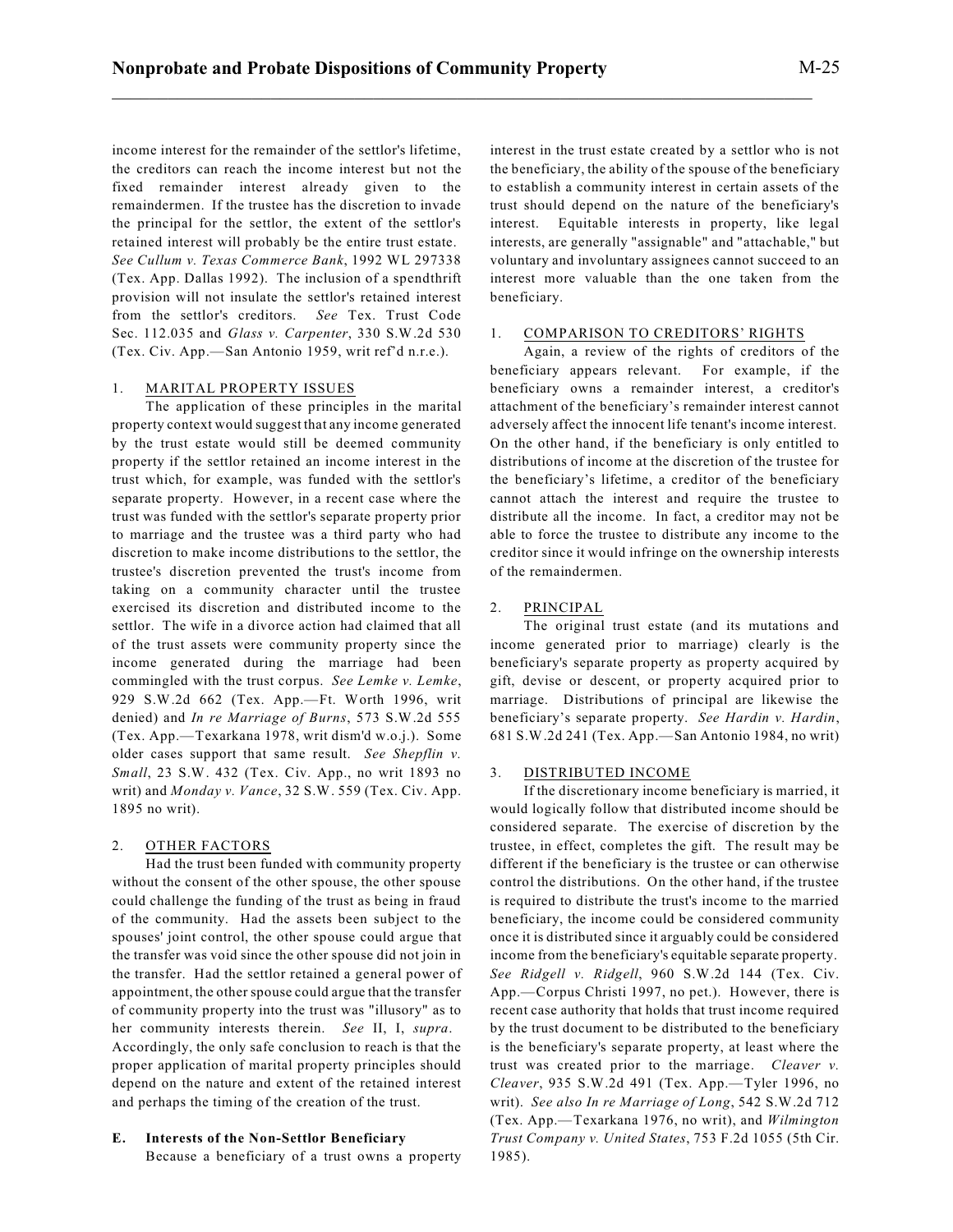income interest for the remainder of the settlor's lifetime, the creditors can reach the income interest but not the fixed remainder interest already given to the remaindermen. If the trustee has the discretion to invade the principal for the settlor, the extent of the settlor's retained interest will probably be the entire trust estate. *See Cullum v. Texas Commerce Bank*, 1992 WL 297338 (Tex. App. Dallas 1992). The inclusion of a spendthrift provision will not insulate the settlor's retained interest from the settlor's creditors. *See* Tex. Trust Code Sec. 112.035 and *Glass v. Carpenter*, 330 S.W.2d 530 (Tex. Civ. App.—San Antonio 1959, writ ref'd n.r.e.).

### 1. MARITAL PROPERTY ISSUES

The application of these principles in the marital property context would suggest that any income generated by the trust estate would still be deemed community property if the settlor retained an income interest in the trust which, for example, was funded with the settlor's separate property. However, in a recent case where the trust was funded with the settlor's separate property prior to marriage and the trustee was a third party who had discretion to make income distributions to the settlor, the trustee's discretion prevented the trust's income from taking on a community character until the trustee exercised its discretion and distributed income to the settlor. The wife in a divorce action had claimed that all of the trust assets were community property since the income generated during the marriage had been commingled with the trust corpus. *See Lemke v. Lemke*, 929 S.W.2d 662 (Tex. App.—Ft. Worth 1996, writ denied) and *In re Marriage of Burns*, 573 S.W.2d 555 (Tex. App.—Texarkana 1978, writ dism'd w.o.j.). Some older cases support that same result. *See Shepflin v. Small*, 23 S.W. 432 (Tex. Civ. App., no writ 1893 no writ) and *Monday v. Vance*, 32 S.W. 559 (Tex. Civ. App. 1895 no writ).

### 2. OTHER FACTORS

Had the trust been funded with community property without the consent of the other spouse, the other spouse could challenge the funding of the trust as being in fraud of the community. Had the assets been subject to the spouses' joint control, the other spouse could argue that the transfer was void since the other spouse did not join in the transfer. Had the settlor retained a general power of appointment, the other spouse could argue that the transfer of community property into the trust was "illusory" as to her community interests therein. *See* II, I, *supra*. Accordingly, the only safe conclusion to reach is that the proper application of marital property principles should depend on the nature and extent of the retained interest and perhaps the timing of the creation of the trust.

## E. Interests of the Non-Settlor Beneficiary

Because a beneficiary of a trust owns a property interest in the trust estate created by a settlor who is not the beneficiary, the ability of the spouse of the beneficiary to establish a community interest in certain assets of the trust should depend on the nature of the beneficiary's interest. Equitable interests in property, like legal interests, are generally "assignable" and "attachable," but voluntary and involuntary assignees cannot succeed to an interest more valuable than the one taken from the beneficiary.

### 1. COMPARISON TO CREDITORS' RIGHTS

Again, a review of the rights of creditors of the beneficiary appears relevant. For example, if the beneficiary owns a remainder interest, a creditor's attachment of the beneficiary's remainder interest cannot adversely affect the innocent life tenant's income interest. On the other hand, if the beneficiary is only entitled to distributions of income at the discretion of the trustee for the beneficiary's lifetime, a creditor of the beneficiary cannot attach the interest and require the trustee to distribute all the income. In fact, a creditor may not be able to force the trustee to distribute any income to the creditor since it would infringe on the ownership interests of the remaindermen.

### 2. PRINCIPAL

The original trust estate (and its mutations and income generated prior to marriage) clearly is the beneficiary's separate property as property acquired by gift, devise or descent, or property acquired prior to marriage. Distributions of principal are likewise the beneficiary's separate property. *See Hardin v. Hardin*, 681 S.W.2d 241 (Tex. App.—San Antonio 1984, no writ)

### 3. DISTRIBUTED INCOME

If the discretionary income beneficiary is married, it would logically follow that distributed income should be considered separate. The exercise of discretion by the trustee, in effect, completes the gift. The result may be different if the beneficiary is the trustee or can otherwise control the distributions. On the other hand, if the trustee is required to distribute the trust's income to the married beneficiary, the income could be considered community once it is distributed since it arguably could be considered income from the beneficiary's equitable separate property. *See Ridgell v. Ridgell*, 960 S.W.2d 144 (Tex. Civ. App.—Corpus Christi 1997, no pet.). However, there is recent case authority that holds that trust income required by the trust document to be distributed to the beneficiary is the beneficiary's separate property, at least where the trust was created prior to the marriage. *Cleaver v. Cleaver*, 935 S.W.2d 491 (Tex. App.—Tyler 1996, no writ). *See also In re Marriage of Long*, 542 S.W.2d 712 (Tex. App.—Texarkana 1976, no writ), and *Wilmington Trust Company v. United States*, 753 F.2d 1055 (5th Cir. 1985).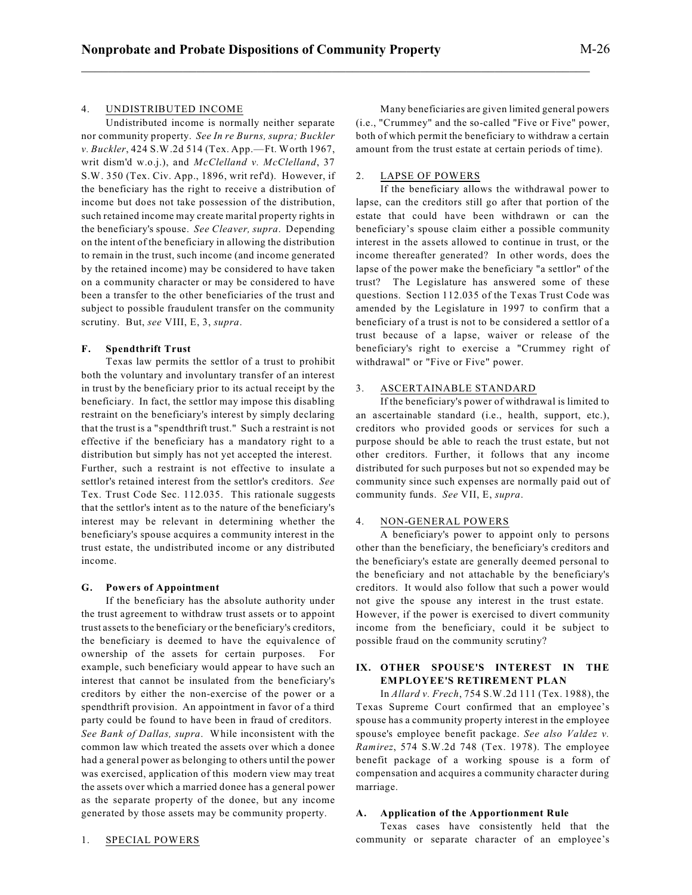#### 4. UNDISTRIBUTED INCOME

Undistributed income is normally neither separate nor community property. *See In re Burns, supra; Buckler v. Buckler*, 424 S.W.2d 514 (Tex. App.—Ft. Worth 1967, writ dism'd w.o.j.), and *McClelland v. McClelland*, 37 S.W. 350 (Tex. Civ. App., 1896, writ ref'd). However, if the beneficiary has the right to receive a distribution of income but does not take possession of the distribution, such retained income may create marital property rights in the beneficiary's spouse. *See Cleaver, supra*. Depending on the intent of the beneficiary in allowing the distribution to remain in the trust, such income (and income generated by the retained income) may be considered to have taken on a community character or may be considered to have been a transfer to the other beneficiaries of the trust and subject to possible fraudulent transfer on the community scrutiny. But, *see* VIII, E, 3, *supra*.

### F. Spendthrift Trust

Texas law permits the settlor of a trust to prohibit both the voluntary and involuntary transfer of an interest in trust by the beneficiary prior to its actual receipt by the beneficiary. In fact, the settlor may impose this disabling restraint on the beneficiary's interest by simply declaring that the trust is a "spendthrift trust." Such a restraint is not effective if the beneficiary has a mandatory right to a distribution but simply has not yet accepted the interest. Further, such a restraint is not effective to insulate a settlor's retained interest from the settlor's creditors. *See* Tex. Trust Code Sec. 112.035. This rationale suggests that the settlor's intent as to the nature of the beneficiary's interest may be relevant in determining whether the beneficiary's spouse acquires a community interest in the trust estate, the undistributed income or any distributed income.

### G. Powers of Appointment

If the beneficiary has the absolute authority under the trust agreement to withdraw trust assets or to appoint trust assets to the beneficiary or the beneficiary's creditors, the beneficiary is deemed to have the equivalence of ownership of the assets for certain purposes. For example, such beneficiary would appear to have such an interest that cannot be insulated from the beneficiary's creditors by either the non-exercise of the power or a spendthrift provision. An appointment in favor of a third party could be found to have been in fraud of creditors. *See Bank of Dallas, supra*. While inconsistent with the common law which treated the assets over which a donee had a general power as belonging to others until the power was exercised, application of this modern view may treat the assets over which a married donee has a general power as the separate property of the donee, but any income generated by those assets may be community property.

#### 1. SPECIAL POWERS

Many beneficiaries are given limited general powers (i.e., "Crummey" and the so-called "Five or Five" power, both of which permit the beneficiary to withdraw a certain amount from the trust estate at certain periods of time).

#### 2. LAPSE OF POWERS

If the beneficiary allows the withdrawal power to lapse, can the creditors still go after that portion of the estate that could have been withdrawn or can the beneficiary's spouse claim either a possible community interest in the assets allowed to continue in trust, or the income thereafter generated? In other words, does the lapse of the power make the beneficiary "a settlor" of the trust? The Legislature has answered some of these questions. Section 112.035 of the Texas Trust Code was amended by the Legislature in 1997 to confirm that a beneficiary of a trust is not to be considered a settlor of a trust because of a lapse, waiver or release of the beneficiary's right to exercise a "Crummey right of withdrawal" or "Five or Five" power.

#### 3. ASCERTAINABLE STANDARD

If the beneficiary's power of withdrawal is limited to an ascertainable standard (i.e., health, support, etc.), creditors who provided goods or services for such a purpose should be able to reach the trust estate, but not other creditors. Further, it follows that any income distributed for such purposes but not so expended may be community since such expenses are normally paid out of community funds. *See* VII, E, *supra*.

#### 4. NON-GENERAL POWERS

A beneficiary's power to appoint only to persons other than the beneficiary, the beneficiary's creditors and the beneficiary's estate are generally deemed personal to the beneficiary and not attachable by the beneficiary's creditors. It would also follow that such a power would not give the spouse any interest in the trust estate. However, if the power is exercised to divert community income from the beneficiary, could it be subject to possible fraud on the community scrutiny?

## IX. OTHER SPOUSE'S INTEREST IN THE EMPLOYEE'S RETIREMENT PLAN

In *Allard v. Frech*, 754 S.W.2d 111 (Tex. 1988), the Texas Supreme Court confirmed that an employee's spouse has a community property interest in the employee spouse's employee benefit package. *See also Valdez v. Ramirez*, 574 S.W.2d 748 (Tex. 1978). The employee benefit package of a working spouse is a form of compensation and acquires a community character during marriage.

### A. Application of the Apportionment Rule

Texas cases have consistently held that the community or separate character of an employee's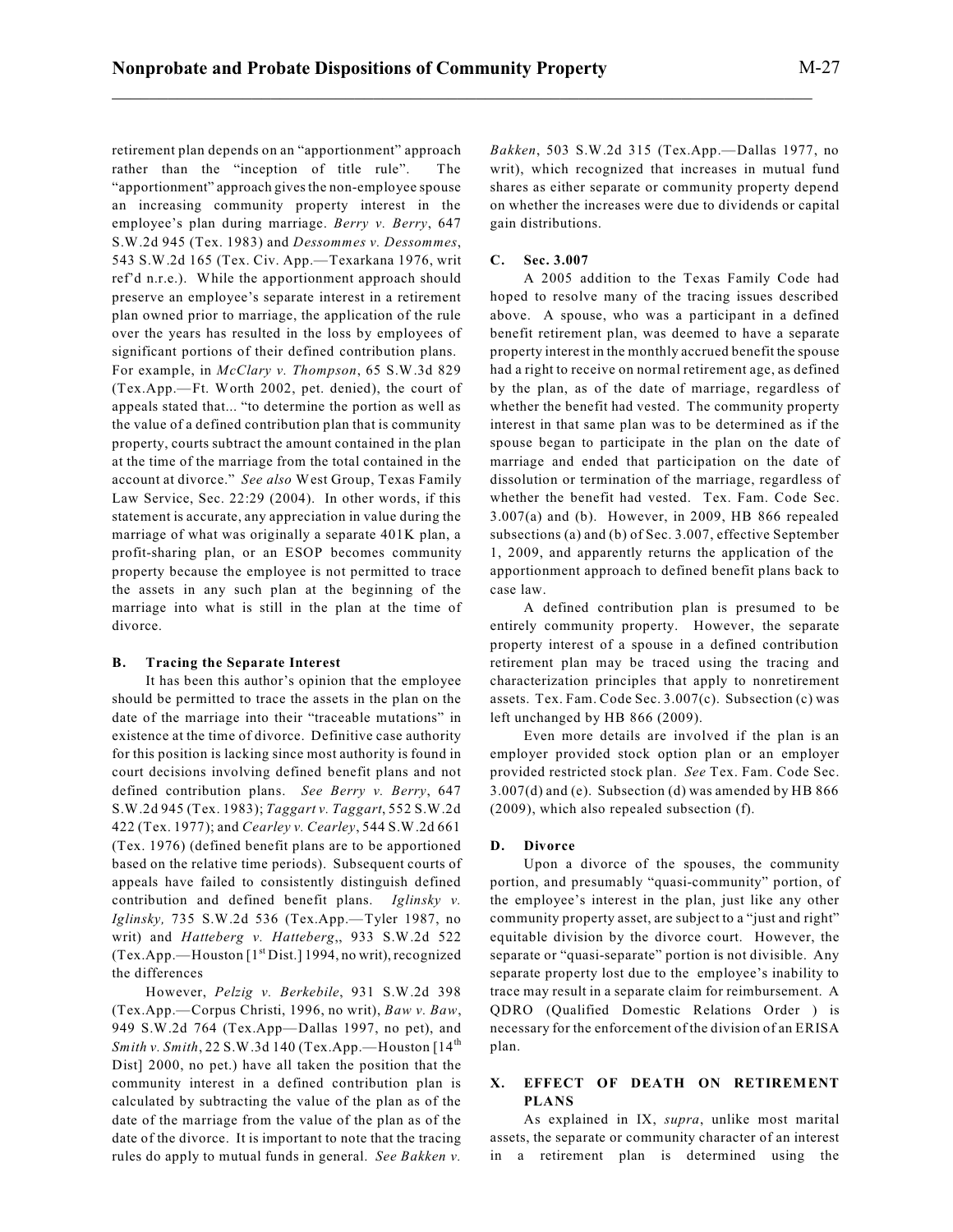retirement plan depends on an "apportionment" approach rather than the "inception of title rule". The "apportionment" approach gives the non-employee spouse an increasing community property interest in the employee's plan during marriage. *Berry v. Berry*, 647 S.W.2d 945 (Tex. 1983) and *Dessommes v. Dessommes*, 543 S.W.2d 165 (Tex. Civ. App.—Texarkana 1976, writ ref'd n.r.e.). While the apportionment approach should preserve an employee's separate interest in a retirement plan owned prior to marriage, the application of the rule over the years has resulted in the loss by employees of significant portions of their defined contribution plans. For example, in *McClary v. Thompson*, 65 S.W.3d 829 (Tex.App.—Ft. Worth 2002, pet. denied), the court of appeals stated that... "to determine the portion as well as the value of a defined contribution plan that is community property, courts subtract the amount contained in the plan at the time of the marriage from the total contained in the account at divorce." *See also* West Group, Texas Family Law Service, Sec. 22:29 (2004). In other words, if this statement is accurate, any appreciation in value during the marriage of what was originally a separate 401K plan, a profit-sharing plan, or an ESOP becomes community property because the employee is not permitted to trace the assets in any such plan at the beginning of the marriage into what is still in the plan at the time of divorce.

### B. Tracing the Separate Interest

It has been this author's opinion that the employee should be permitted to trace the assets in the plan on the date of the marriage into their "traceable mutations" in existence at the time of divorce. Definitive case authority for this position is lacking since most authority is found in court decisions involving defined benefit plans and not defined contribution plans. *See Berry v. Berry*, 647 S.W.2d 945 (Tex. 1983); *Taggart v. Taggart*, 552 S.W.2d 422 (Tex. 1977); and *Cearley v. Cearley*, 544 S.W.2d 661 (Tex. 1976) (defined benefit plans are to be apportioned based on the relative time periods). Subsequent courts of appeals have failed to consistently distinguish defined contribution and defined benefit plans. *Iglinsky v. Iglinsky,* 735 S.W.2d 536 (Tex.App.—Tyler 1987, no writ) and *Hatteberg v. Hatteberg*,, 933 S.W.2d 522 (Tex.App.—Houston [1st Dist.] 1994, no writ), recognized the differences

However, *Pelzig v. Berkebile*, 931 S.W.2d 398 (Tex.App.—Corpus Christi, 1996, no writ), *Baw v. Baw*, 949 S.W.2d 764 (Tex.App—Dallas 1997, no pet), and *Smith v. Smith*, 22 S.W.3d 140 (Tex.App.—Houston [14th Dist] 2000, no pet.) have all taken the position that the community interest in a defined contribution plan is calculated by subtracting the value of the plan as of the date of the marriage from the value of the plan as of the date of the divorce. It is important to note that the tracing rules do apply to mutual funds in general. *See Bakken v. Bakken*, 503 S.W.2d 315 (Tex.App.—Dallas 1977, no writ), which recognized that increases in mutual fund shares as either separate or community property depend on whether the increases were due to dividends or capital gain distributions.

### C. Sec. 3.007

A 2005 addition to the Texas Family Code had hoped to resolve many of the tracing issues described above. A spouse, who was a participant in a defined benefit retirement plan, was deemed to have a separate property interest in the monthly accrued benefit the spouse had a right to receive on normal retirement age, as defined by the plan, as of the date of marriage, regardless of whether the benefit had vested. The community property interest in that same plan was to be determined as if the spouse began to participate in the plan on the date of marriage and ended that participation on the date of dissolution or termination of the marriage, regardless of whether the benefit had vested. Tex. Fam. Code Sec. 3.007(a) and (b). However, in 2009, HB 866 repealed subsections (a) and (b) of Sec. 3.007, effective September 1, 2009, and apparently returns the application of the apportionment approach to defined benefit plans back to case law.

A defined contribution plan is presumed to be entirely community property. However, the separate property interest of a spouse in a defined contribution retirement plan may be traced using the tracing and characterization principles that apply to nonretirement assets. Tex. Fam. Code Sec. 3.007(c). Subsection (c) was left unchanged by HB 866 (2009).

Even more details are involved if the plan is an employer provided stock option plan or an employer provided restricted stock plan. *See* Tex. Fam. Code Sec. 3.007(d) and (e). Subsection (d) was amended by HB 866 (2009), which also repealed subsection (f).

### D. Divorce

Upon a divorce of the spouses, the community portion, and presumably "quasi-community" portion, of the employee's interest in the plan, just like any other community property asset, are subject to a "just and right" equitable division by the divorce court. However, the separate or "quasi-separate" portion is not divisible. Any separate property lost due to the employee's inability to trace may result in a separate claim for reimbursement. A QDRO (Qualified Domestic Relations Order ) is necessary for the enforcement of the division of an ERISA plan.

## X. EFFECT OF DEATH ON RETIREMENT PLANS

As explained in IX, *supra*, unlike most marital assets, the separate or community character of an interest in a retirement plan is determined using the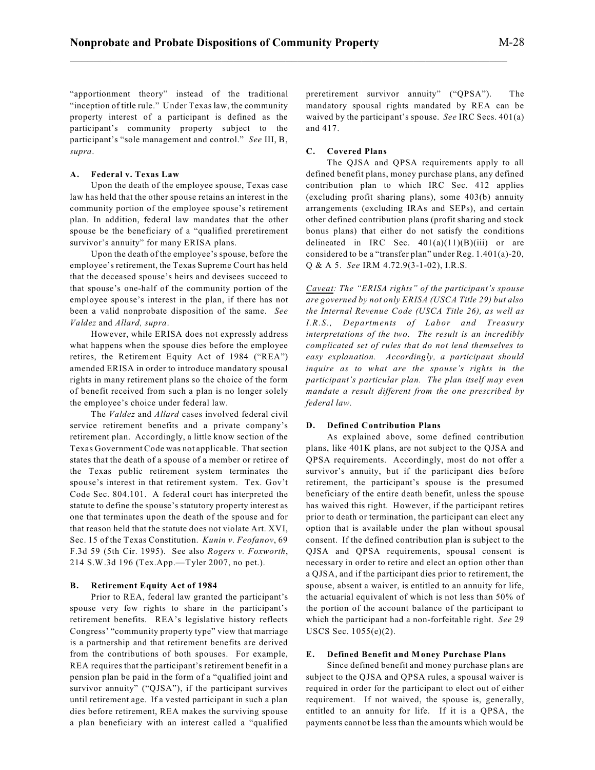"apportionment theory" instead of the traditional "inception of title rule." Under Texas law, the community property interest of a participant is defined as the participant's community property subject to the participant's "sole management and control." *See* III, B, *supra*.

### A. Federal v. Texas Law

Upon the death of the employee spouse, Texas case law has held that the other spouse retains an interest in the community portion of the employee spouse's retirement plan. In addition, federal law mandates that the other spouse be the beneficiary of a "qualified preretirement survivor's annuity" for many ERISA plans.

Upon the death of the employee's spouse, before the employee's retirement, the Texas Supreme Court has held that the deceased spouse's heirs and devisees succeed to that spouse's one-half of the community portion of the employee spouse's interest in the plan, if there has not been a valid nonprobate disposition of the same. *See Valdez* and *Allard, supra*.

However, while ERISA does not expressly address what happens when the spouse dies before the employee retires, the Retirement Equity Act of 1984 ("REA") amended ERISA in order to introduce mandatory spousal rights in many retirement plans so the choice of the form of benefit received from such a plan is no longer solely the employee's choice under federal law.

The *Valdez* and *Allard* cases involved federal civil service retirement benefits and a private company's retirement plan. Accordingly, a little know section of the Texas Government Code was not applicable. That section states that the death of a spouse of a member or retiree of the Texas public retirement system terminates the spouse's interest in that retirement system. Tex. Gov't Code Sec. 804.101. A federal court has interpreted the statute to define the spouse's statutory property interest as one that terminates upon the death of the spouse and for that reason held that the statute does not violate Art. XVI, Sec. 15 of the Texas Constitution. *Kunin v. Feofanov*, 69 F.3d 59 (5th Cir. 1995). See also *Rogers v. Foxworth*, 214 S.W.3d 196 (Tex.App.—Tyler 2007, no pet.).

### B. Retirement Equity Act of 1984

Prior to REA, federal law granted the participant's spouse very few rights to share in the participant's retirement benefits. REA's legislative history reflects Congress' "community property type" view that marriage is a partnership and that retirement benefits are derived from the contributions of both spouses. For example, REA requires that the participant's retirement benefit in a pension plan be paid in the form of a "qualified joint and survivor annuity" ("QJSA"), if the participant survives until retirement age. If a vested participant in such a plan dies before retirement, REA makes the surviving spouse a plan beneficiary with an interest called a "qualified preretirement survivor annuity" ("QPSA"). The mandatory spousal rights mandated by REA can be waived by the participant's spouse. *See* IRC Secs. 401(a) and 417.

### C. Covered Plans

The QJSA and QPSA requirements apply to all defined benefit plans, money purchase plans, any defined contribution plan to which IRC Sec. 412 applies (excluding profit sharing plans), some 403(b) annuity arrangements (excluding IRAs and SEPs), and certain other defined contribution plans (profit sharing and stock bonus plans) that either do not satisfy the conditions delineated in IRC Sec. 401(a)(11)(B)(iii) or are considered to be a "transfer plan" under Reg. 1.401(a)-20, Q & A 5. *See* IRM 4.72.9(3-1-02), I.R.S.

*<u>Caveat</u>: The "ERISA rights" of the participant's spouse are governed by not only ERISA (USCA Title 29) but also the Internal Revenue Code (USCA Title 26), as well as I.R.S., Departments of Labor and Treasury interpretations of the two. The result is an incredibly complicated set of rules that do not lend themselves to easy explanation. Accordingly, a participant should inquire as to what are the spouse's rights in the participant's particular plan. The plan itself may even mandate a result different from the one prescribed by federal law.*

### D. Defined Contribution Plans

As explained above, some defined contribution plans, like 401K plans, are not subject to the QJSA and QPSA requirements. Accordingly, most do not offer a survivor's annuity, but if the participant dies before retirement, the participant's spouse is the presumed beneficiary of the entire death benefit, unless the spouse has waived this right. However, if the participant retires prior to death or termination, the participant can elect any option that is available under the plan without spousal consent. If the defined contribution plan is subject to the QJSA and QPSA requirements, spousal consent is necessary in order to retire and elect an option other than a QJSA, and if the participant dies prior to retirement, the spouse, absent a waiver, is entitled to an annuity for life, the actuarial equivalent of which is not less than 50% of the portion of the account balance of the participant to which the participant had a non-forfeitable right. *See* 29 USCS Sec. 1055(e)(2).

### E. Defined Benefit and Money Purchase Plans

Since defined benefit and money purchase plans are subject to the QJSA and QPSA rules, a spousal waiver is required in order for the participant to elect out of either requirement. If not waived, the spouse is, generally, entitled to an annuity for life. If it is a QPSA, the payments cannot be less than the amounts which would be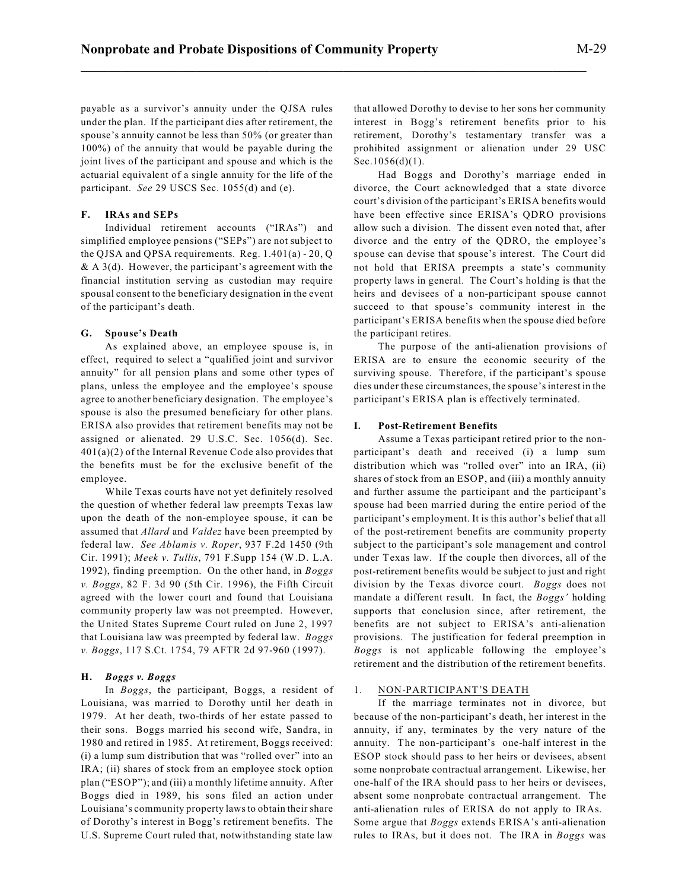payable as a survivor's annuity under the QJSA rules under the plan. If the participant dies after retirement, the spouse's annuity cannot be less than 50% (or greater than 100%) of the annuity that would be payable during the joint lives of the participant and spouse and which is the actuarial equivalent of a single annuity for the life of the participant. *See* 29 USCS Sec. 1055(d) and (e).

### F. IRAs and SEPs

Individual retirement accounts ("IRAs") and simplified employee pensions ("SEPs") are not subject to the QJSA and QPSA requirements. Reg. 1.401(a) - 20, Q & A 3(d). However, the participant's agreement with the financial institution serving as custodian may require spousal consent to the beneficiary designation in the event of the participant's death.

### G. Spouse's Death

As explained above, an employee spouse is, in effect, required to select a "qualified joint and survivor annuity" for all pension plans and some other types of plans, unless the employee and the employee's spouse agree to another beneficiary designation. The employee's spouse is also the presumed beneficiary for other plans. ERISA also provides that retirement benefits may not be assigned or alienated. 29 U.S.C. Sec. 1056(d). Sec. 401(a)(2) of the Internal Revenue Code also provides that the benefits must be for the exclusive benefit of the employee.

While Texas courts have not yet definitely resolved the question of whether federal law preempts Texas law upon the death of the non-employee spouse, it can be assumed that *Allard* and *Valdez* have been preempted by federal law. *See Ablamis v. Roper*, 937 F.2d 1450 (9th Cir. 1991); *Meek v. Tullis*, 791 F.Supp 154 (W.D. L.A. 1992), finding preemption. On the other hand, in *Boggs v. Boggs*, 82 F. 3d 90 (5th Cir. 1996), the Fifth Circuit agreed with the lower court and found that Louisiana community property law was not preempted. However, the United States Supreme Court ruled on June 2, 1997 that Louisiana law was preempted by federal law. *Boggs v. Boggs*, 117 S.Ct. 1754, 79 AFTR 2d 97-960 (1997).

### H. *Boggs v. Boggs*

In *Boggs*, the participant, Boggs, a resident of Louisiana, was married to Dorothy until her death in 1979. At her death, two-thirds of her estate passed to their sons. Boggs married his second wife, Sandra, in 1980 and retired in 1985. At retirement, Boggs received: (i) a lump sum distribution that was "rolled over" into an IRA; (ii) shares of stock from an employee stock option plan ("ESOP"); and (iii) a monthly lifetime annuity. After Boggs died in 1989, his sons filed an action under Louisiana's community property laws to obtain their share of Dorothy's interest in Bogg's retirement benefits. The U.S. Supreme Court ruled that, notwithstanding state law that allowed Dorothy to devise to her sons her community interest in Bogg's retirement benefits prior to his retirement, Dorothy's testamentary transfer was a prohibited assignment or alienation under 29 USC Sec.1056(d)(1).

Had Boggs and Dorothy's marriage ended in divorce, the Court acknowledged that a state divorce court's division of the participant's ERISA benefits would have been effective since ERISA's QDRO provisions allow such a division. The dissent even noted that, after divorce and the entry of the QDRO, the employee's spouse can devise that spouse's interest. The Court did not hold that ERISA preempts a state's community property laws in general. The Court's holding is that the heirs and devisees of a non-participant spouse cannot succeed to that spouse's community interest in the participant's ERISA benefits when the spouse died before the participant retires.

The purpose of the anti-alienation provisions of ERISA are to ensure the economic security of the surviving spouse. Therefore, if the participant's spouse dies under these circumstances, the spouse's interest in the participant's ERISA plan is effectively terminated.

### I. Post-Retirement Benefits

Assume a Texas participant retired prior to the non-participant's death and received (i) a lump sum distribution which was "rolled over" into an IRA, (ii) shares of stock from an ESOP, and (iii) a monthly annuity and further assume the participant and the participant's spouse had been married during the entire period of the participant's employment. It is this author's belief that all of the post-retirement benefits are community property subject to the participant's sole management and control under Texas law. If the couple then divorces, all of the post-retirement benefits would be subject to just and right division by the Texas divorce court. *Boggs* does not mandate a different result. In fact, the *Boggs'* holding supports that conclusion since, after retirement, the benefits are not subject to ERISA's anti-alienation provisions. The justification for federal preemption in *Boggs* is not applicable following the employee's retirement and the distribution of the retirement benefits.

#### 1. NON-PARTICIPANT'S DEATH

If the marriage terminates not in divorce, but because of the non-participant's death, her interest in the annuity, if any, terminates by the very nature of the annuity. The non-participant's one-half interest in the ESOP stock should pass to her heirs or devisees, absent some nonprobate contractual arrangement. Likewise, her one-half of the IRA should pass to her heirs or devisees, absent some nonprobate contractual arrangement. The anti-alienation rules of ERISA do not apply to IRAs. Some argue that *Boggs* extends ERISA's anti-alienation rules to IRAs, but it does not. The IRA in *Boggs* was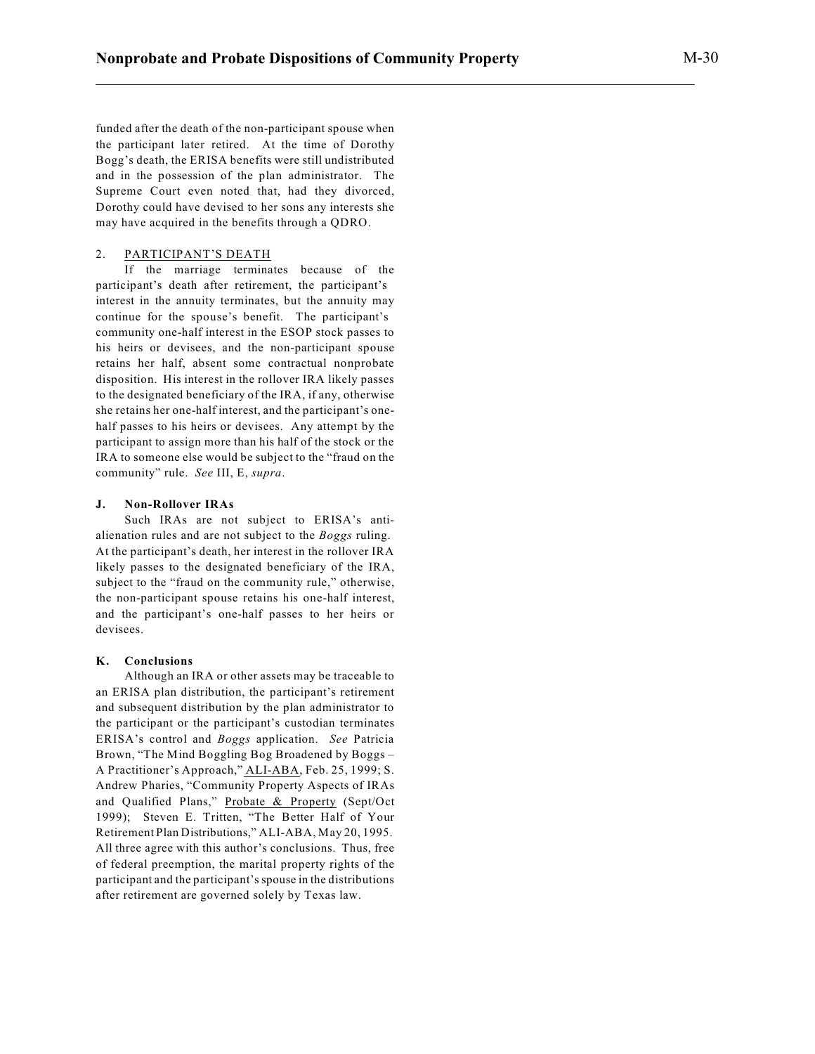funded after the death of the non-participant spouse when the participant later retired. At the time of Dorothy Bogg's death, the ERISA benefits were still undistributed and in the possession of the plan administrator. The Supreme Court even noted that, had they divorced, Dorothy could have devised to her sons any interests she may have acquired in the benefits through a QDRO.

2. PARTICIPANT'S DEATH

If the marriage terminates because of the participant's death after retirement, the participant's interest in the annuity terminates, but the annuity may continue for the spouse's benefit. The participant's community one-half interest in the ESOP stock passes to his heirs or devisees, and the non-participant spouse retains her half, absent some contractual nonprobate disposition. His interest in the rollover IRA likely passes to the designated beneficiary of the IRA, if any, otherwise she retains her one-half interest, and the participant's one-half passes to his heirs or devisees. Any attempt by the participant to assign more than his half of the stock or the IRA to someone else would be subject to the "fraud on the community" rule. *See* III, E, *supra*.

### J. Non-Rollover IRAs

Such IRAs are not subject to ERISA's anti-alienation rules and are not subject to the *Boggs* ruling. At the participant's death, her interest in the rollover IRA likely passes to the designated beneficiary of the IRA, subject to the "fraud on the community rule," otherwise, the non-participant spouse retains his one-half interest, and the participant's one-half passes to her heirs or devisees.

### K. Conclusions

Although an IRA or other assets may be traceable to an ERISA plan distribution, the participant's retirement and subsequent distribution by the plan administrator to the participant or the participant's custodian terminates ERISA's control and *Boggs* application. *See* Patricia Brown, "The Mind Boggling Bog Broadened by Boggs – A Practitioner's Approach," ALI-ABA, Feb. 25, 1999; S. Andrew Pharies, "Community Property Aspects of IRAs and Qualified Plans," Probate & Property (Sept/Oct 1999); Steven E. Tritten, "The Better Half of Your Retirement Plan Distributions," ALI-ABA, May 20, 1995. All three agree with this author's conclusions. Thus, free of federal preemption, the marital property rights of the participant and the participant's spouse in the distributions after retirement are governed solely by Texas law.